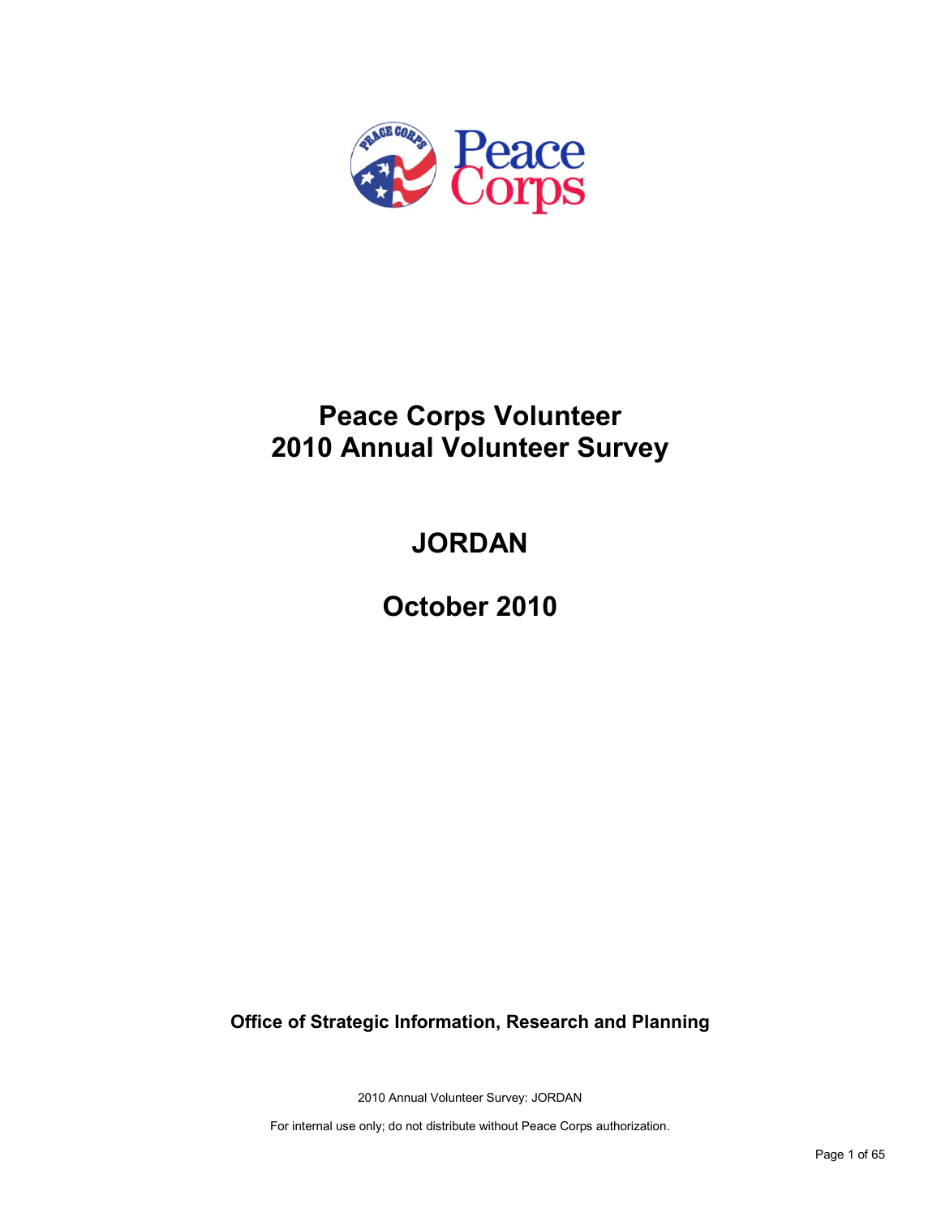# Peace Corps Volunteer
# 2010 Annual Volunteer Survey

## JORDAN

## October 2010

**Office of Strategic Information, Research and Planning**

For internal use only; do not distribute without Peace Corps authorization.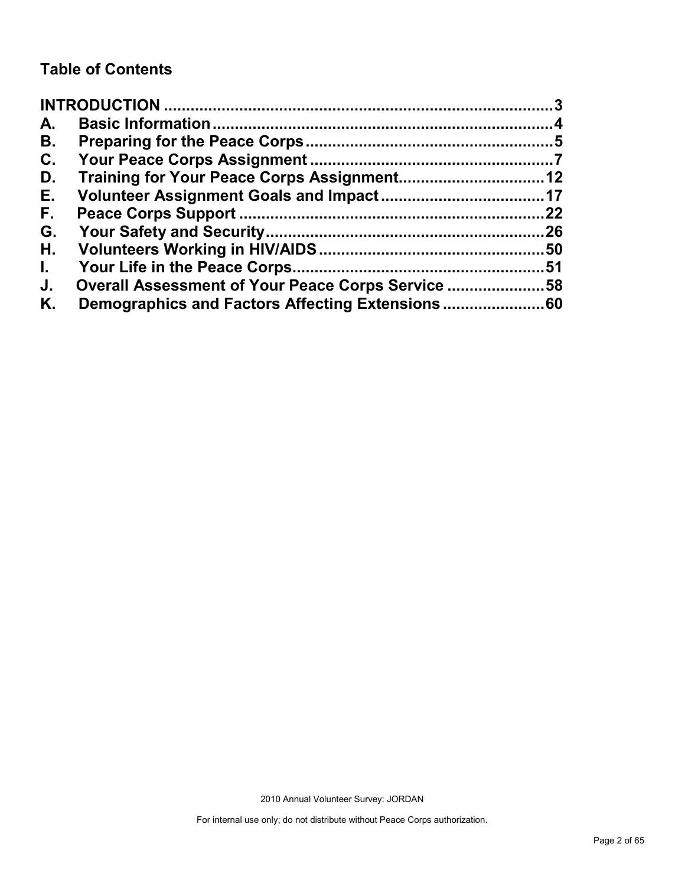## Table of Contents

| | | |
|---|---|---|
| **INTRODUCTION** | | **3** |
| **A.** | **Basic Information** | **4** |
| **B.** | **Preparing for the Peace Corps** | **5** |
| **C.** | **Your Peace Corps Assignment** | **7** |
| **D.** | **Training for Your Peace Corps Assignment** | **12** |
| **E.** | **Volunteer Assignment Goals and Impact** | **17** |
| **F.** | **Peace Corps Support** | **22** |
| **G.** | **Your Safety and Security** | **26** |
| **H.** | **Volunteers Working in HIV/AIDS** | **50** |
| **I.** | **Your Life in the Peace Corps** | **51** |
| **J.** | **Overall Assessment of Your Peace Corps Service** | **58** |
| **K.** | **Demographics and Factors Affecting Extensions** | **60** |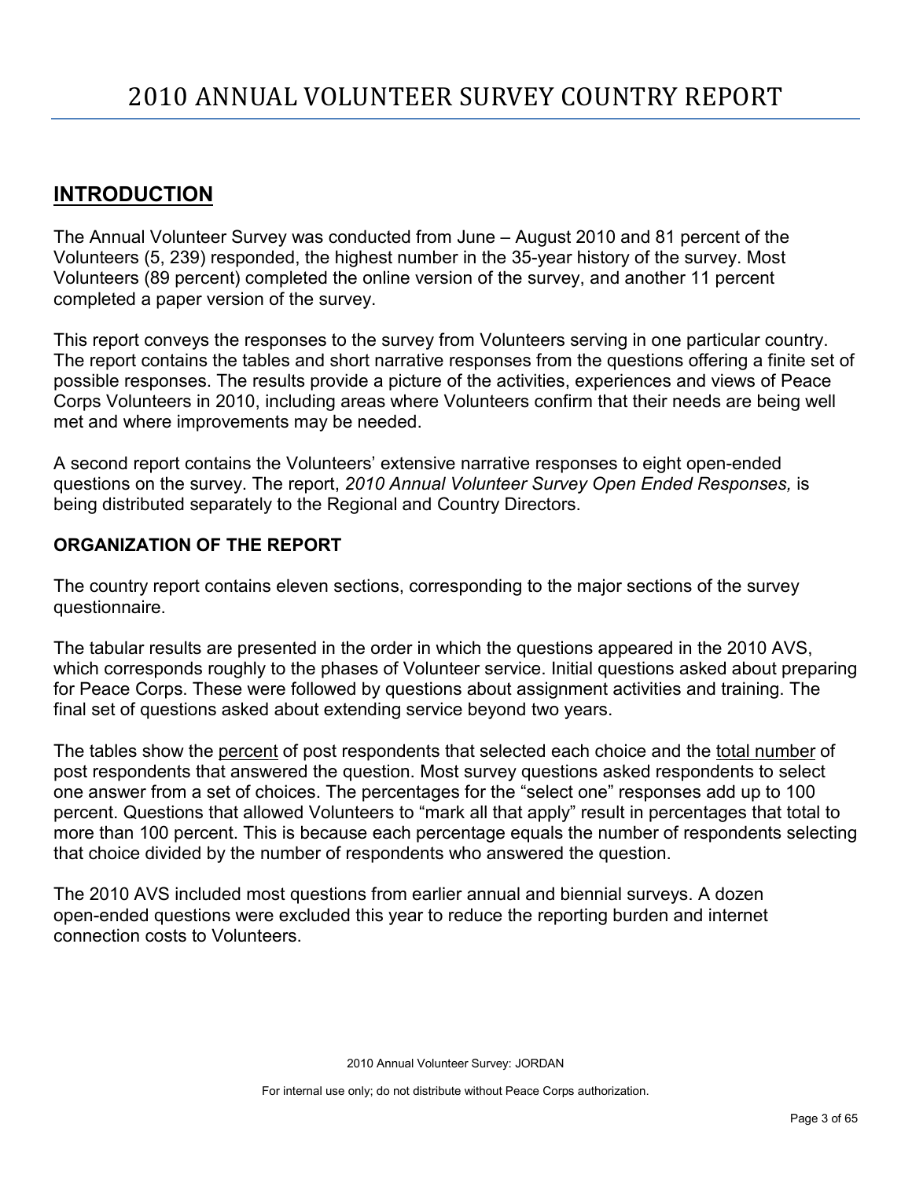# 2010 ANNUAL VOLUNTEER SURVEY COUNTRY REPORT

## INTRODUCTION

The Annual Volunteer Survey was conducted from June – August 2010 and 81 percent of the Volunteers (5, 239) responded, the highest number in the 35-year history of the survey. Most Volunteers (89 percent) completed the online version of the survey, and another 11 percent completed a paper version of the survey.

This report conveys the responses to the survey from Volunteers serving in one particular country. The report contains the tables and short narrative responses from the questions offering a finite set of possible responses. The results provide a picture of the activities, experiences and views of Peace Corps Volunteers in 2010, including areas where Volunteers confirm that their needs are being well met and where improvements may be needed.

A second report contains the Volunteers' extensive narrative responses to eight open-ended questions on the survey. The report, *2010 Annual Volunteer Survey Open Ended Responses,* is being distributed separately to the Regional and Country Directors.

### ORGANIZATION OF THE REPORT

The country report contains eleven sections, corresponding to the major sections of the survey questionnaire.

The tabular results are presented in the order in which the questions appeared in the 2010 AVS, which corresponds roughly to the phases of Volunteer service. Initial questions asked about preparing for Peace Corps. These were followed by questions about assignment activities and training. The final set of questions asked about extending service beyond two years.

The tables show the percent of post respondents that selected each choice and the total number of post respondents that answered the question. Most survey questions asked respondents to select one answer from a set of choices. The percentages for the "select one" responses add up to 100 percent. Questions that allowed Volunteers to "mark all that apply" result in percentages that total to more than 100 percent. This is because each percentage equals the number of respondents selecting that choice divided by the number of respondents who answered the question.

The 2010 AVS included most questions from earlier annual and biennial surveys. A dozen open-ended questions were excluded this year to reduce the reporting burden and internet connection costs to Volunteers.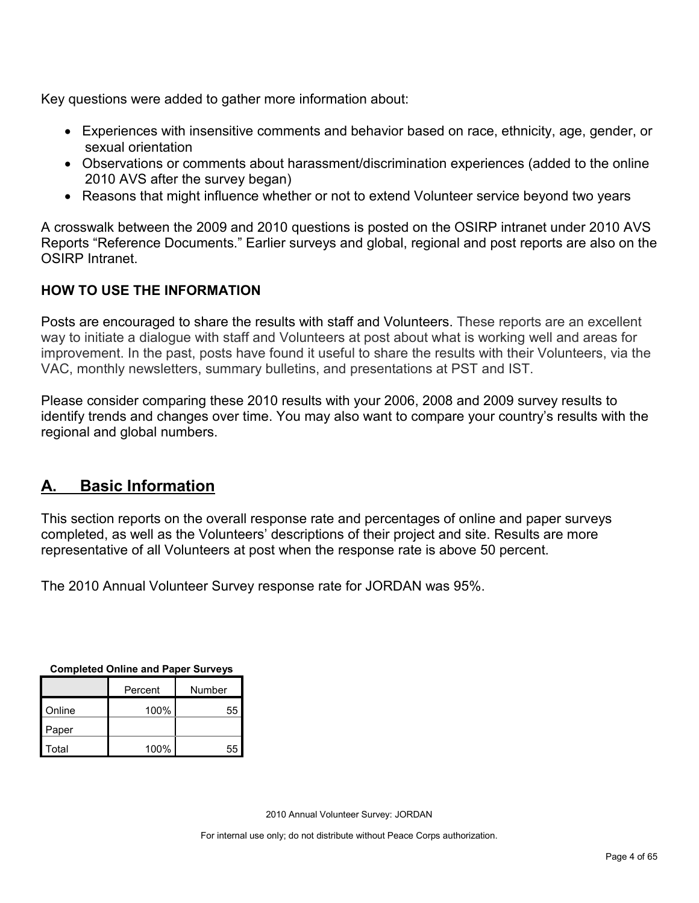Key questions were added to gather more information about:

- Experiences with insensitive comments and behavior based on race, ethnicity, age, gender, or sexual orientation
- Observations or comments about harassment/discrimination experiences (added to the online 2010 AVS after the survey began)
- Reasons that might influence whether or not to extend Volunteer service beyond two years

A crosswalk between the 2009 and 2010 questions is posted on the OSIRP intranet under 2010 AVS Reports "Reference Documents." Earlier surveys and global, regional and post reports are also on the OSIRP Intranet.

**HOW TO USE THE INFORMATION**

Posts are encouraged to share the results with staff and Volunteers. These reports are an excellent way to initiate a dialogue with staff and Volunteers at post about what is working well and areas for improvement. In the past, posts have found it useful to share the results with their Volunteers, via the VAC, monthly newsletters, summary bulletins, and presentations at PST and IST.

Please consider comparing these 2010 results with your 2006, 2008 and 2009 survey results to identify trends and changes over time. You may also want to compare your country's results with the regional and global numbers.

## A. Basic Information

This section reports on the overall response rate and percentages of online and paper surveys completed, as well as the Volunteers' descriptions of their project and site. Results are more representative of all Volunteers at post when the response rate is above 50 percent.

The 2010 Annual Volunteer Survey response rate for JORDAN was 95%.

**Completed Online and Paper Surveys**

| | Percent | Number |
|---|---|---|
| Online | 100% | 55 |
| Paper | | |
| Total | 100% | 55 |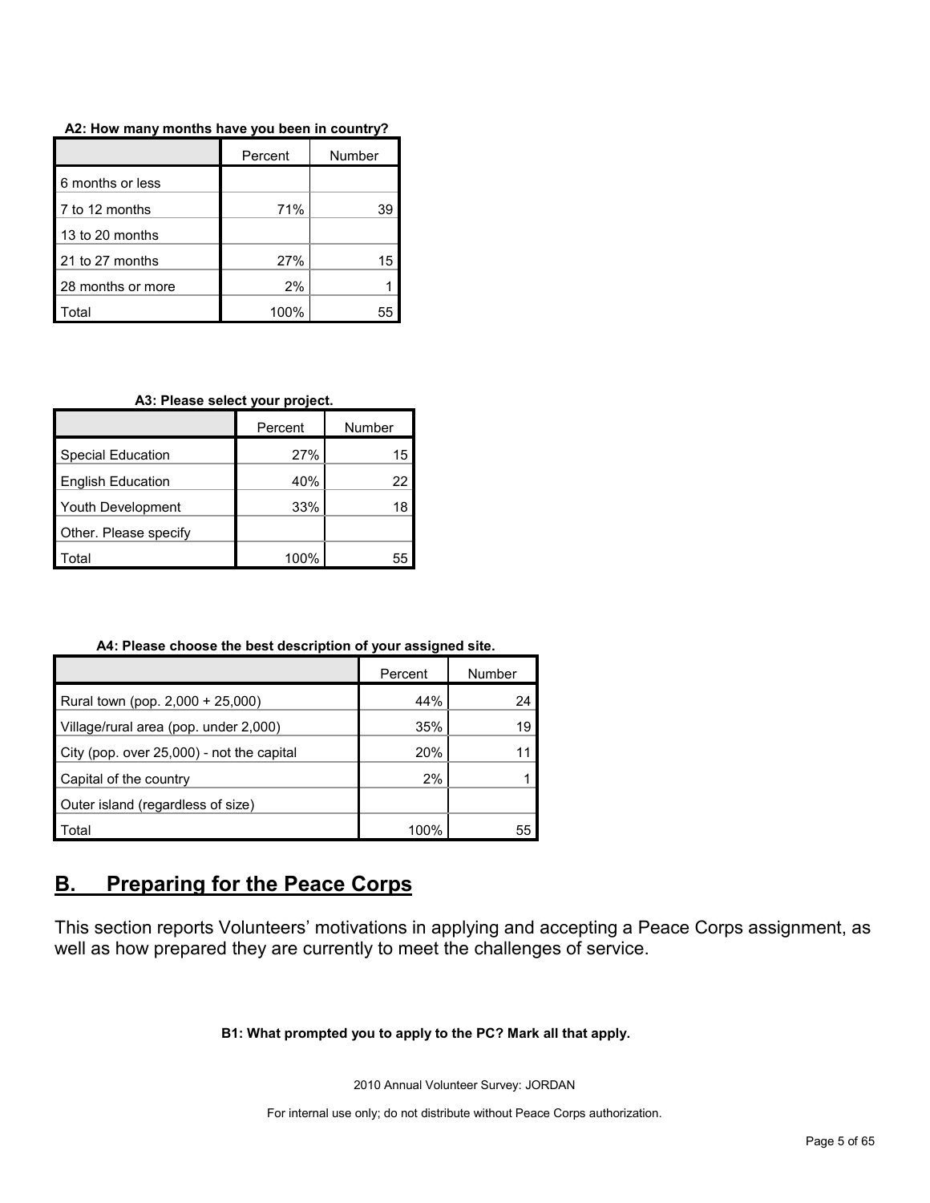**A2: How many months have you been in country?**

| | Percent | Number |
|---|---|---|
| 6 months or less | | |
| 7 to 12 months | 71% | 39 |
| 13 to 20 months | | |
| 21 to 27 months | 27% | 15 |
| 28 months or more | 2% | 1 |
| Total | 100% | 55 |

**A3: Please select your project.**

| | Percent | Number |
|---|---|---|
| Special Education | 27% | 15 |
| English Education | 40% | 22 |
| Youth Development | 33% | 18 |
| Other. Please specify | | |
| Total | 100% | 55 |

**A4: Please choose the best description of your assigned site.**

| | Percent | Number |
|---|---|---|
| Rural town (pop. 2,000 + 25,000) | 44% | 24 |
| Village/rural area (pop. under 2,000) | 35% | 19 |
| City (pop. over 25,000) - not the capital | 20% | 11 |
| Capital of the country | 2% | 1 |
| Outer island (regardless of size) | | |
| Total | 100% | 55 |

## B. Preparing for the Peace Corps

This section reports Volunteers' motivations in applying and accepting a Peace Corps assignment, as well as how prepared they are currently to meet the challenges of service.

**B1: What prompted you to apply to the PC? Mark all that apply.**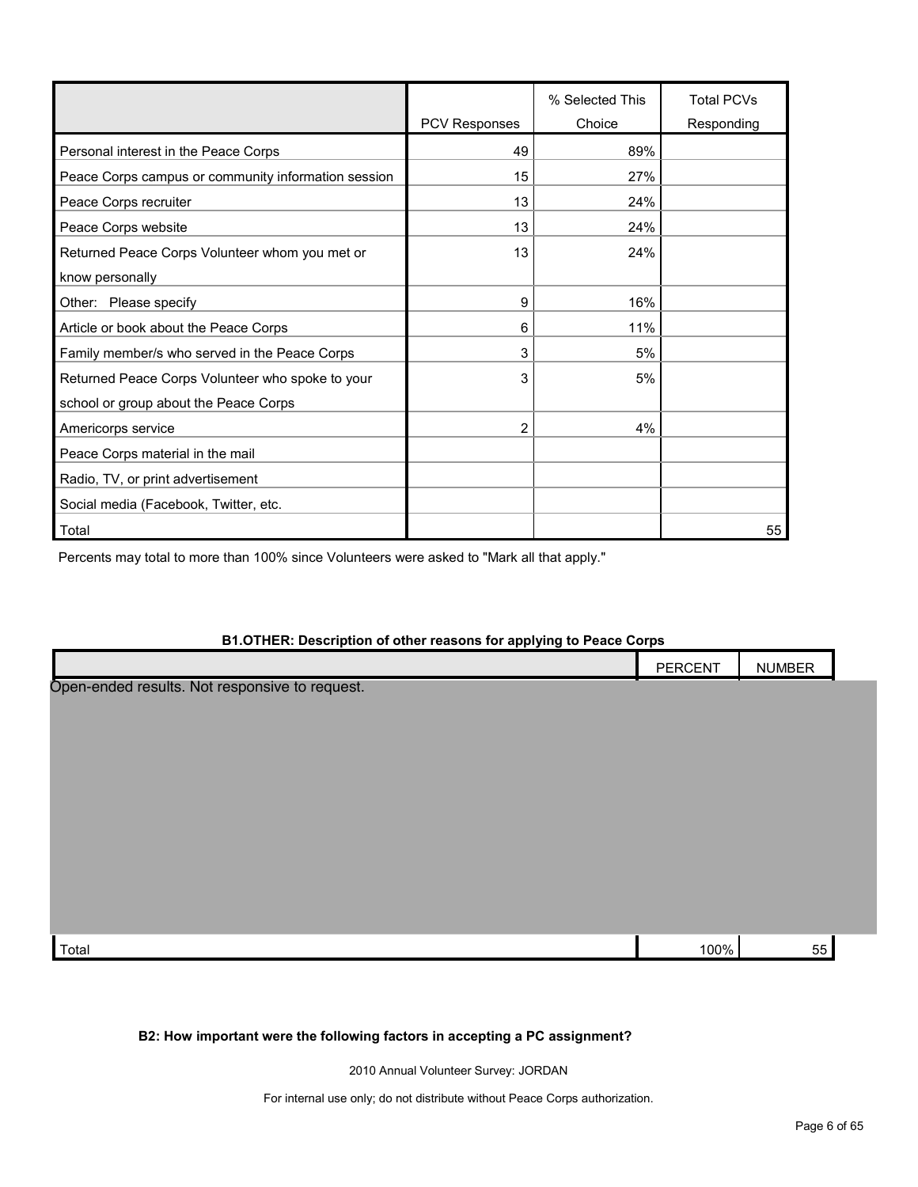| | PCV Responses | % Selected This Choice | Total PCVs Responding |
|---|---|---|---|
| Personal interest in the Peace Corps | 49 | 89% | |
| Peace Corps campus or community information session | 15 | 27% | |
| Peace Corps recruiter | 13 | 24% | |
| Peace Corps website | 13 | 24% | |
| Returned Peace Corps Volunteer whom you met or know personally | 13 | 24% | |
| Other: Please specify | 9 | 16% | |
| Article or book about the Peace Corps | 6 | 11% | |
| Family member/s who served in the Peace Corps | 3 | 5% | |
| Returned Peace Corps Volunteer who spoke to your school or group about the Peace Corps | 3 | 5% | |
| Americorps service | 2 | 4% | |
| Peace Corps material in the mail | | | |
| Radio, TV, or print advertisement | | | |
| Social media (Facebook, Twitter, etc. | | | |
| Total | | | 55 |

Percents may total to more than 100% since Volunteers were asked to "Mark all that apply."

**B1.OTHER: Description of other reasons for applying to Peace Corps**

| | PERCENT | NUMBER |
|---|---|---|
| Open-ended results. Not responsive to request. | | |
| Total | 100% | 55 |

**B2: How important were the following factors in accepting a PC assignment?**

2010 Annual Volunteer Survey: JORDAN

For internal use only; do not distribute without Peace Corps authorization.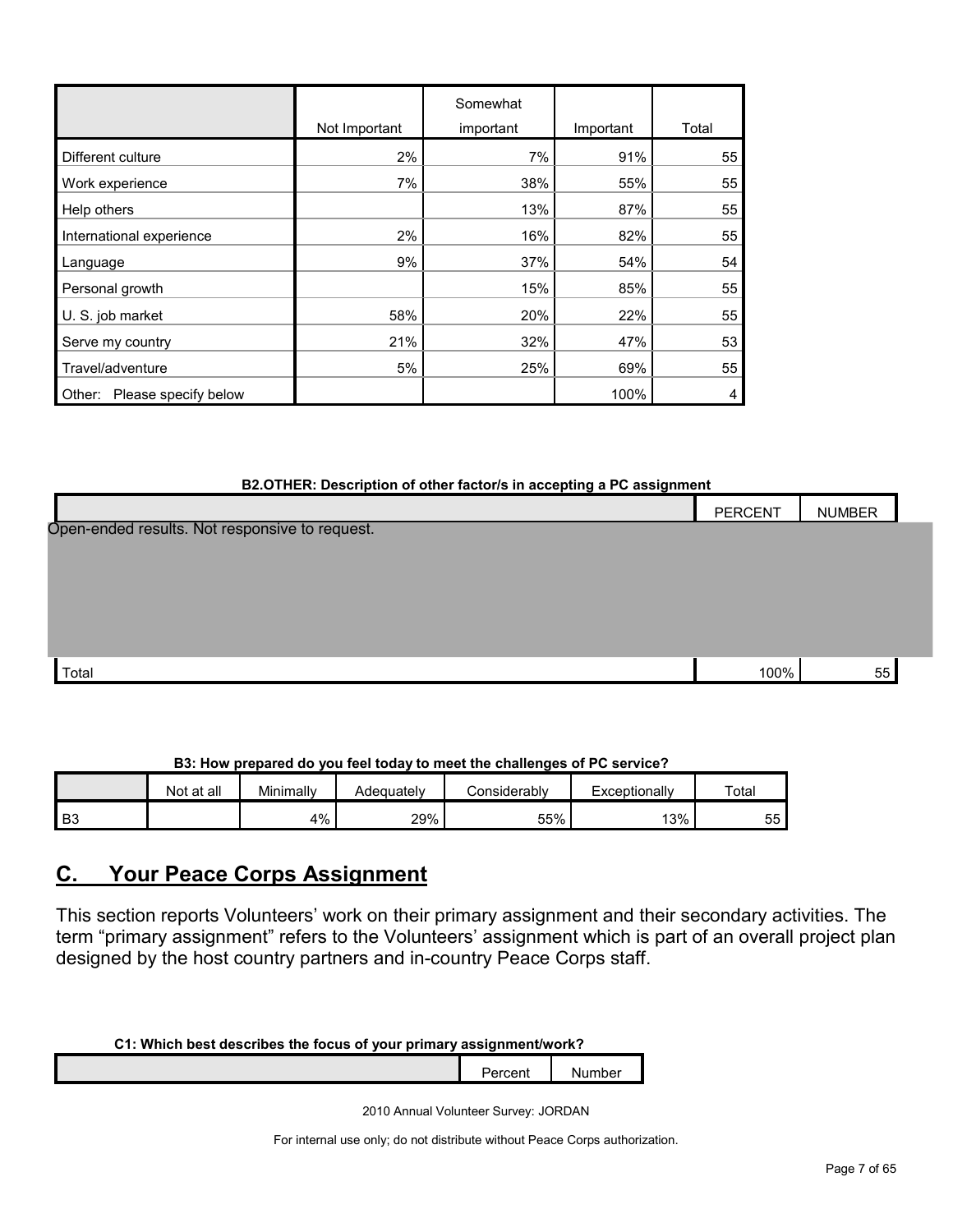| | Not Important | Somewhat important | Important | Total |
|---|---|---|---|---|
| Different culture | 2% | 7% | 91% | 55 |
| Work experience | 7% | 38% | 55% | 55 |
| Help others | | 13% | 87% | 55 |
| International experience | 2% | 16% | 82% | 55 |
| Language | 9% | 37% | 54% | 54 |
| Personal growth | | 15% | 85% | 55 |
| U. S. job market | 58% | 20% | 22% | 55 |
| Serve my country | 21% | 32% | 47% | 53 |
| Travel/adventure | 5% | 25% | 69% | 55 |
| Other: Please specify below | | | 100% | 4 |

**B2.OTHER: Description of other factor/s in accepting a PC assignment**

| | PERCENT | NUMBER |
|---|---|---|
| Open-ended results. Not responsive to request. | | |
| Total | 100% | 55 |

**B3: How prepared do you feel today to meet the challenges of PC service?**

| | Not at all | Minimally | Adequately | Considerably | Exceptionally | Total |
|---|---|---|---|---|---|---|
| B3 | | 4% | 29% | 55% | 13% | 55 |

## C. Your Peace Corps Assignment

This section reports Volunteers' work on their primary assignment and their secondary activities. The term "primary assignment" refers to the Volunteers' assignment which is part of an overall project plan designed by the host country partners and in-country Peace Corps staff.

**C1: Which best describes the focus of your primary assignment/work?**

| | Percent | Number |
|---|---|---|

2010 Annual Volunteer Survey: JORDAN

For internal use only; do not distribute without Peace Corps authorization.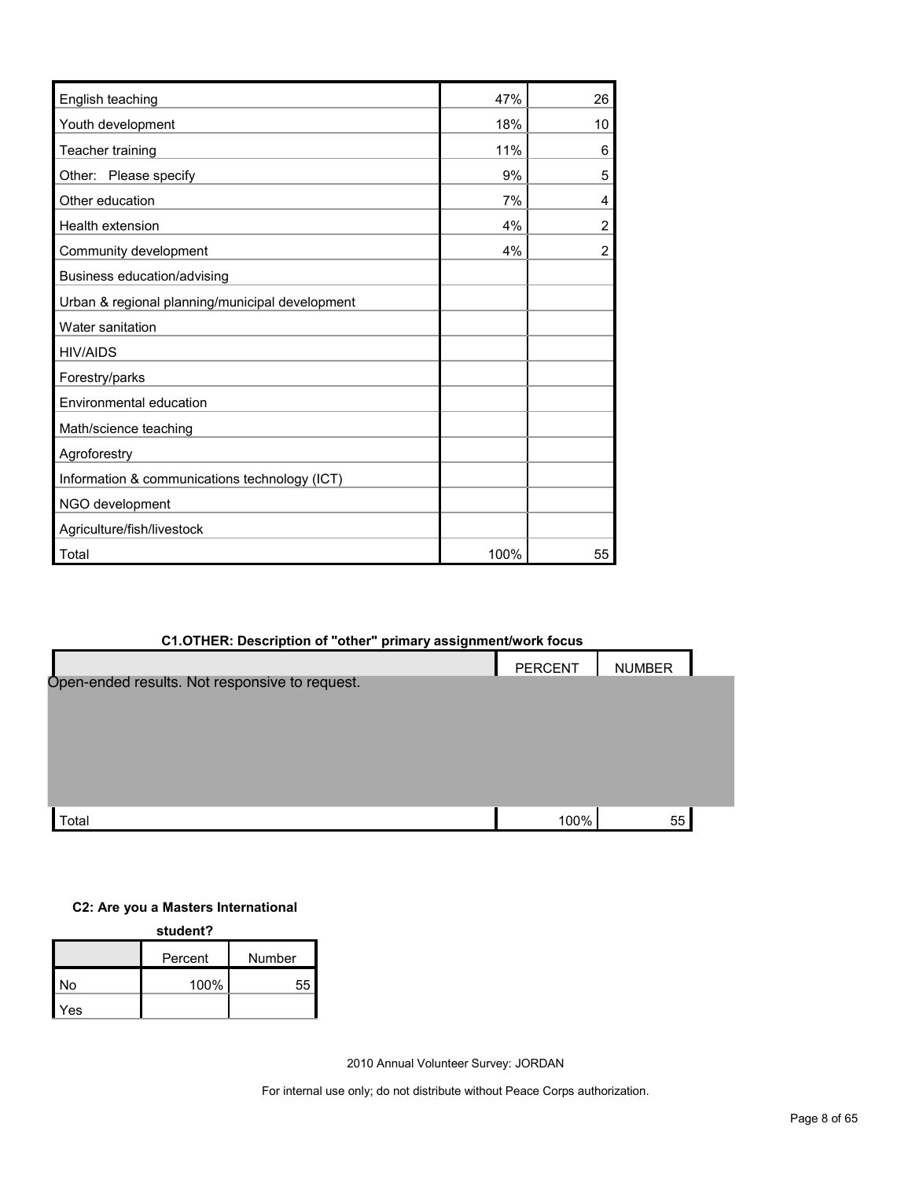| | | |
|---|---|---|
| English teaching | 47% | 26 |
| Youth development | 18% | 10 |
| Teacher training | 11% | 6 |
| Other: Please specify | 9% | 5 |
| Other education | 7% | 4 |
| Health extension | 4% | 2 |
| Community development | 4% | 2 |
| Business education/advising | | |
| Urban & regional planning/municipal development | | |
| Water sanitation | | |
| HIV/AIDS | | |
| Forestry/parks | | |
| Environmental education | | |
| Math/science teaching | | |
| Agroforestry | | |
| Information & communications technology (ICT) | | |
| NGO development | | |
| Agriculture/fish/livestock | | |
| Total | 100% | 55 |

**C1.OTHER: Description of "other" primary assignment/work focus**

| | PERCENT | NUMBER |
|---|---|---|
| Open-ended results. Not responsive to request. | | |
| Total | 100% | 55 |

**C2: Are you a Masters International student?**

| | Percent | Number |
|---|---|---|
| No | 100% | 55 |
| Yes | | |

2010 Annual Volunteer Survey: JORDAN

For internal use only; do not distribute without Peace Corps authorization.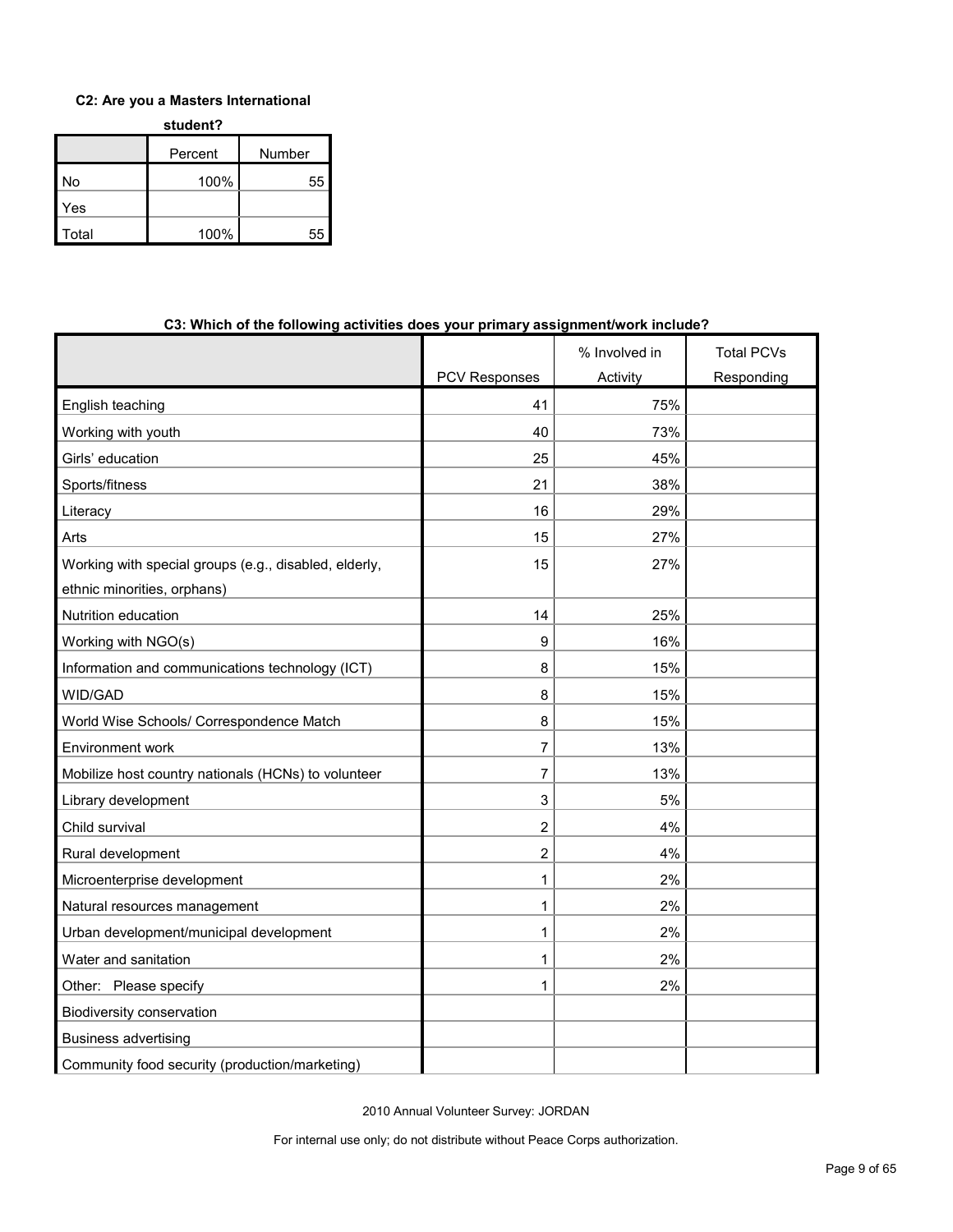**C2: Are you a Masters International student?**

| | Percent | Number |
|---|---|---|
| No | 100% | 55 |
| Yes | | |
| Total | 100% | 55 |

**C3: Which of the following activities does your primary assignment/work include?**

| | PCV Responses | % Involved in Activity | Total PCVs Responding |
|---|---|---|---|
| English teaching | 41 | 75% | |
| Working with youth | 40 | 73% | |
| Girls' education | 25 | 45% | |
| Sports/fitness | 21 | 38% | |
| Literacy | 16 | 29% | |
| Arts | 15 | 27% | |
| Working with special groups (e.g., disabled, elderly, ethnic minorities, orphans) | 15 | 27% | |
| Nutrition education | 14 | 25% | |
| Working with NGO(s) | 9 | 16% | |
| Information and communications technology (ICT) | 8 | 15% | |
| WID/GAD | 8 | 15% | |
| World Wise Schools/ Correspondence Match | 8 | 15% | |
| Environment work | 7 | 13% | |
| Mobilize host country nationals (HCNs) to volunteer | 7 | 13% | |
| Library development | 3 | 5% | |
| Child survival | 2 | 4% | |
| Rural development | 2 | 4% | |
| Microenterprise development | 1 | 2% | |
| Natural resources management | 1 | 2% | |
| Urban development/municipal development | 1 | 2% | |
| Water and sanitation | 1 | 2% | |
| Other: Please specify | 1 | 2% | |
| Biodiversity conservation | | | |
| Business advertising | | | |
| Community food security (production/marketing) | | | |

2010 Annual Volunteer Survey: JORDAN

For internal use only; do not distribute without Peace Corps authorization.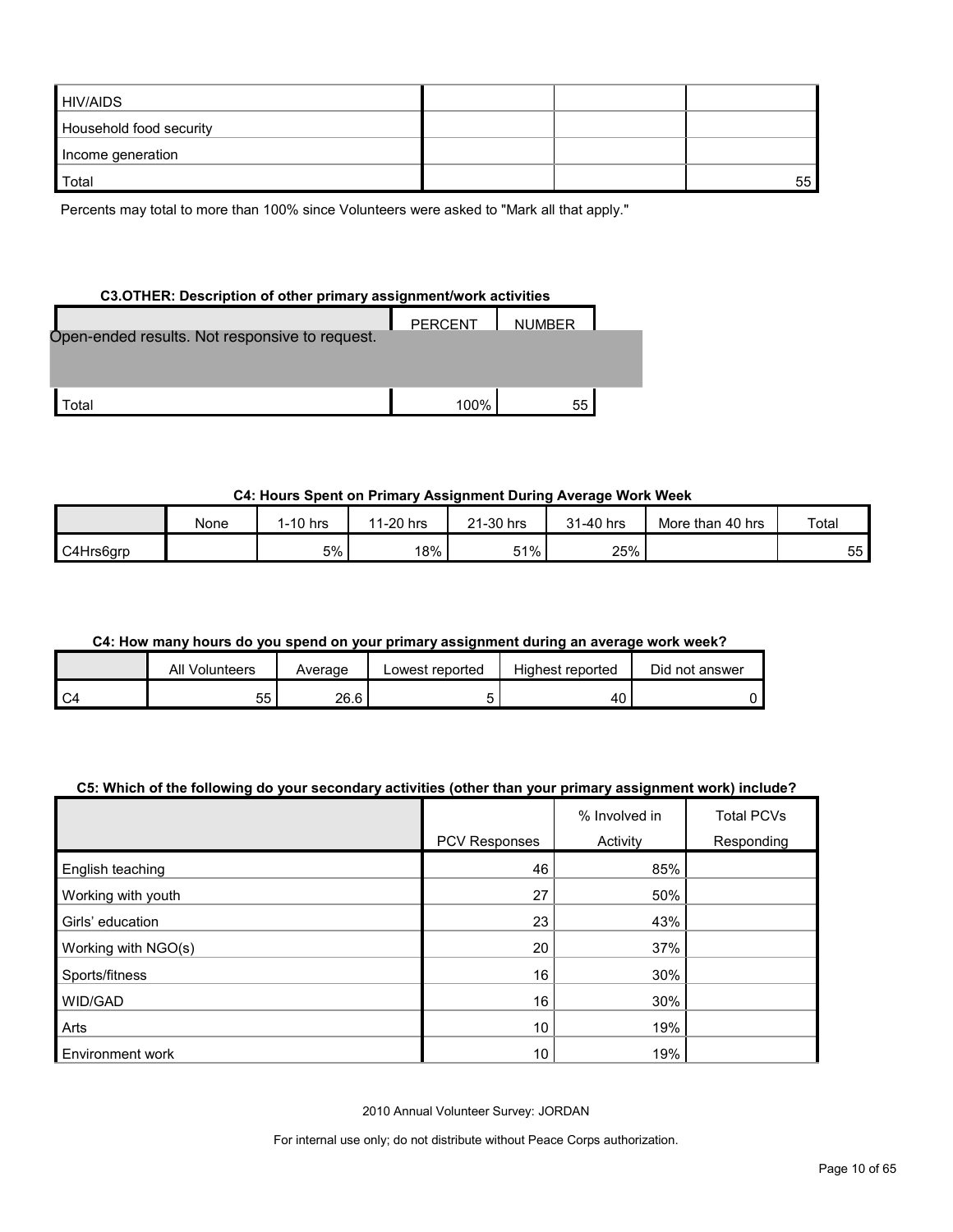| | | | |
|---|---|---|---|
| HIV/AIDS | | | |
| Household food security | | | |
| Income generation | | | |
| Total | | | 55 |

Percents may total to more than 100% since Volunteers were asked to "Mark all that apply."

**C3.OTHER: Description of other primary assignment/work activities**

| | PERCENT | NUMBER |
|---|---|---|
| Open-ended results. Not responsive to request. | | |
| Total | 100% | 55 |

**C4: Hours Spent on Primary Assignment During Average Work Week**

| | None | 1-10 hrs | 11-20 hrs | 21-30 hrs | 31-40 hrs | More than 40 hrs | Total |
|---|---|---|---|---|---|---|---|
| C4Hrs6grp | | 5% | 18% | 51% | 25% | | 55 |

**C4: How many hours do you spend on your primary assignment during an average work week?**

| | All Volunteers | Average | Lowest reported | Highest reported | Did not answer |
|---|---|---|---|---|---|
| C4 | 55 | 26.6 | 5 | 40 | 0 |

**C5: Which of the following do your secondary activities (other than your primary assignment work) include?**

| | PCV Responses | % Involved in Activity | Total PCVs Responding |
|---|---|---|---|
| English teaching | 46 | 85% | |
| Working with youth | 27 | 50% | |
| Girls' education | 23 | 43% | |
| Working with NGO(s) | 20 | 37% | |
| Sports/fitness | 16 | 30% | |
| WID/GAD | 16 | 30% | |
| Arts | 10 | 19% | |
| Environment work | 10 | 19% | |

2010 Annual Volunteer Survey: JORDAN

For internal use only; do not distribute without Peace Corps authorization.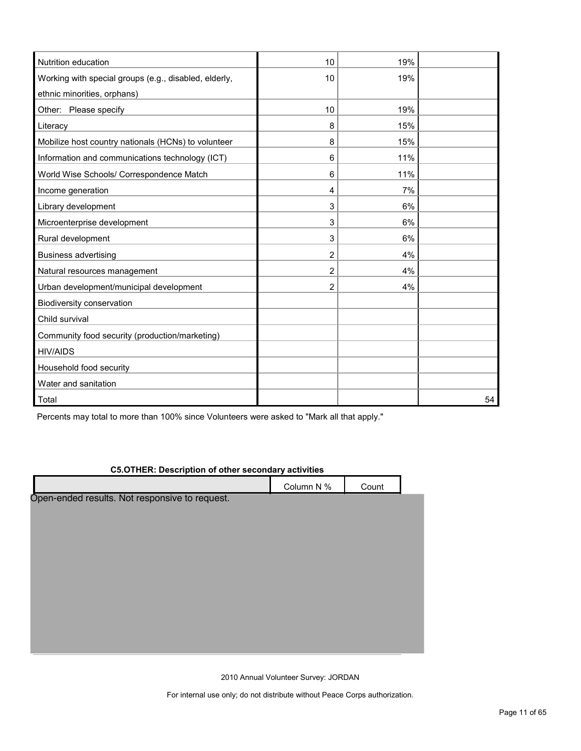| | | | |
|---|---|---|---|
| Nutrition education | 10 | 19% | |
| Working with special groups (e.g., disabled, elderly, ethnic minorities, orphans) | 10 | 19% | |
| Other: Please specify | 10 | 19% | |
| Literacy | 8 | 15% | |
| Mobilize host country nationals (HCNs) to volunteer | 8 | 15% | |
| Information and communications technology (ICT) | 6 | 11% | |
| World Wise Schools/ Correspondence Match | 6 | 11% | |
| Income generation | 4 | 7% | |
| Library development | 3 | 6% | |
| Microenterprise development | 3 | 6% | |
| Rural development | 3 | 6% | |
| Business advertising | 2 | 4% | |
| Natural resources management | 2 | 4% | |
| Urban development/municipal development | 2 | 4% | |
| Biodiversity conservation | | | |
| Child survival | | | |
| Community food security (production/marketing) | | | |
| HIV/AIDS | | | |
| Household food security | | | |
| Water and sanitation | | | |
| Total | | | 54 |

Percents may total to more than 100% since Volunteers were asked to "Mark all that apply."

**C5.OTHER: Description of other secondary activities**

| | Column N % | Count |
|---|---|---|

Open-ended results. Not responsive to request.

2010 Annual Volunteer Survey: JORDAN

For internal use only; do not distribute without Peace Corps authorization.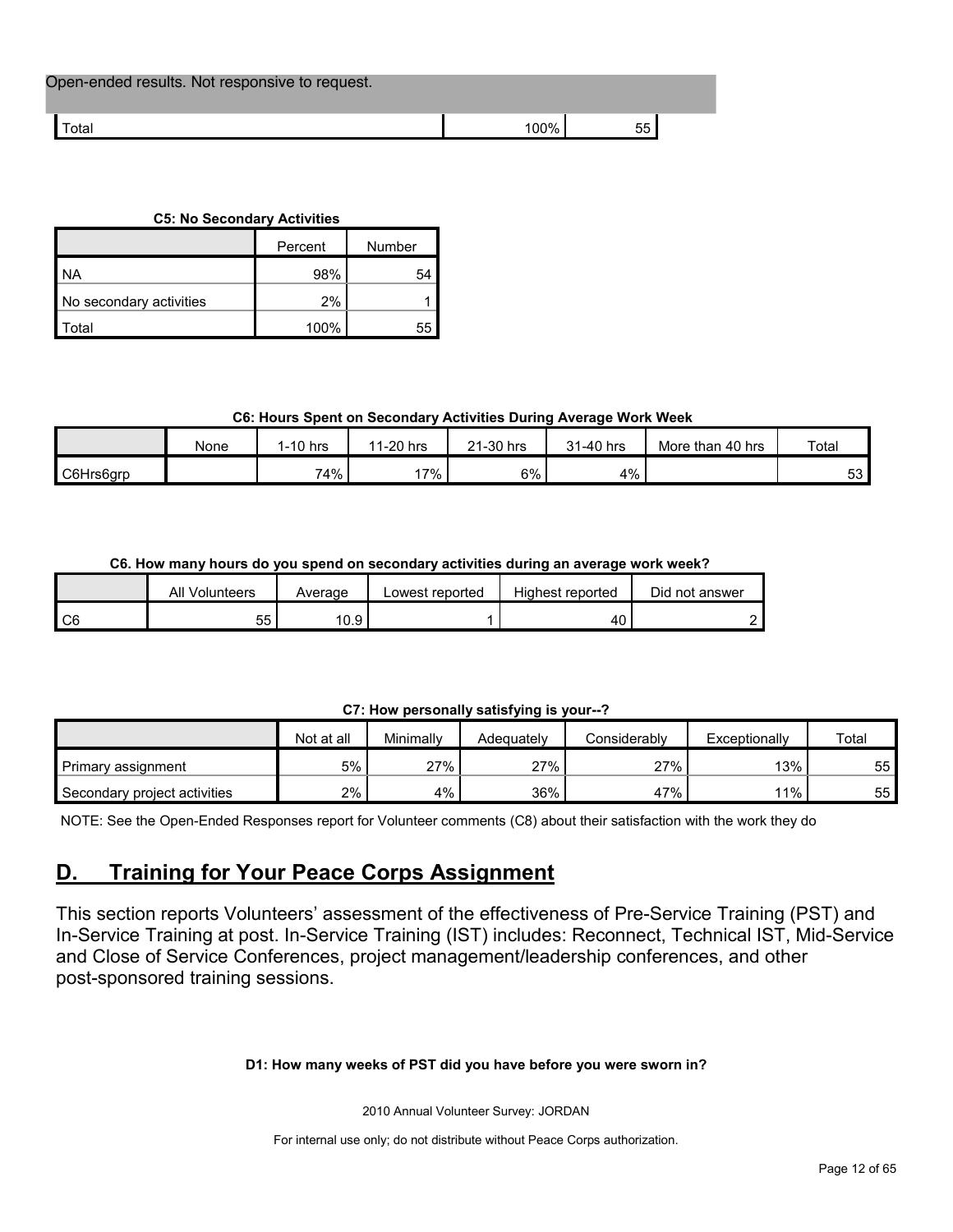| Open-ended results. Not responsive to request. | | |
|---|---|---|
| Total | 100% | 55 |

**C5: No Secondary Activities**

| | Percent | Number |
|---|---|---|
| NA | 98% | 54 |
| No secondary activities | 2% | 1 |
| Total | 100% | 55 |

**C6: Hours Spent on Secondary Activities During Average Work Week**

| | None | 1-10 hrs | 11-20 hrs | 21-30 hrs | 31-40 hrs | More than 40 hrs | Total |
|---|---|---|---|---|---|---|---|
| C6Hrs6grp | | 74% | 17% | 6% | 4% | | 53 |

**C6. How many hours do you spend on secondary activities during an average work week?**

| | All Volunteers | Average | Lowest reported | Highest reported | Did not answer |
|---|---|---|---|---|---|
| C6 | 55 | 10.9 | 1 | 40 | 2 |

**C7: How personally satisfying is your--?**

| | Not at all | Minimally | Adequately | Considerably | Exceptionally | Total |
|---|---|---|---|---|---|---|
| Primary assignment | 5% | 27% | 27% | 27% | 13% | 55 |
| Secondary project activities | 2% | 4% | 36% | 47% | 11% | 55 |

NOTE: See the Open-Ended Responses report for Volunteer comments (C8) about their satisfaction with the work they do

## D. Training for Your Peace Corps Assignment

This section reports Volunteers' assessment of the effectiveness of Pre-Service Training (PST) and In-Service Training at post. In-Service Training (IST) includes: Reconnect, Technical IST, Mid-Service and Close of Service Conferences, project management/leadership conferences, and other post-sponsored training sessions.

**D1: How many weeks of PST did you have before you were sworn in?**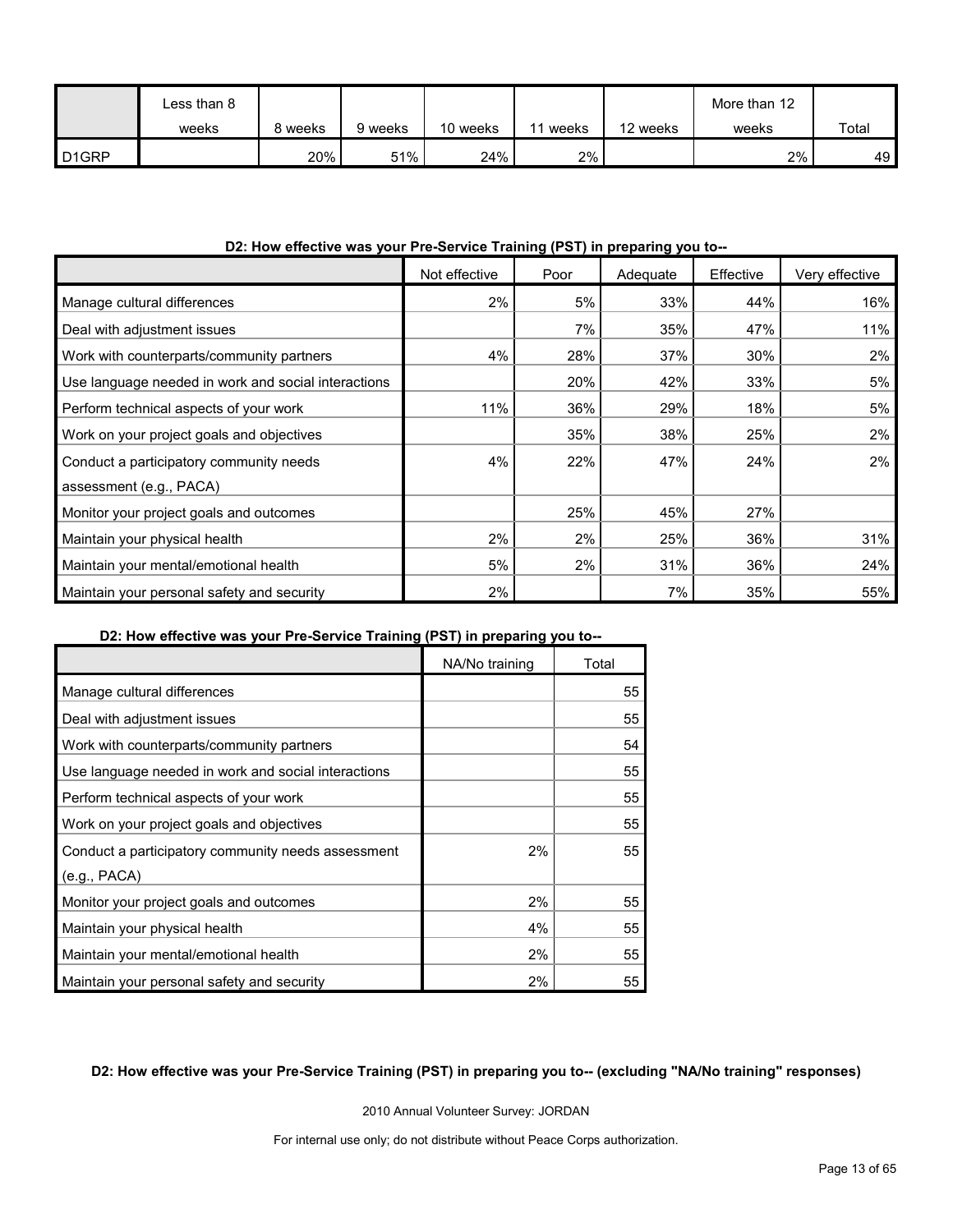| | Less than 8 weeks | 8 weeks | 9 weeks | 10 weeks | 11 weeks | 12 weeks | More than 12 weeks | Total |
|---|---|---|---|---|---|---|---|---|
| D1GRP | | 20% | 51% | 24% | 2% | | 2% | 49 |

**D2: How effective was your Pre-Service Training (PST) in preparing you to--**

| | Not effective | Poor | Adequate | Effective | Very effective |
|---|---|---|---|---|---|
| Manage cultural differences | 2% | 5% | 33% | 44% | 16% |
| Deal with adjustment issues | | 7% | 35% | 47% | 11% |
| Work with counterparts/community partners | 4% | 28% | 37% | 30% | 2% |
| Use language needed in work and social interactions | | 20% | 42% | 33% | 5% |
| Perform technical aspects of your work | 11% | 36% | 29% | 18% | 5% |
| Work on your project goals and objectives | | 35% | 38% | 25% | 2% |
| Conduct a participatory community needs assessment (e.g., PACA) | 4% | 22% | 47% | 24% | 2% |
| Monitor your project goals and outcomes | | 25% | 45% | 27% | |
| Maintain your physical health | 2% | 2% | 25% | 36% | 31% |
| Maintain your mental/emotional health | 5% | 2% | 31% | 36% | 24% |
| Maintain your personal safety and security | 2% | | 7% | 35% | 55% |

**D2: How effective was your Pre-Service Training (PST) in preparing you to--**

| | NA/No training | Total |
|---|---|---|
| Manage cultural differences | | 55 |
| Deal with adjustment issues | | 55 |
| Work with counterparts/community partners | | 54 |
| Use language needed in work and social interactions | | 55 |
| Perform technical aspects of your work | | 55 |
| Work on your project goals and objectives | | 55 |
| Conduct a participatory community needs assessment (e.g., PACA) | 2% | 55 |
| Monitor your project goals and outcomes | 2% | 55 |
| Maintain your physical health | 4% | 55 |
| Maintain your mental/emotional health | 2% | 55 |
| Maintain your personal safety and security | 2% | 55 |

**D2: How effective was your Pre-Service Training (PST) in preparing you to-- (excluding "NA/No training" responses)**

2010 Annual Volunteer Survey: JORDAN

For internal use only; do not distribute without Peace Corps authorization.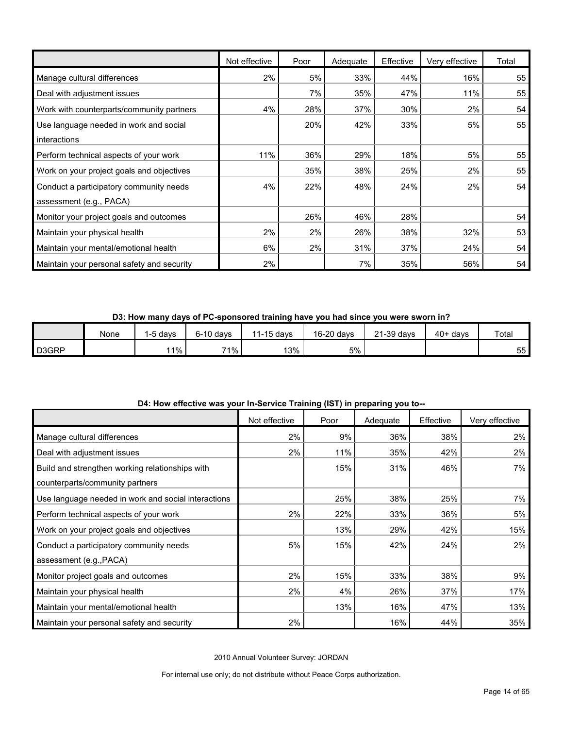| | Not effective | Poor | Adequate | Effective | Very effective | Total |
|---|---|---|---|---|---|---|
| Manage cultural differences | 2% | 5% | 33% | 44% | 16% | 55 |
| Deal with adjustment issues | | 7% | 35% | 47% | 11% | 55 |
| Work with counterparts/community partners | 4% | 28% | 37% | 30% | 2% | 54 |
| Use language needed in work and social interactions | | 20% | 42% | 33% | 5% | 55 |
| Perform technical aspects of your work | 11% | 36% | 29% | 18% | 5% | 55 |
| Work on your project goals and objectives | | 35% | 38% | 25% | 2% | 55 |
| Conduct a participatory community needs assessment (e.g., PACA) | 4% | 22% | 48% | 24% | 2% | 54 |
| Monitor your project goals and outcomes | | 26% | 46% | 28% | | 54 |
| Maintain your physical health | 2% | 2% | 26% | 38% | 32% | 53 |
| Maintain your mental/emotional health | 6% | 2% | 31% | 37% | 24% | 54 |
| Maintain your personal safety and security | 2% | | 7% | 35% | 56% | 54 |

**D3: How many days of PC-sponsored training have you had since you were sworn in?**

| | None | 1-5 days | 6-10 days | 11-15 days | 16-20 days | 21-39 days | 40+ days | Total |
|---|---|---|---|---|---|---|---|---|
| D3GRP | | 11% | 71% | 13% | 5% | | | 55 |

**D4: How effective was your In-Service Training (IST) in preparing you to--**

| | Not effective | Poor | Adequate | Effective | Very effective |
|---|---|---|---|---|---|
| Manage cultural differences | 2% | 9% | 36% | 38% | 2% |
| Deal with adjustment issues | 2% | 11% | 35% | 42% | 2% |
| Build and strengthen working relationships with counterparts/community partners | | 15% | 31% | 46% | 7% |
| Use language needed in work and social interactions | | 25% | 38% | 25% | 7% |
| Perform technical aspects of your work | 2% | 22% | 33% | 36% | 5% |
| Work on your project goals and objectives | | 13% | 29% | 42% | 15% |
| Conduct a participatory community needs assessment (e.g.,PACA) | 5% | 15% | 42% | 24% | 2% |
| Monitor project goals and outcomes | 2% | 15% | 33% | 38% | 9% |
| Maintain your physical health | 2% | 4% | 26% | 37% | 17% |
| Maintain your mental/emotional health | | 13% | 16% | 47% | 13% |
| Maintain your personal safety and security | 2% | | 16% | 44% | 35% |

2010 Annual Volunteer Survey: JORDAN

For internal use only; do not distribute without Peace Corps authorization.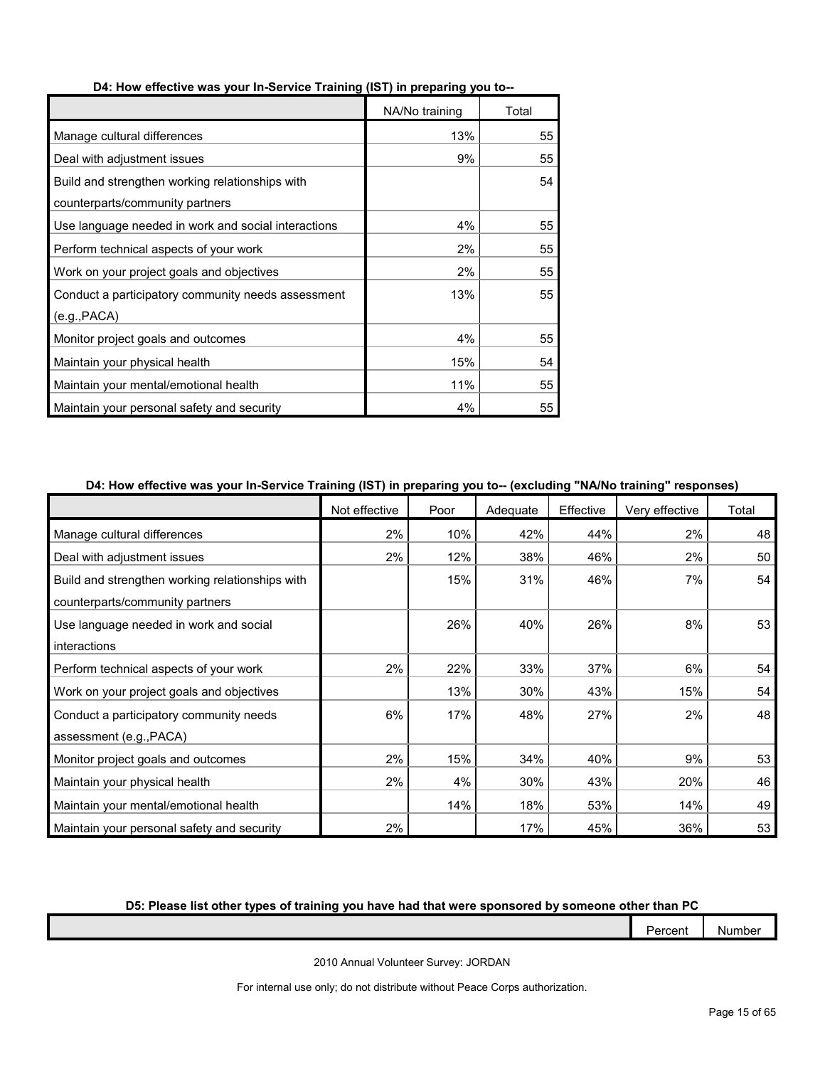**D4: How effective was your In-Service Training (IST) in preparing you to--**

| | NA/No training | Total |
|---|---|---|
| Manage cultural differences | 13% | 55 |
| Deal with adjustment issues | 9% | 55 |
| Build and strengthen working relationships with counterparts/community partners | | 54 |
| Use language needed in work and social interactions | 4% | 55 |
| Perform technical aspects of your work | 2% | 55 |
| Work on your project goals and objectives | 2% | 55 |
| Conduct a participatory community needs assessment (e.g.,PACA) | 13% | 55 |
| Monitor project goals and outcomes | 4% | 55 |
| Maintain your physical health | 15% | 54 |
| Maintain your mental/emotional health | 11% | 55 |
| Maintain your personal safety and security | 4% | 55 |

**D4: How effective was your In-Service Training (IST) in preparing you to-- (excluding "NA/No training" responses)**

| | Not effective | Poor | Adequate | Effective | Very effective | Total |
|---|---|---|---|---|---|---|
| Manage cultural differences | 2% | 10% | 42% | 44% | 2% | 48 |
| Deal with adjustment issues | 2% | 12% | 38% | 46% | 2% | 50 |
| Build and strengthen working relationships with counterparts/community partners | | 15% | 31% | 46% | 7% | 54 |
| Use language needed in work and social interactions | | 26% | 40% | 26% | 8% | 53 |
| Perform technical aspects of your work | 2% | 22% | 33% | 37% | 6% | 54 |
| Work on your project goals and objectives | | 13% | 30% | 43% | 15% | 54 |
| Conduct a participatory community needs assessment (e.g.,PACA) | 6% | 17% | 48% | 27% | 2% | 48 |
| Monitor project goals and outcomes | 2% | 15% | 34% | 40% | 9% | 53 |
| Maintain your physical health | 2% | 4% | 30% | 43% | 20% | 46 |
| Maintain your mental/emotional health | | 14% | 18% | 53% | 14% | 49 |
| Maintain your personal safety and security | 2% | | 17% | 45% | 36% | 53 |

**D5: Please list other types of training you have had that were sponsored by someone other than PC**

| | Percent | Number |
|---|---|---|

2010 Annual Volunteer Survey: JORDAN

For internal use only; do not distribute without Peace Corps authorization.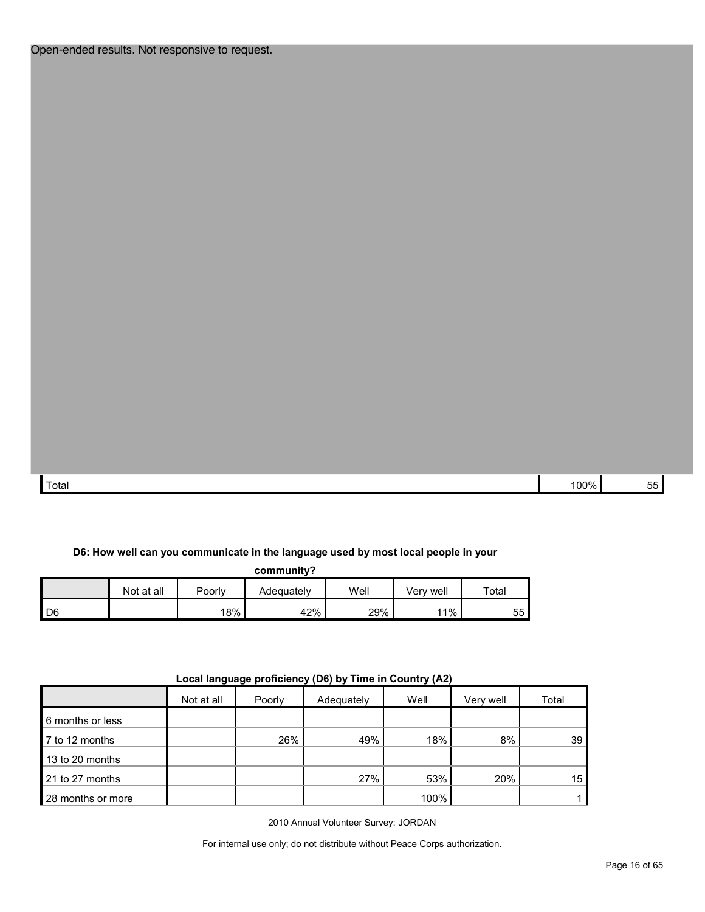Open-ended results. Not responsive to request.

| Total | 100% | 55 |
|---|---|---|

**D6: How well can you communicate in the language used by most local people in your community?**

| | Not at all | Poorly | Adequately | Well | Very well | Total |
|---|---|---|---|---|---|---|
| D6 | | 18% | 42% | 29% | 11% | 55 |

**Local language proficiency (D6) by Time in Country (A2)**

| | Not at all | Poorly | Adequately | Well | Very well | Total |
|---|---|---|---|---|---|---|
| 6 months or less | | | | | | |
| 7 to 12 months | | 26% | 49% | 18% | 8% | 39 |
| 13 to 20 months | | | | | | |
| 21 to 27 months | | | 27% | 53% | 20% | 15 |
| 28 months or more | | | | 100% | | 1 |

2010 Annual Volunteer Survey: JORDAN

For internal use only; do not distribute without Peace Corps authorization.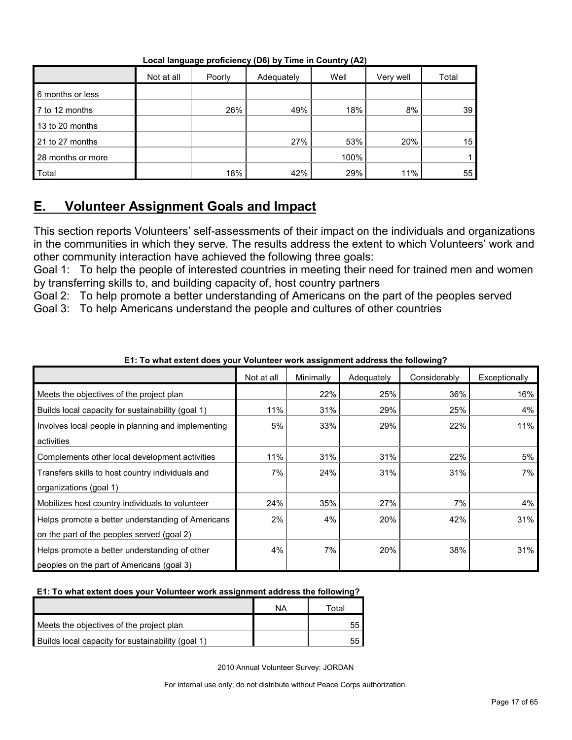**Local language proficiency (D6) by Time in Country (A2)**

| | Not at all | Poorly | Adequately | Well | Very well | Total |
|---|---|---|---|---|---|---|
| 6 months or less | | | | | | |
| 7 to 12 months | | 26% | 49% | 18% | 8% | 39 |
| 13 to 20 months | | | | | | |
| 21 to 27 months | | | 27% | 53% | 20% | 15 |
| 28 months or more | | | | 100% | | 1 |
| Total | | 18% | 42% | 29% | 11% | 55 |

## E. Volunteer Assignment Goals and Impact

This section reports Volunteers' self-assessments of their impact on the individuals and organizations in the communities in which they serve. The results address the extent to which Volunteers' work and other community interaction have achieved the following three goals:

Goal 1: To help the people of interested countries in meeting their need for trained men and women by transferring skills to, and building capacity of, host country partners

Goal 2: To help promote a better understanding of Americans on the part of the peoples served

Goal 3: To help Americans understand the people and cultures of other countries

**E1: To what extent does your Volunteer work assignment address the following?**

| | Not at all | Minimally | Adequately | Considerably | Exceptionally |
|---|---|---|---|---|---|
| Meets the objectives of the project plan | | 22% | 25% | 36% | 16% |
| Builds local capacity for sustainability (goal 1) | 11% | 31% | 29% | 25% | 4% |
| Involves local people in planning and implementing activities | 5% | 33% | 29% | 22% | 11% |
| Complements other local development activities | 11% | 31% | 31% | 22% | 5% |
| Transfers skills to host country individuals and organizations (goal 1) | 7% | 24% | 31% | 31% | 7% |
| Mobilizes host country individuals to volunteer | 24% | 35% | 27% | 7% | 4% |
| Helps promote a better understanding of Americans on the part of the peoples served (goal 2) | 2% | 4% | 20% | 42% | 31% |
| Helps promote a better understanding of other peoples on the part of Americans (goal 3) | 4% | 7% | 20% | 38% | 31% |

**E1: To what extent does your Volunteer work assignment address the following?**

| | NA | Total |
|---|---|---|
| Meets the objectives of the project plan | | 55 |
| Builds local capacity for sustainability (goal 1) | | 55 |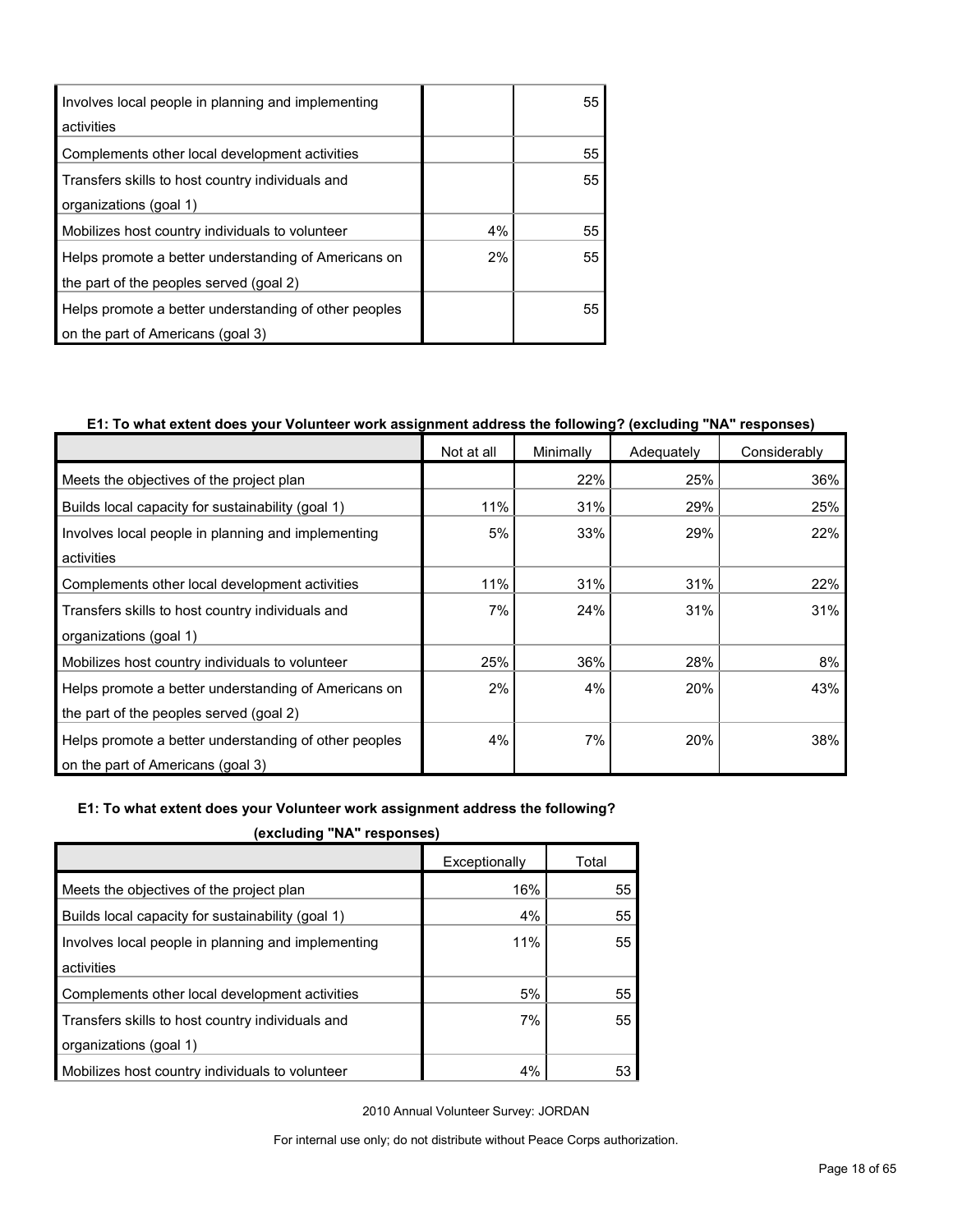| | | |
|---|---|---|
| Involves local people in planning and implementing activities | | 55 |
| Complements other local development activities | | 55 |
| Transfers skills to host country individuals and organizations (goal 1) | | 55 |
| Mobilizes host country individuals to volunteer | 4% | 55 |
| Helps promote a better understanding of Americans on the part of the peoples served (goal 2) | 2% | 55 |
| Helps promote a better understanding of other peoples on the part of Americans (goal 3) | | 55 |

**E1: To what extent does your Volunteer work assignment address the following? (excluding "NA" responses)**

| | Not at all | Minimally | Adequately | Considerably |
|---|---|---|---|---|
| Meets the objectives of the project plan | | 22% | 25% | 36% |
| Builds local capacity for sustainability (goal 1) | 11% | 31% | 29% | 25% |
| Involves local people in planning and implementing activities | 5% | 33% | 29% | 22% |
| Complements other local development activities | 11% | 31% | 31% | 22% |
| Transfers skills to host country individuals and organizations (goal 1) | 7% | 24% | 31% | 31% |
| Mobilizes host country individuals to volunteer | 25% | 36% | 28% | 8% |
| Helps promote a better understanding of Americans on the part of the peoples served (goal 2) | 2% | 4% | 20% | 43% |
| Helps promote a better understanding of other peoples on the part of Americans (goal 3) | 4% | 7% | 20% | 38% |

**E1: To what extent does your Volunteer work assignment address the following? (excluding "NA" responses)**

| | Exceptionally | Total |
|---|---|---|
| Meets the objectives of the project plan | 16% | 55 |
| Builds local capacity for sustainability (goal 1) | 4% | 55 |
| Involves local people in planning and implementing activities | 11% | 55 |
| Complements other local development activities | 5% | 55 |
| Transfers skills to host country individuals and organizations (goal 1) | 7% | 55 |
| Mobilizes host country individuals to volunteer | 4% | 53 |

2010 Annual Volunteer Survey: JORDAN

For internal use only; do not distribute without Peace Corps authorization.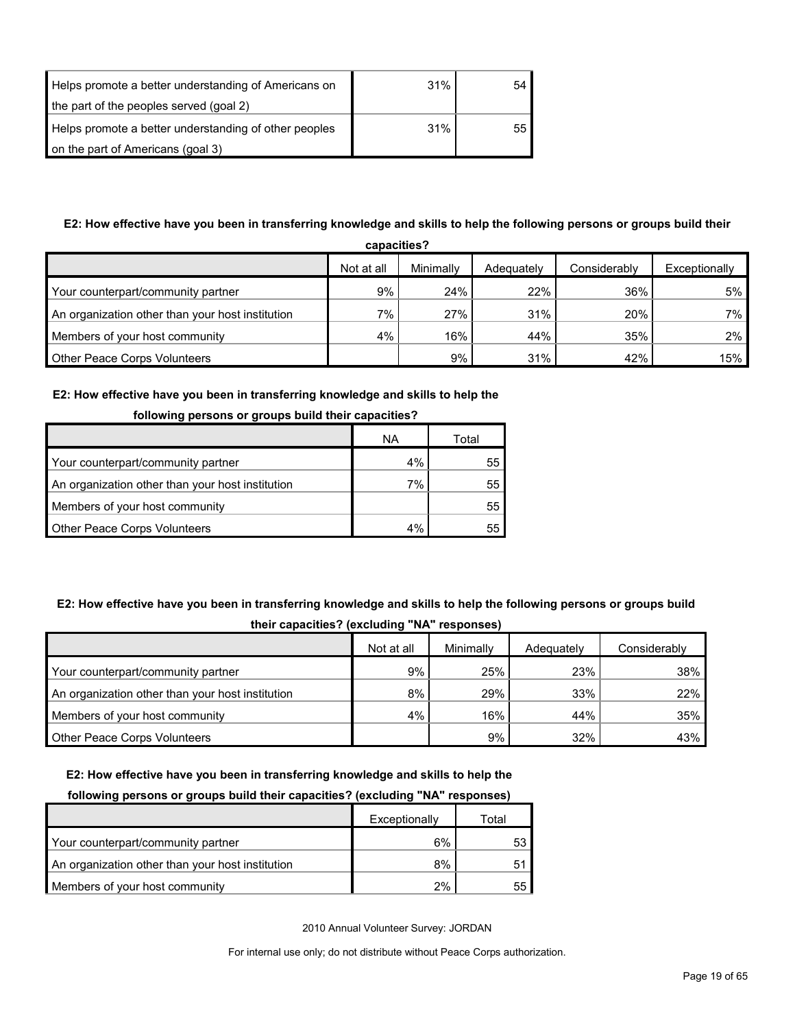| | | |
|---|---|---|
| Helps promote a better understanding of Americans on the part of the peoples served (goal 2) | 31% | 54 |
| Helps promote a better understanding of other peoples on the part of Americans (goal 3) | 31% | 55 |

**E2: How effective have you been in transferring knowledge and skills to help the following persons or groups build their capacities?**

| | Not at all | Minimally | Adequately | Considerably | Exceptionally |
|---|---|---|---|---|---|
| Your counterpart/community partner | 9% | 24% | 22% | 36% | 5% |
| An organization other than your host institution | 7% | 27% | 31% | 20% | 7% |
| Members of your host community | 4% | 16% | 44% | 35% | 2% |
| Other Peace Corps Volunteers | | 9% | 31% | 42% | 15% |

**E2: How effective have you been in transferring knowledge and skills to help the following persons or groups build their capacities?**

| | NA | Total |
|---|---|---|
| Your counterpart/community partner | 4% | 55 |
| An organization other than your host institution | 7% | 55 |
| Members of your host community | | 55 |
| Other Peace Corps Volunteers | 4% | 55 |

**E2: How effective have you been in transferring knowledge and skills to help the following persons or groups build their capacities? (excluding "NA" responses)**

| | Not at all | Minimally | Adequately | Considerably |
|---|---|---|---|---|
| Your counterpart/community partner | 9% | 25% | 23% | 38% |
| An organization other than your host institution | 8% | 29% | 33% | 22% |
| Members of your host community | 4% | 16% | 44% | 35% |
| Other Peace Corps Volunteers | | 9% | 32% | 43% |

**E2: How effective have you been in transferring knowledge and skills to help the following persons or groups build their capacities? (excluding "NA" responses)**

| | Exceptionally | Total |
|---|---|---|
| Your counterpart/community partner | 6% | 53 |
| An organization other than your host institution | 8% | 51 |
| Members of your host community | 2% | 55 |

2010 Annual Volunteer Survey: JORDAN

For internal use only; do not distribute without Peace Corps authorization.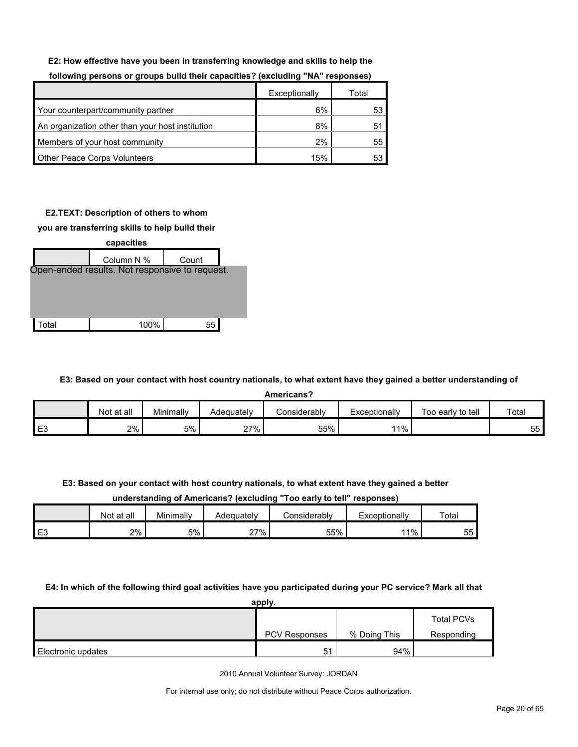**E2: How effective have you been in transferring knowledge and skills to help the following persons or groups build their capacities? (excluding "NA" responses)**

| | Exceptionally | Total |
|---|---|---|
| Your counterpart/community partner | 6% | 53 |
| An organization other than your host institution | 8% | 51 |
| Members of your host community | 2% | 55 |
| Other Peace Corps Volunteers | 15% | 53 |

**E2.TEXT: Description of others to whom you are transferring skills to help build their capacities**

| | Column N % | Count |
|---|---|---|
| Open-ended results. Not responsive to request. | | |
| Total | 100% | 55 |

**E3: Based on your contact with host country nationals, to what extent have they gained a better understanding of Americans?**

| | Not at all | Minimally | Adequately | Considerably | Exceptionally | Too early to tell | Total |
|---|---|---|---|---|---|---|---|
| E3 | 2% | 5% | 27% | 55% | 11% | | 55 |

**E3: Based on your contact with host country nationals, to what extent have they gained a better understanding of Americans? (excluding "Too early to tell" responses)**

| | Not at all | Minimally | Adequately | Considerably | Exceptionally | Total |
|---|---|---|---|---|---|---|
| E3 | 2% | 5% | 27% | 55% | 11% | 55 |

**E4: In which of the following third goal activities have you participated during your PC service? Mark all that apply.**

| | PCV Responses | % Doing This | Total PCVs Responding |
|---|---|---|---|
| Electronic updates | 51 | 94% | |

2010 Annual Volunteer Survey: JORDAN

For internal use only; do not distribute without Peace Corps authorization.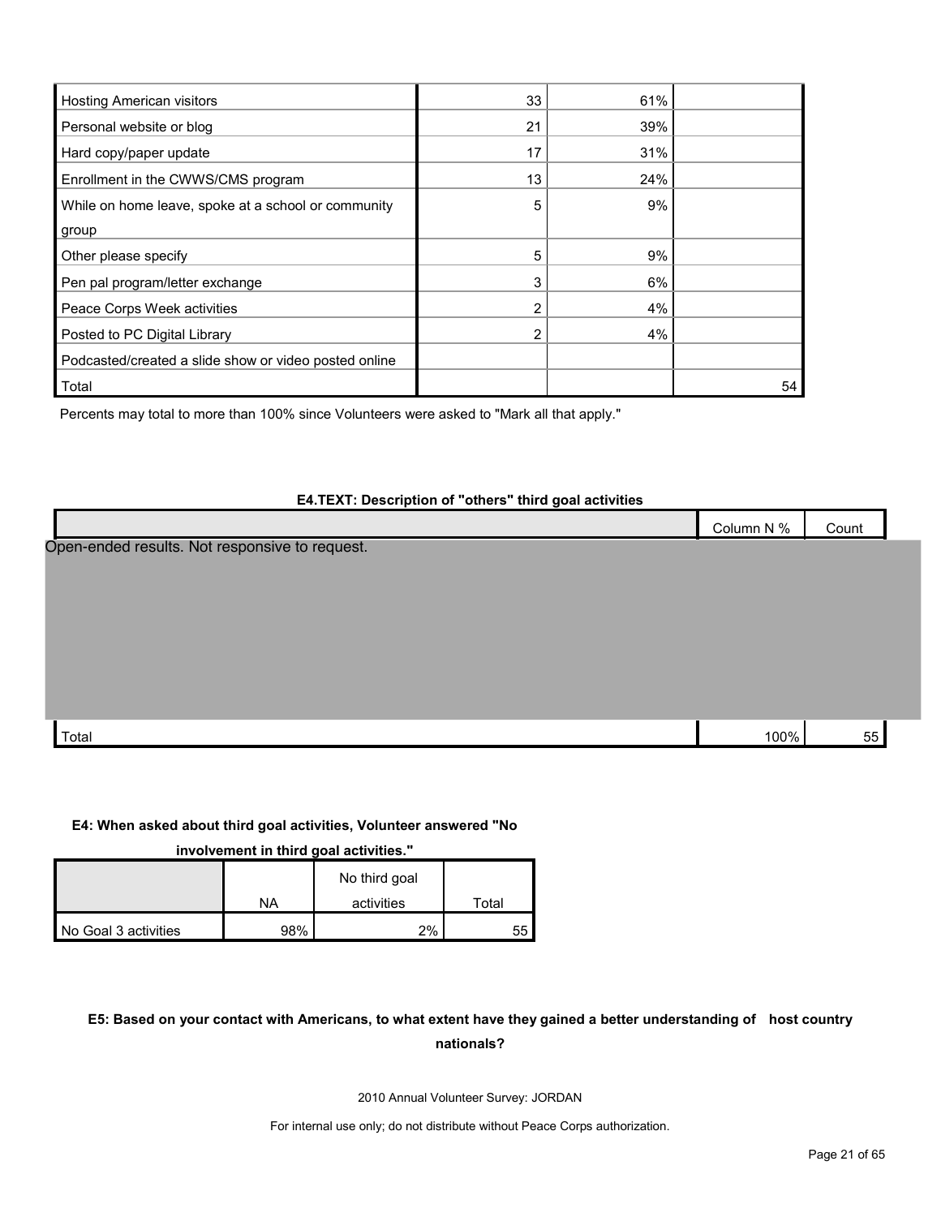| | | | |
|---|---|---|---|
| Hosting American visitors | 33 | 61% | |
| Personal website or blog | 21 | 39% | |
| Hard copy/paper update | 17 | 31% | |
| Enrollment in the CWWS/CMS program | 13 | 24% | |
| While on home leave, spoke at a school or community group | 5 | 9% | |
| Other please specify | 5 | 9% | |
| Pen pal program/letter exchange | 3 | 6% | |
| Peace Corps Week activities | 2 | 4% | |
| Posted to PC Digital Library | 2 | 4% | |
| Podcasted/created a slide show or video posted online | | | |
| Total | | | 54 |

Percents may total to more than 100% since Volunteers were asked to "Mark all that apply."

**E4.TEXT: Description of "others" third goal activities**

| | Column N % | Count |
|---|---|---|
| Open-ended results. Not responsive to request. | | |
| Total | 100% | 55 |

**E4: When asked about third goal activities, Volunteer answered "No involvement in third goal activities."**

| | NA | No third goal activities | Total |
|---|---|---|---|
| No Goal 3 activities | 98% | 2% | 55 |

**E5: Based on your contact with Americans, to what extent have they gained a better understanding of host country nationals?**

2010 Annual Volunteer Survey: JORDAN

For internal use only; do not distribute without Peace Corps authorization.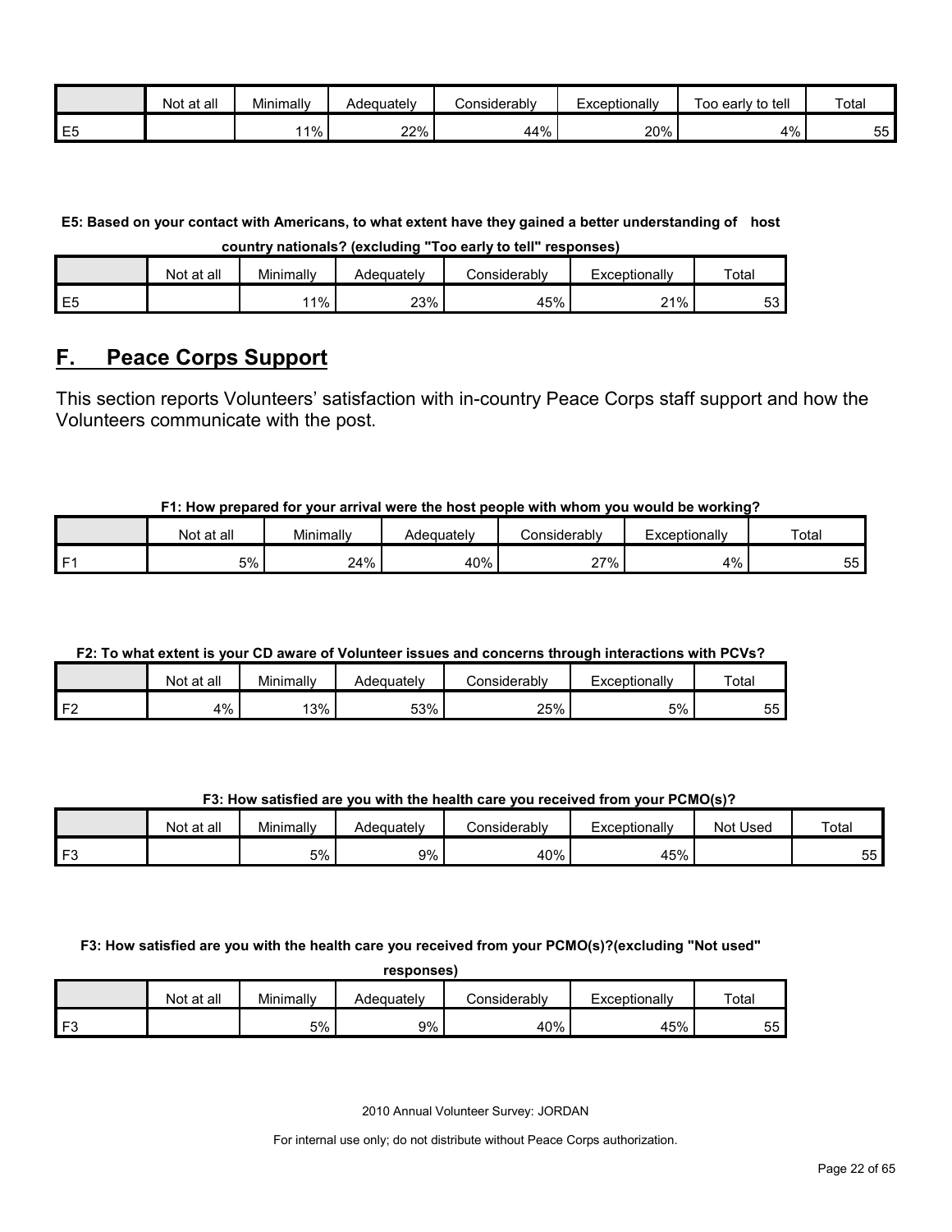| | Not at all | Minimally | Adequately | Considerably | Exceptionally | Too early to tell | Total |
|---|---|---|---|---|---|---|---|
| E5 | | 11% | 22% | 44% | 20% | 4% | 55 |

**E5: Based on your contact with Americans, to what extent have they gained a better understanding of host country nationals? (excluding "Too early to tell" responses)**

| | Not at all | Minimally | Adequately | Considerably | Exceptionally | Total |
|---|---|---|---|---|---|---|
| E5 | | 11% | 23% | 45% | 21% | 53 |

## F. Peace Corps Support

This section reports Volunteers' satisfaction with in-country Peace Corps staff support and how the Volunteers communicate with the post.

**F1: How prepared for your arrival were the host people with whom you would be working?**

| | Not at all | Minimally | Adequately | Considerably | Exceptionally | Total |
|---|---|---|---|---|---|---|
| F1 | 5% | 24% | 40% | 27% | 4% | 55 |

**F2: To what extent is your CD aware of Volunteer issues and concerns through interactions with PCVs?**

| | Not at all | Minimally | Adequately | Considerably | Exceptionally | Total |
|---|---|---|---|---|---|---|
| F2 | 4% | 13% | 53% | 25% | 5% | 55 |

**F3: How satisfied are you with the health care you received from your PCMO(s)?**

| | Not at all | Minimally | Adequately | Considerably | Exceptionally | Not Used | Total |
|---|---|---|---|---|---|---|---|
| F3 | | 5% | 9% | 40% | 45% | | 55 |

**F3: How satisfied are you with the health care you received from your PCMO(s)?(excluding "Not used" responses)**

| | Not at all | Minimally | Adequately | Considerably | Exceptionally | Total |
|---|---|---|---|---|---|---|
| F3 | | 5% | 9% | 40% | 45% | 55 |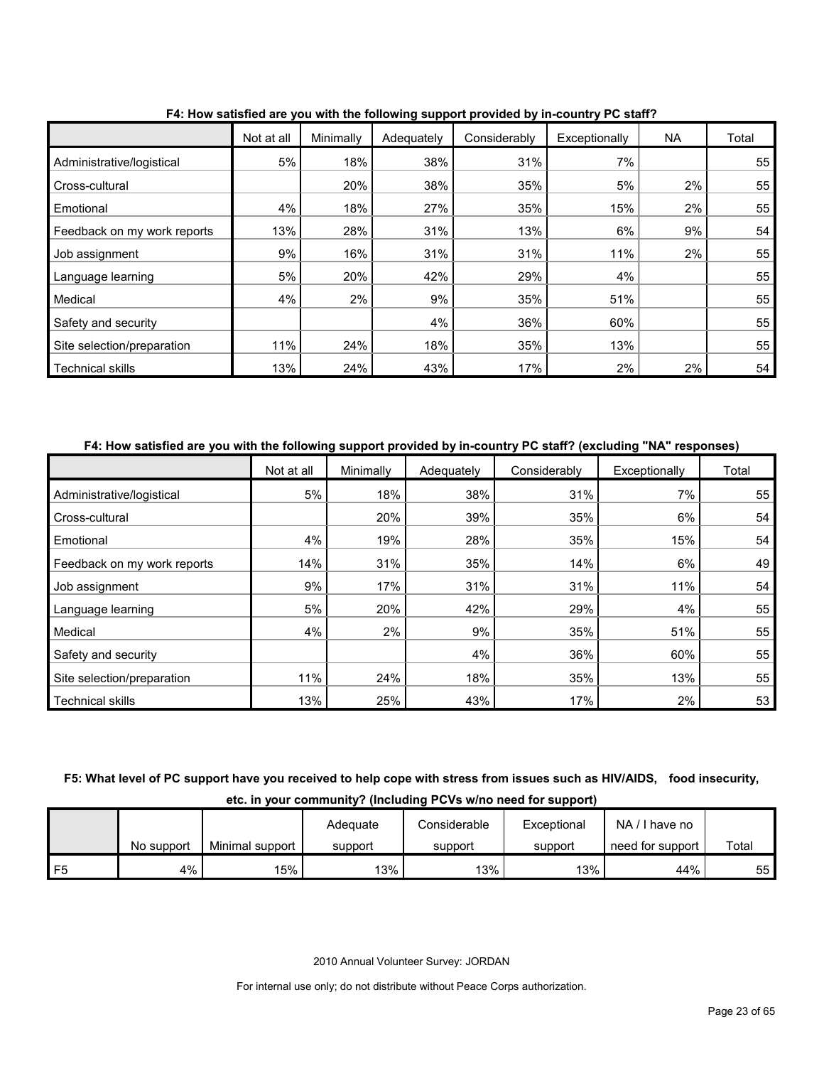**F4: How satisfied are you with the following support provided by in-country PC staff?**

| | Not at all | Minimally | Adequately | Considerably | Exceptionally | NA | Total |
|---|---|---|---|---|---|---|---|
| Administrative/logistical | 5% | 18% | 38% | 31% | 7% | | 55 |
| Cross-cultural | | 20% | 38% | 35% | 5% | 2% | 55 |
| Emotional | 4% | 18% | 27% | 35% | 15% | 2% | 55 |
| Feedback on my work reports | 13% | 28% | 31% | 13% | 6% | 9% | 54 |
| Job assignment | 9% | 16% | 31% | 31% | 11% | 2% | 55 |
| Language learning | 5% | 20% | 42% | 29% | 4% | | 55 |
| Medical | 4% | 2% | 9% | 35% | 51% | | 55 |
| Safety and security | | | 4% | 36% | 60% | | 55 |
| Site selection/preparation | 11% | 24% | 18% | 35% | 13% | | 55 |
| Technical skills | 13% | 24% | 43% | 17% | 2% | 2% | 54 |

**F4: How satisfied are you with the following support provided by in-country PC staff? (excluding "NA" responses)**

| | Not at all | Minimally | Adequately | Considerably | Exceptionally | Total |
|---|---|---|---|---|---|---|
| Administrative/logistical | 5% | 18% | 38% | 31% | 7% | 55 |
| Cross-cultural | | 20% | 39% | 35% | 6% | 54 |
| Emotional | 4% | 19% | 28% | 35% | 15% | 54 |
| Feedback on my work reports | 14% | 31% | 35% | 14% | 6% | 49 |
| Job assignment | 9% | 17% | 31% | 31% | 11% | 54 |
| Language learning | 5% | 20% | 42% | 29% | 4% | 55 |
| Medical | 4% | 2% | 9% | 35% | 51% | 55 |
| Safety and security | | | 4% | 36% | 60% | 55 |
| Site selection/preparation | 11% | 24% | 18% | 35% | 13% | 55 |
| Technical skills | 13% | 25% | 43% | 17% | 2% | 53 |

**F5: What level of PC support have you received to help cope with stress from issues such as HIV/AIDS, food insecurity, etc. in your community? (Including PCVs w/no need for support)**

| | No support | Minimal support | Adequate support | Considerable support | Exceptional support | NA / I have no need for support | Total |
|---|---|---|---|---|---|---|---|
| F5 | 4% | 15% | 13% | 13% | 13% | 44% | 55 |

2010 Annual Volunteer Survey: JORDAN

For internal use only; do not distribute without Peace Corps authorization.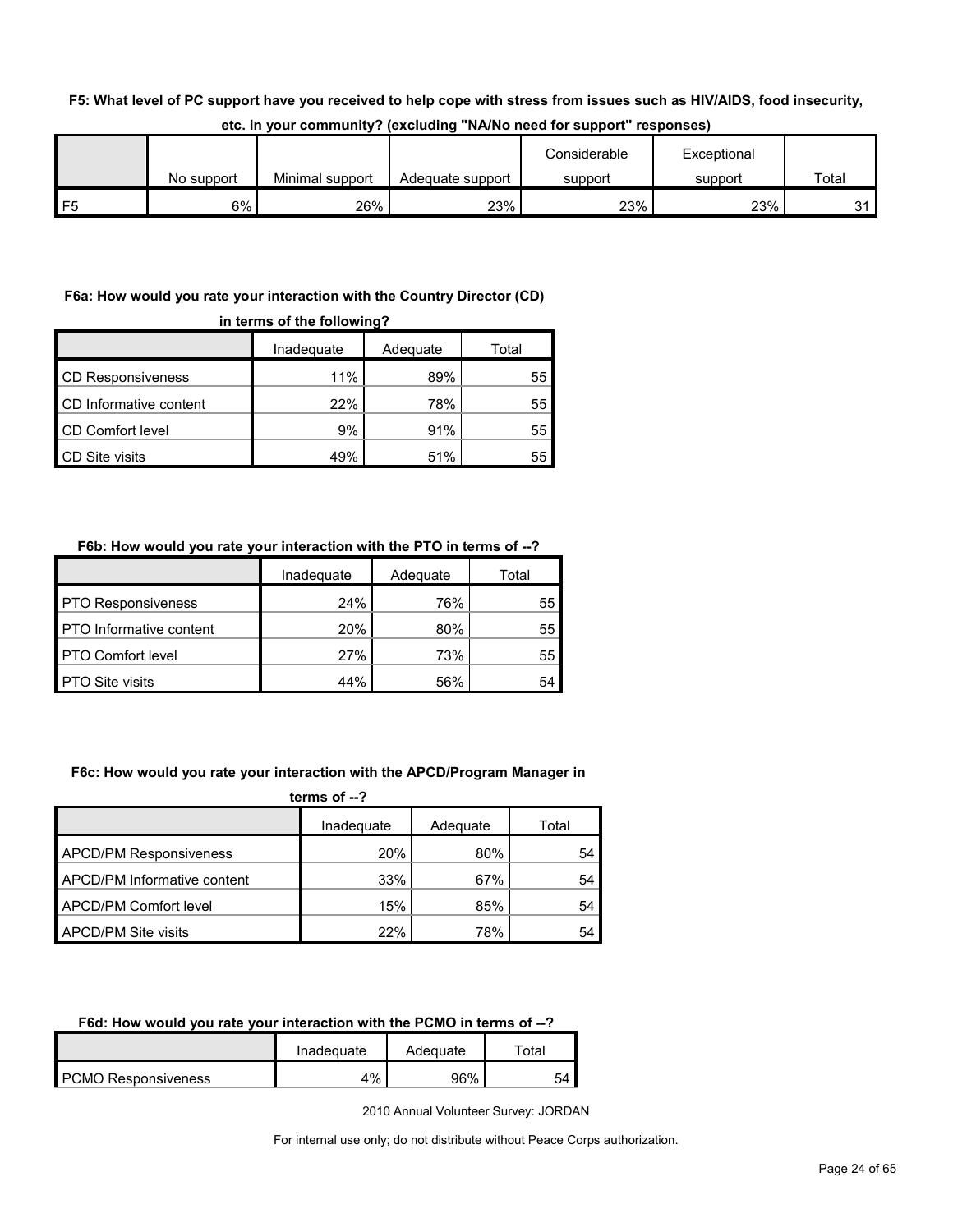**F5: What level of PC support have you received to help cope with stress from issues such as HIV/AIDS, food insecurity, etc. in your community? (excluding "NA/No need for support" responses)**

| | No support | Minimal support | Adequate support | Considerable support | Exceptional support | Total |
|---|---|---|---|---|---|---|
| F5 | 6% | 26% | 23% | 23% | 23% | 31 |

**F6a: How would you rate your interaction with the Country Director (CD) in terms of the following?**

| | Inadequate | Adequate | Total |
|---|---|---|---|
| CD Responsiveness | 11% | 89% | 55 |
| CD Informative content | 22% | 78% | 55 |
| CD Comfort level | 9% | 91% | 55 |
| CD Site visits | 49% | 51% | 55 |

**F6b: How would you rate your interaction with the PTO in terms of --?**

| | Inadequate | Adequate | Total |
|---|---|---|---|
| PTO Responsiveness | 24% | 76% | 55 |
| PTO Informative content | 20% | 80% | 55 |
| PTO Comfort level | 27% | 73% | 55 |
| PTO Site visits | 44% | 56% | 54 |

**F6c: How would you rate your interaction with the APCD/Program Manager in terms of --?**

| | Inadequate | Adequate | Total |
|---|---|---|---|
| APCD/PM Responsiveness | 20% | 80% | 54 |
| APCD/PM Informative content | 33% | 67% | 54 |
| APCD/PM Comfort level | 15% | 85% | 54 |
| APCD/PM Site visits | 22% | 78% | 54 |

**F6d: How would you rate your interaction with the PCMO in terms of --?**

| | Inadequate | Adequate | Total |
|---|---|---|---|
| PCMO Responsiveness | 4% | 96% | 54 |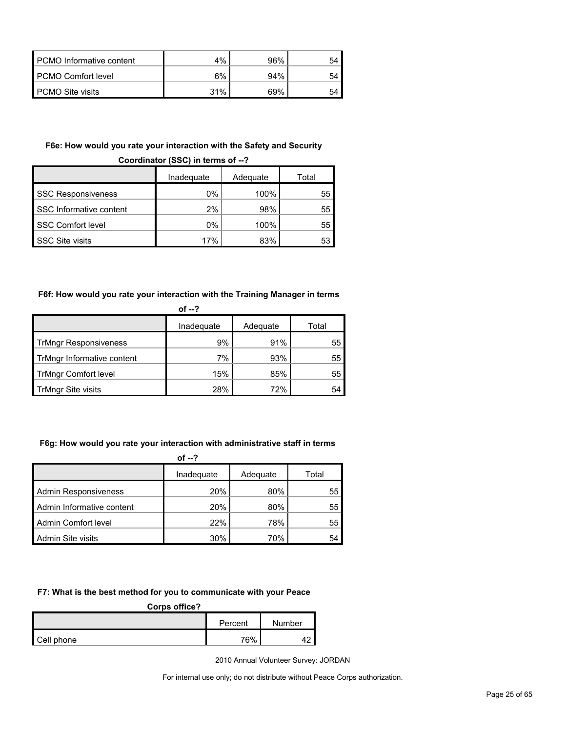| | | | |
|---|---|---|---|
| PCMO Informative content | 4% | 96% | 54 |
| PCMO Comfort level | 6% | 94% | 54 |
| PCMO Site visits | 31% | 69% | 54 |

**F6e: How would you rate your interaction with the Safety and Security Coordinator (SSC) in terms of --?**

| | Inadequate | Adequate | Total |
|---|---|---|---|
| SSC Responsiveness | 0% | 100% | 55 |
| SSC Informative content | 2% | 98% | 55 |
| SSC Comfort level | 0% | 100% | 55 |
| SSC Site visits | 17% | 83% | 53 |

**F6f: How would you rate your interaction with the Training Manager in terms of --?**

| | Inadequate | Adequate | Total |
|---|---|---|---|
| TrMngr Responsiveness | 9% | 91% | 55 |
| TrMngr Informative content | 7% | 93% | 55 |
| TrMngr Comfort level | 15% | 85% | 55 |
| TrMngr Site visits | 28% | 72% | 54 |

**F6g: How would you rate your interaction with administrative staff in terms of --?**

| | Inadequate | Adequate | Total |
|---|---|---|---|
| Admin Responsiveness | 20% | 80% | 55 |
| Admin Informative content | 20% | 80% | 55 |
| Admin Comfort level | 22% | 78% | 55 |
| Admin Site visits | 30% | 70% | 54 |

**F7: What is the best method for you to communicate with your Peace Corps office?**

| | Percent | Number |
|---|---|---|
| Cell phone | 76% | 42 |

2010 Annual Volunteer Survey: JORDAN

For internal use only; do not distribute without Peace Corps authorization.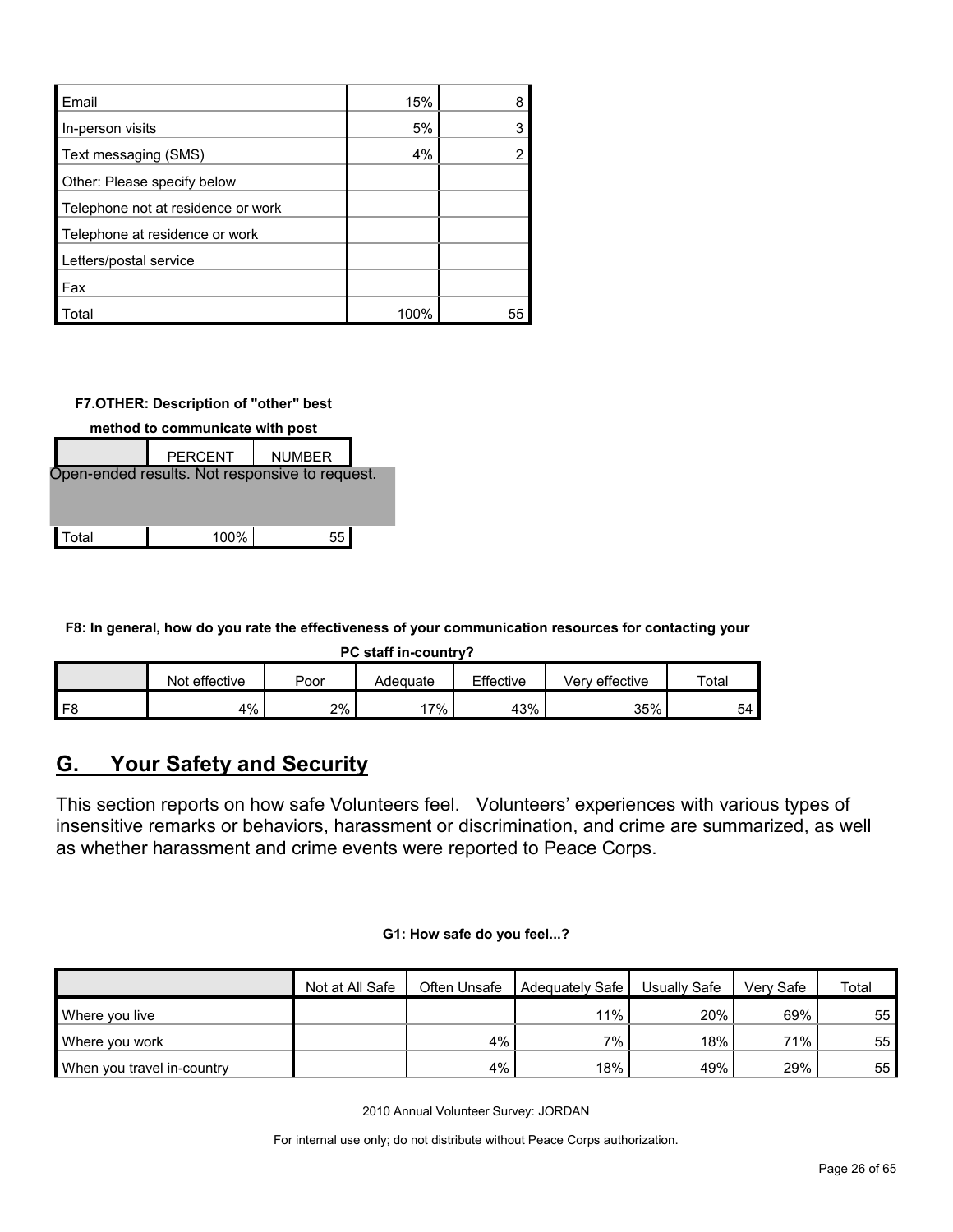| | | |
|---|---|---|
| Email | 15% | 8 |
| In-person visits | 5% | 3 |
| Text messaging (SMS) | 4% | 2 |
| Other: Please specify below | | |
| Telephone not at residence or work | | |
| Telephone at residence or work | | |
| Letters/postal service | | |
| Fax | | |
| Total | 100% | 55 |

**F7.OTHER: Description of "other" best method to communicate with post**

| | PERCENT | NUMBER |
|---|---|---|
| Open-ended results. Not responsive to request. | | |
| Total | 100% | 55 |

**F8: In general, how do you rate the effectiveness of your communication resources for contacting your PC staff in-country?**

| | Not effective | Poor | Adequate | Effective | Very effective | Total |
|---|---|---|---|---|---|---|
| F8 | 4% | 2% | 17% | 43% | 35% | 54 |

## G. Your Safety and Security

This section reports on how safe Volunteers feel. Volunteers' experiences with various types of insensitive remarks or behaviors, harassment or discrimination, and crime are summarized, as well as whether harassment and crime events were reported to Peace Corps.

**G1: How safe do you feel...?**

| | Not at All Safe | Often Unsafe | Adequately Safe | Usually Safe | Very Safe | Total |
|---|---|---|---|---|---|---|
| Where you live | | | 11% | 20% | 69% | 55 |
| Where you work | | 4% | 7% | 18% | 71% | 55 |
| When you travel in-country | | 4% | 18% | 49% | 29% | 55 |

2010 Annual Volunteer Survey: JORDAN

For internal use only; do not distribute without Peace Corps authorization.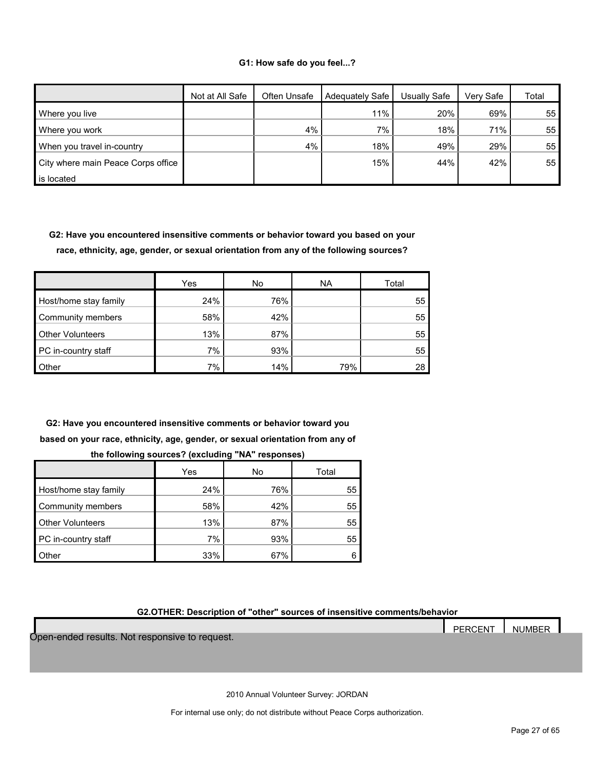### G1: How safe do you feel...?

| | Not at All Safe | Often Unsafe | Adequately Safe | Usually Safe | Very Safe | Total |
|---|---|---|---|---|---|---|
| Where you live | | | 11% | 20% | 69% | 55 |
| Where you work | | 4% | 7% | 18% | 71% | 55 |
| When you travel in-country | | 4% | 18% | 49% | 29% | 55 |
| City where main Peace Corps office is located | | | 15% | 44% | 42% | 55 |

### G2: Have you encountered insensitive comments or behavior toward you based on your race, ethnicity, age, gender, or sexual orientation from any of the following sources?

| | Yes | No | NA | Total |
|---|---|---|---|---|
| Host/home stay family | 24% | 76% | | 55 |
| Community members | 58% | 42% | | 55 |
| Other Volunteers | 13% | 87% | | 55 |
| PC in-country staff | 7% | 93% | | 55 |
| Other | 7% | 14% | 79% | 28 |

### G2: Have you encountered insensitive comments or behavior toward you based on your race, ethnicity, age, gender, or sexual orientation from any of the following sources? (excluding "NA" responses)

| | Yes | No | Total |
|---|---|---|---|
| Host/home stay family | 24% | 76% | 55 |
| Community members | 58% | 42% | 55 |
| Other Volunteers | 13% | 87% | 55 |
| PC in-country staff | 7% | 93% | 55 |
| Other | 33% | 67% | 6 |

### G2.OTHER: Description of "other" sources of insensitive comments/behavior

| | PERCENT | NUMBER |
|---|---|---|
| Open-ended results. Not responsive to request. | | |

2010 Annual Volunteer Survey: JORDAN

For internal use only; do not distribute without Peace Corps authorization.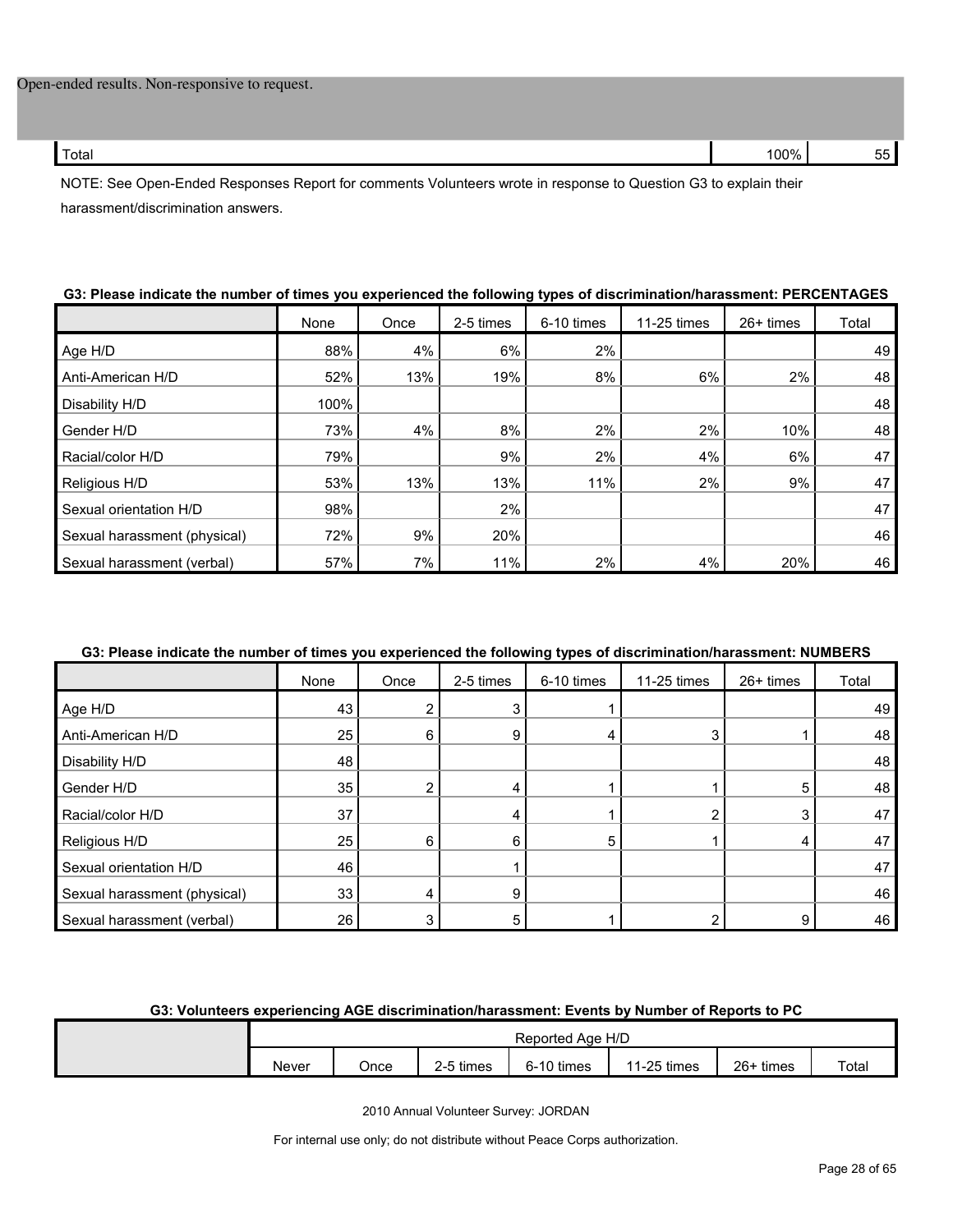Open-ended results. Non-responsive to request.

| Total | 100% | 55 |
|---|---|---|

NOTE: See Open-Ended Responses Report for comments Volunteers wrote in response to Question G3 to explain their harassment/discrimination answers.

**G3: Please indicate the number of times you experienced the following types of discrimination/harassment: PERCENTAGES**

| | None | Once | 2-5 times | 6-10 times | 11-25 times | 26+ times | Total |
|---|---|---|---|---|---|---|---|
| Age H/D | 88% | 4% | 6% | 2% | | | 49 |
| Anti-American H/D | 52% | 13% | 19% | 8% | 6% | 2% | 48 |
| Disability H/D | 100% | | | | | | 48 |
| Gender H/D | 73% | 4% | 8% | 2% | 2% | 10% | 48 |
| Racial/color H/D | 79% | | 9% | 2% | 4% | 6% | 47 |
| Religious H/D | 53% | 13% | 13% | 11% | 2% | 9% | 47 |
| Sexual orientation H/D | 98% | | 2% | | | | 47 |
| Sexual harassment (physical) | 72% | 9% | 20% | | | | 46 |
| Sexual harassment (verbal) | 57% | 7% | 11% | 2% | 4% | 20% | 46 |

**G3: Please indicate the number of times you experienced the following types of discrimination/harassment: NUMBERS**

| | None | Once | 2-5 times | 6-10 times | 11-25 times | 26+ times | Total |
|---|---|---|---|---|---|---|---|
| Age H/D | 43 | 2 | 3 | 1 | | | 49 |
| Anti-American H/D | 25 | 6 | 9 | 4 | 3 | 1 | 48 |
| Disability H/D | 48 | | | | | | 48 |
| Gender H/D | 35 | 2 | 4 | 1 | 1 | 5 | 48 |
| Racial/color H/D | 37 | | 4 | 1 | 2 | 3 | 47 |
| Religious H/D | 25 | 6 | 6 | 5 | 1 | 4 | 47 |
| Sexual orientation H/D | 46 | | 1 | | | | 47 |
| Sexual harassment (physical) | 33 | 4 | 9 | | | | 46 |
| Sexual harassment (verbal) | 26 | 3 | 5 | 1 | 2 | 9 | 46 |

**G3: Volunteers experiencing AGE discrimination/harassment: Events by Number of Reports to PC**

| | Reported Age H/D | | | | | | |
|---|---|---|---|---|---|---|---|
| | Never | Once | 2-5 times | 6-10 times | 11-25 times | 26+ times | Total |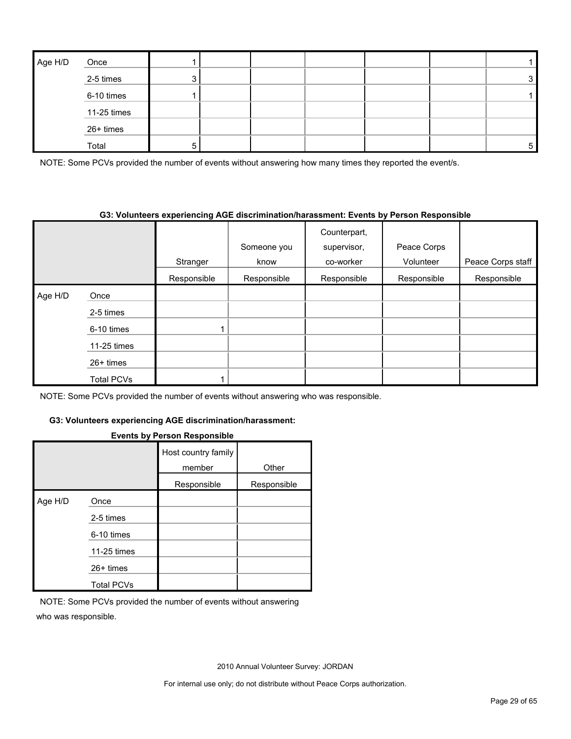| | | | | | | | | |
|---|---|---|---|---|---|---|---|---|
| Age H/D | Once | 1 | | | | | | 1 |
| | 2-5 times | 3 | | | | | | 3 |
| | 6-10 times | 1 | | | | | | 1 |
| | 11-25 times | | | | | | | |
| | 26+ times | | | | | | | |
| | Total | 5 | | | | | | 5 |

NOTE: Some PCVs provided the number of events without answering how many times they reported the event/s.

**G3: Volunteers experiencing AGE discrimination/harassment: Events by Person Responsible**

| | | Stranger | Someone you know | Counterpart, supervisor, co-worker | Peace Corps Volunteer | Peace Corps staff |
|---|---|---|---|---|---|---|
| | | Responsible | Responsible | Responsible | Responsible | Responsible |
| Age H/D | Once | | | | | |
| | 2-5 times | | | | | |
| | 6-10 times | 1 | | | | |
| | 11-25 times | | | | | |
| | 26+ times | | | | | |
| | Total PCVs | 1 | | | | |

NOTE: Some PCVs provided the number of events without answering who was responsible.

**G3: Volunteers experiencing AGE discrimination/harassment: Events by Person Responsible**

| | | Host country family member | Other |
|---|---|---|---|
| | | Responsible | Responsible |
| Age H/D | Once | | |
| | 2-5 times | | |
| | 6-10 times | | |
| | 11-25 times | | |
| | 26+ times | | |
| | Total PCVs | | |

NOTE: Some PCVs provided the number of events without answering who was responsible.

2010 Annual Volunteer Survey: JORDAN

For internal use only; do not distribute without Peace Corps authorization.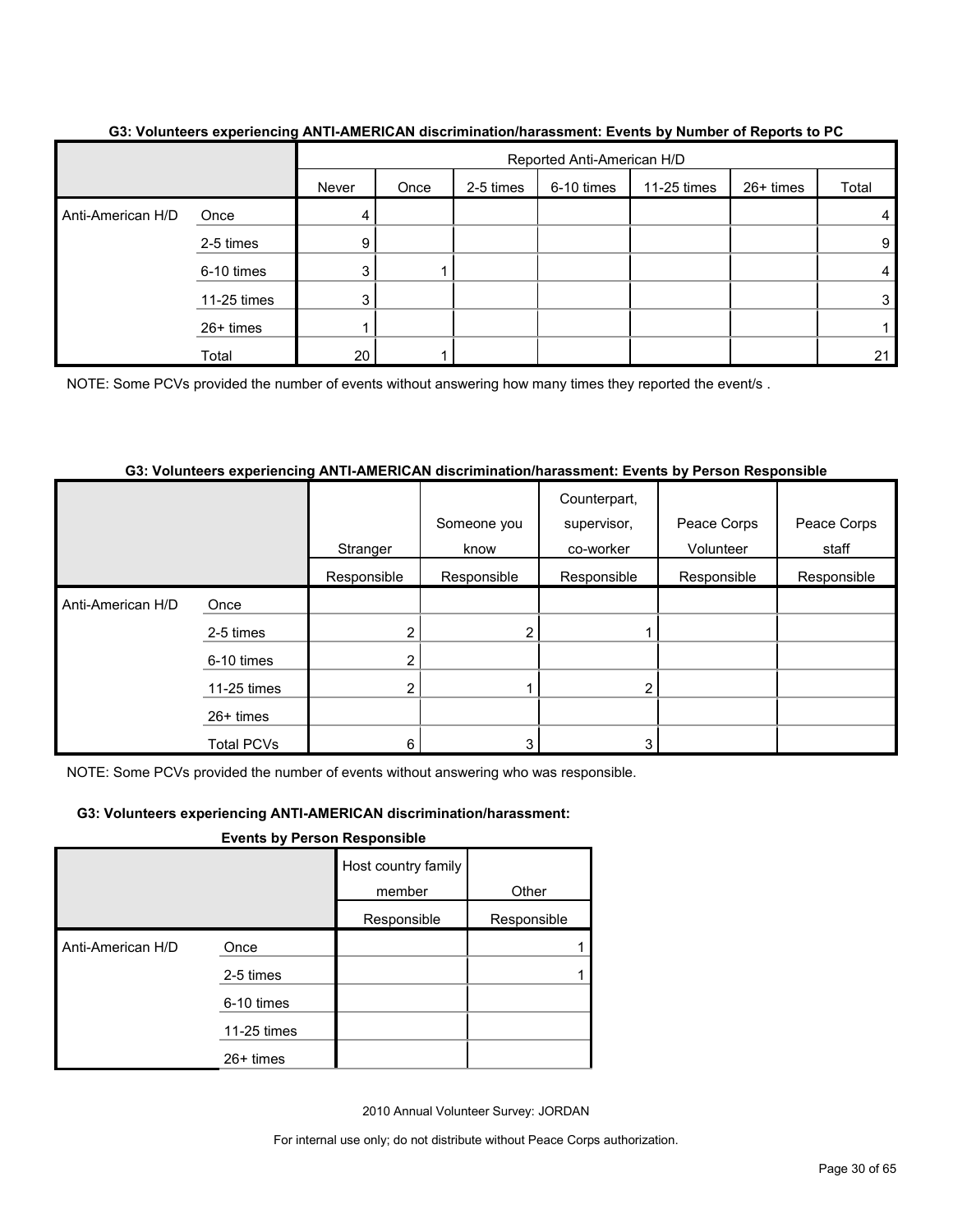**G3: Volunteers experiencing ANTI-AMERICAN discrimination/harassment: Events by Number of Reports to PC**

| | | Reported Anti-American H/D | | | | | | |
|---|---|---|---|---|---|---|---|---|
| | | Never | Once | 2-5 times | 6-10 times | 11-25 times | 26+ times | Total |
| Anti-American H/D | Once | 4 | | | | | | 4 |
| | 2-5 times | 9 | | | | | | 9 |
| | 6-10 times | 3 | 1 | | | | | 4 |
| | 11-25 times | 3 | | | | | | 3 |
| | 26+ times | 1 | | | | | | 1 |
| | Total | 20 | 1 | | | | | 21 |

NOTE: Some PCVs provided the number of events without answering how many times they reported the event/s .

**G3: Volunteers experiencing ANTI-AMERICAN discrimination/harassment: Events by Person Responsible**

| | | Stranger | Someone you know | Counterpart, supervisor, co-worker | Peace Corps Volunteer | Peace Corps staff |
|---|---|---|---|---|---|---|
| | | Responsible | Responsible | Responsible | Responsible | Responsible |
| Anti-American H/D | Once | | | | | |
| | 2-5 times | 2 | 2 | 1 | | |
| | 6-10 times | 2 | | | | |
| | 11-25 times | 2 | 1 | 2 | | |
| | 26+ times | | | | | |
| | Total PCVs | 6 | 3 | 3 | | |

NOTE: Some PCVs provided the number of events without answering who was responsible.

**G3: Volunteers experiencing ANTI-AMERICAN discrimination/harassment: Events by Person Responsible**

| | | Host country family member | Other |
|---|---|---|---|
| | | Responsible | Responsible |
| Anti-American H/D | Once | | 1 |
| | 2-5 times | | 1 |
| | 6-10 times | | |
| | 11-25 times | | |
| | 26+ times | | |

2010 Annual Volunteer Survey: JORDAN

For internal use only; do not distribute without Peace Corps authorization.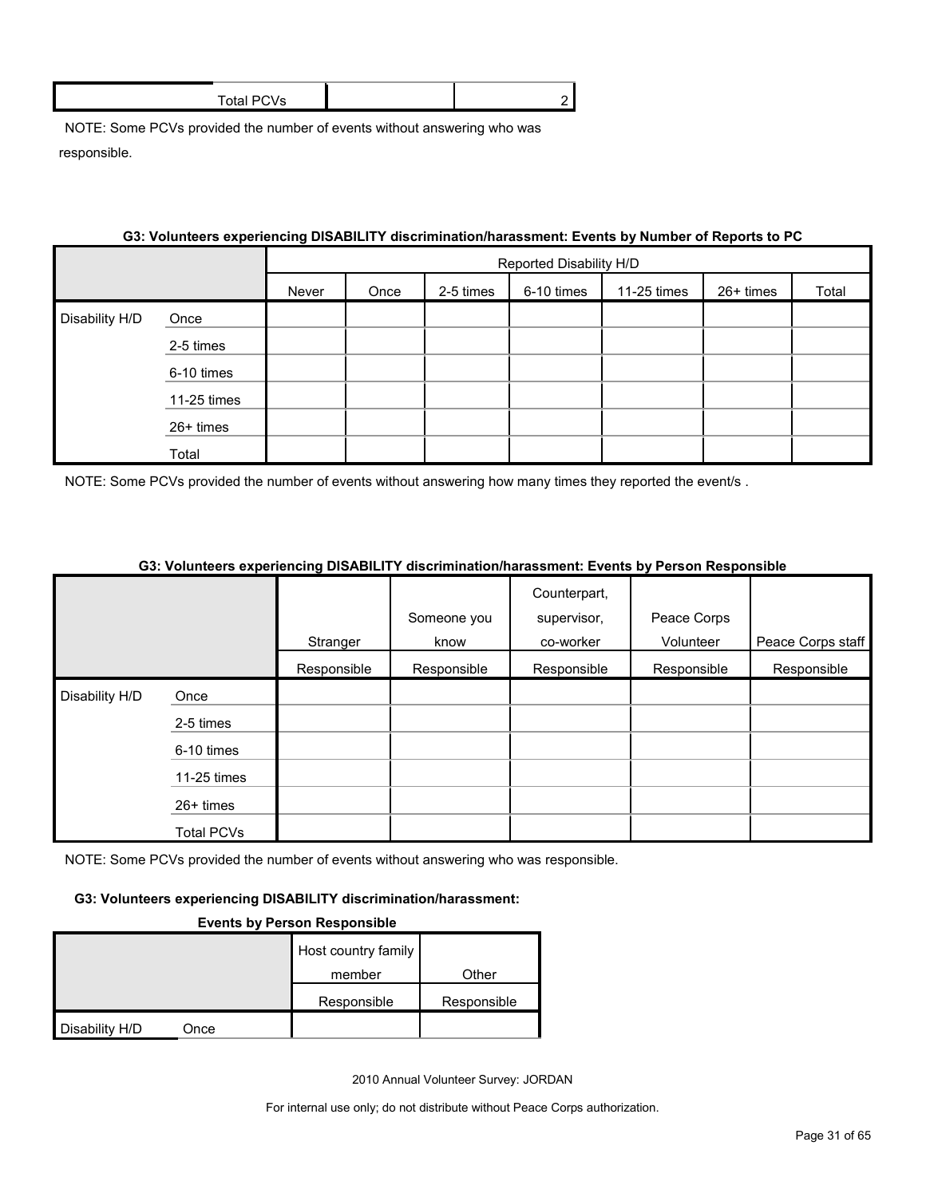| | Total PCVs | | 2 |
|---|---|---|---|

NOTE: Some PCVs provided the number of events without answering who was responsible.

**G3: Volunteers experiencing DISABILITY discrimination/harassment: Events by Number of Reports to PC**

| | | Reported Disability H/D | | | | | | |
|---|---|---|---|---|---|---|---|---|
| | | Never | Once | 2-5 times | 6-10 times | 11-25 times | 26+ times | Total |
| Disability H/D | Once | | | | | | | |
| | 2-5 times | | | | | | | |
| | 6-10 times | | | | | | | |
| | 11-25 times | | | | | | | |
| | 26+ times | | | | | | | |
| | Total | | | | | | | |

NOTE: Some PCVs provided the number of events without answering how many times they reported the event/s .

**G3: Volunteers experiencing DISABILITY discrimination/harassment: Events by Person Responsible**

| | | Stranger | Someone you know | Counterpart, supervisor, co-worker | Peace Corps Volunteer | Peace Corps staff |
|---|---|---|---|---|---|---|
| | | Responsible | Responsible | Responsible | Responsible | Responsible |
| Disability H/D | Once | | | | | |
| | 2-5 times | | | | | |
| | 6-10 times | | | | | |
| | 11-25 times | | | | | |
| | 26+ times | | | | | |
| | Total PCVs | | | | | |

NOTE: Some PCVs provided the number of events without answering who was responsible.

**G3: Volunteers experiencing DISABILITY discrimination/harassment: Events by Person Responsible**

| | | Host country family member | Other |
|---|---|---|---|
| | | Responsible | Responsible |
| Disability H/D | Once | | |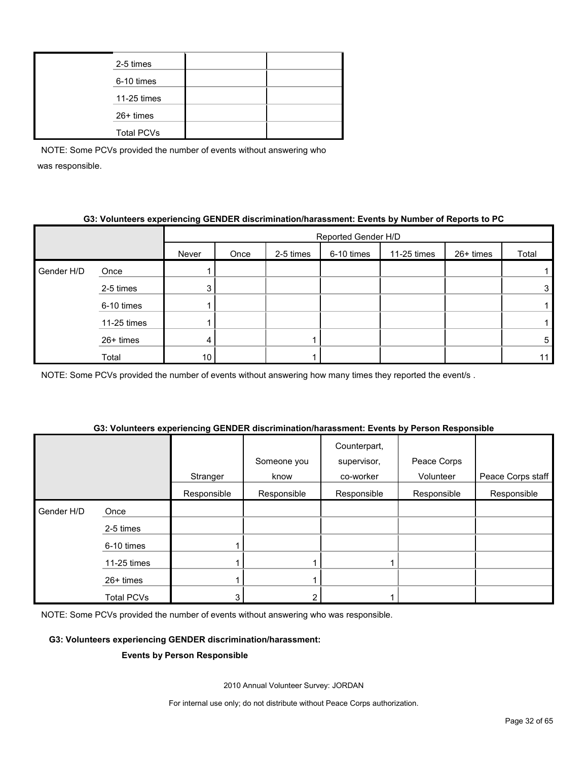| | | | |
|---|---|---|---|
| | 2-5 times | | |
| | 6-10 times | | |
| | 11-25 times | | |
| | 26+ times | | |
| | Total PCVs | | |

NOTE: Some PCVs provided the number of events without answering who was responsible.

**G3: Volunteers experiencing GENDER discrimination/harassment: Events by Number of Reports to PC**

| | | Reported Gender H/D | | | | | | |
|---|---|---|---|---|---|---|---|---|
| | | Never | Once | 2-5 times | 6-10 times | 11-25 times | 26+ times | Total |
| Gender H/D | Once | 1 | | | | | | 1 |
| | 2-5 times | 3 | | | | | | 3 |
| | 6-10 times | 1 | | | | | | 1 |
| | 11-25 times | 1 | | | | | | 1 |
| | 26+ times | 4 | | 1 | | | | 5 |
| | Total | 10 | | 1 | | | | 11 |

NOTE: Some PCVs provided the number of events without answering how many times they reported the event/s .

**G3: Volunteers experiencing GENDER discrimination/harassment: Events by Person Responsible**

| | | Stranger | Someone you know | Counterpart, supervisor, co-worker | Peace Corps Volunteer | Peace Corps staff |
|---|---|---|---|---|---|---|
| | | Responsible | Responsible | Responsible | Responsible | Responsible |
| Gender H/D | Once | | | | | |
| | 2-5 times | | | | | |
| | 6-10 times | 1 | | | | |
| | 11-25 times | 1 | 1 | 1 | | |
| | 26+ times | 1 | 1 | | | |
| | Total PCVs | 3 | 2 | 1 | | |

NOTE: Some PCVs provided the number of events without answering who was responsible.

**G3: Volunteers experiencing GENDER discrimination/harassment:**

**Events by Person Responsible**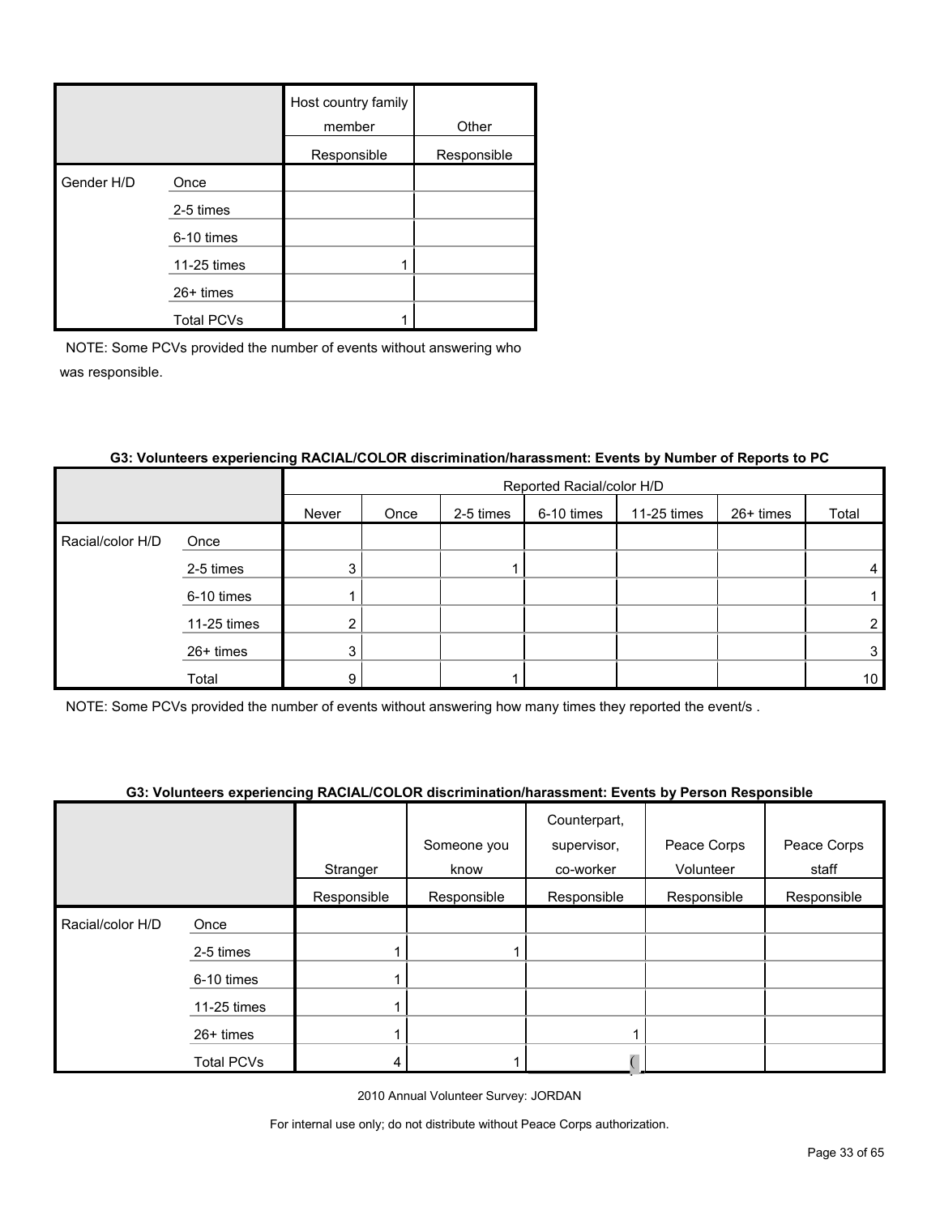| | | Host country family member | Other |
|---|---|---|---|
| | | Responsible | Responsible |
| Gender H/D | Once | | |
| | 2-5 times | | |
| | 6-10 times | | |
| | 11-25 times | 1 | |
| | 26+ times | | |
| | Total PCVs | 1 | |

NOTE: Some PCVs provided the number of events without answering who was responsible.

**G3: Volunteers experiencing RACIAL/COLOR discrimination/harassment: Events by Number of Reports to PC**

| | | Reported Racial/color H/D | | | | | | |
|---|---|---|---|---|---|---|---|---|
| | | Never | Once | 2-5 times | 6-10 times | 11-25 times | 26+ times | Total |
| Racial/color H/D | Once | | | | | | | |
| | 2-5 times | 3 | | 1 | | | | 4 |
| | 6-10 times | 1 | | | | | | 1 |
| | 11-25 times | 2 | | | | | | 2 |
| | 26+ times | 3 | | | | | | 3 |
| | Total | 9 | | 1 | | | | 10 |

NOTE: Some PCVs provided the number of events without answering how many times they reported the event/s .

**G3: Volunteers experiencing RACIAL/COLOR discrimination/harassment: Events by Person Responsible**

| | | Stranger | Someone you know | Counterpart, supervisor, co-worker | Peace Corps Volunteer | Peace Corps staff |
|---|---|---|---|---|---|---|
| | | Responsible | Responsible | Responsible | Responsible | Responsible |
| Racial/color H/D | Once | | | | | |
| | 2-5 times | 1 | 1 | | | |
| | 6-10 times | 1 | | | | |
| | 11-25 times | 1 | | | | |
| | 26+ times | 1 | | 1 | | |
| | Total PCVs | 4 | 1 | ( | | |

2010 Annual Volunteer Survey: JORDAN

For internal use only; do not distribute without Peace Corps authorization.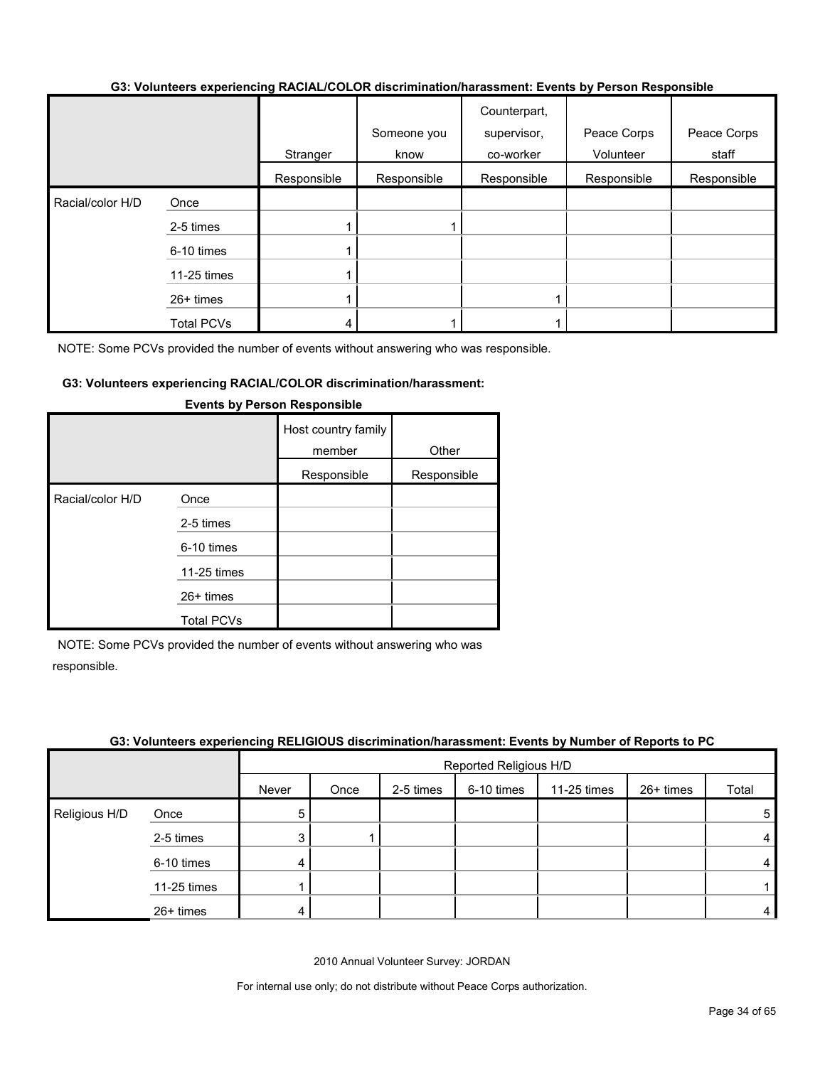### G3: Volunteers experiencing RACIAL/COLOR discrimination/harassment: Events by Person Responsible

| | | Stranger | Someone you know | Counterpart, supervisor, co-worker | Peace Corps Volunteer | Peace Corps staff |
|---|---|---|---|---|---|---|
| | | Responsible | Responsible | Responsible | Responsible | Responsible |
| Racial/color H/D | Once | | | | | |
| | 2-5 times | 1 | 1 | | | |
| | 6-10 times | 1 | | | | |
| | 11-25 times | 1 | | | | |
| | 26+ times | 1 | | 1 | | |
| | Total PCVs | 4 | 1 | 1 | | |

NOTE: Some PCVs provided the number of events without answering who was responsible.

### G3: Volunteers experiencing RACIAL/COLOR discrimination/harassment: Events by Person Responsible

| | | Host country family member | Other |
|---|---|---|---|
| | | Responsible | Responsible |
| Racial/color H/D | Once | | |
| | 2-5 times | | |
| | 6-10 times | | |
| | 11-25 times | | |
| | 26+ times | | |
| | Total PCVs | | |

NOTE: Some PCVs provided the number of events without answering who was responsible.

### G3: Volunteers experiencing RELIGIOUS discrimination/harassment: Events by Number of Reports to PC

| | | Reported Religious H/D | | | | | | |
|---|---|---|---|---|---|---|---|---|
| | | Never | Once | 2-5 times | 6-10 times | 11-25 times | 26+ times | Total |
| Religious H/D | Once | 5 | | | | | | 5 |
| | 2-5 times | 3 | 1 | | | | | 4 |
| | 6-10 times | 4 | | | | | | 4 |
| | 11-25 times | 1 | | | | | | 1 |
| | 26+ times | 4 | | | | | | 4 |

2010 Annual Volunteer Survey: JORDAN

For internal use only; do not distribute without Peace Corps authorization.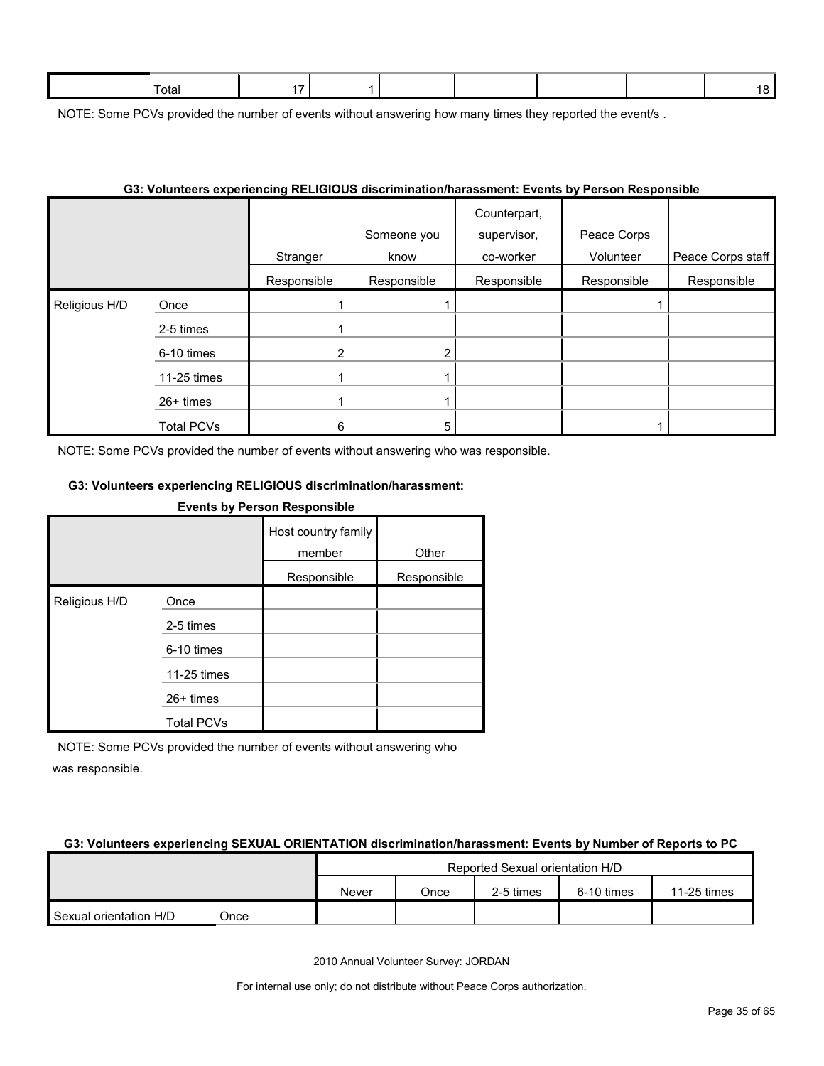| Total | 17 | 1 | | | | | 18 |
|---|---|---|---|---|---|---|---|

NOTE: Some PCVs provided the number of events without answering how many times they reported the event/s .

**G3: Volunteers experiencing RELIGIOUS discrimination/harassment: Events by Person Responsible**

| | | Stranger | Someone you know | Counterpart, supervisor, co-worker | Peace Corps Volunteer | Peace Corps staff |
|---|---|---|---|---|---|---|
| | | Responsible | Responsible | Responsible | Responsible | Responsible |
| Religious H/D | Once | 1 | 1 | | 1 | |
| | 2-5 times | 1 | | | | |
| | 6-10 times | 2 | 2 | | | |
| | 11-25 times | 1 | 1 | | | |
| | 26+ times | 1 | 1 | | | |
| | Total PCVs | 6 | 5 | | 1 | |

NOTE: Some PCVs provided the number of events without answering who was responsible.

**G3: Volunteers experiencing RELIGIOUS discrimination/harassment: Events by Person Responsible**

| | | Host country family member | Other |
|---|---|---|---|
| | | Responsible | Responsible |
| Religious H/D | Once | | |
| | 2-5 times | | |
| | 6-10 times | | |
| | 11-25 times | | |
| | 26+ times | | |
| | Total PCVs | | |

NOTE: Some PCVs provided the number of events without answering who was responsible.

**G3: Volunteers experiencing SEXUAL ORIENTATION discrimination/harassment: Events by Number of Reports to PC**

| | | Reported Sexual orientation H/D | | | | |
|---|---|---|---|---|---|---|
| | | Never | Once | 2-5 times | 6-10 times | 11-25 times |
| Sexual orientation H/D | Once | | | | | |

2010 Annual Volunteer Survey: JORDAN

For internal use only; do not distribute without Peace Corps authorization.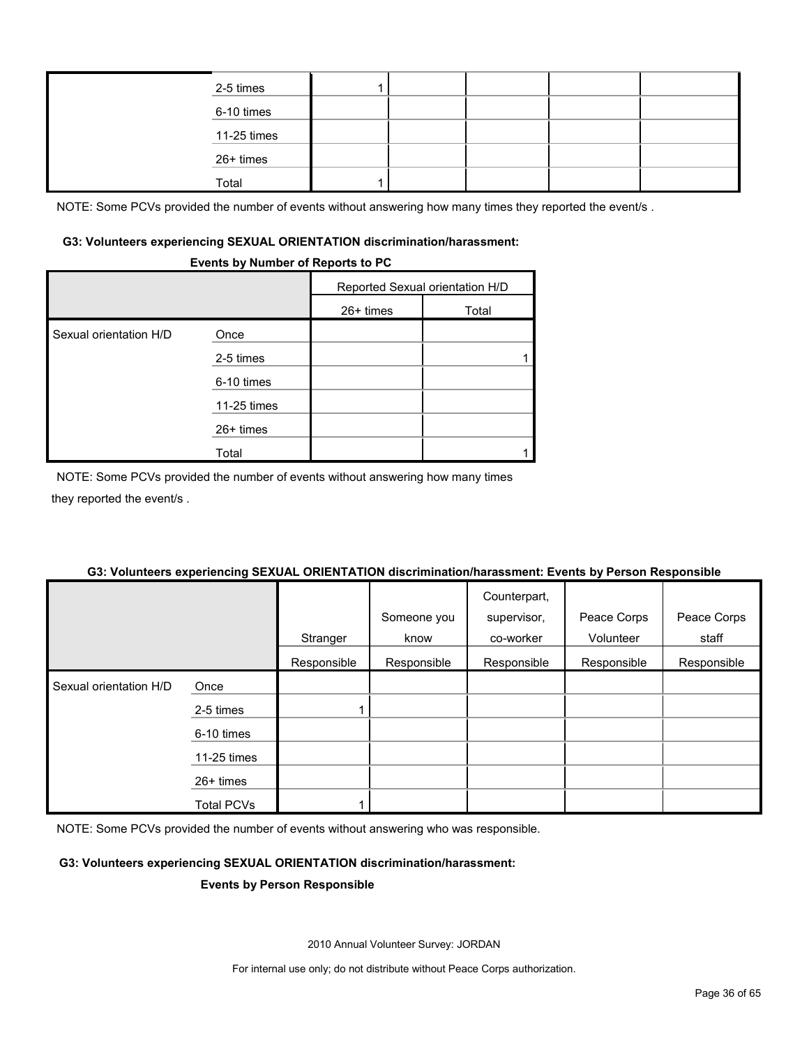| | | | | | | |
|---|---|---|---|---|---|---|
| | 2-5 times | 1 | | | | |
| | 6-10 times | | | | | |
| | 11-25 times | | | | | |
| | 26+ times | | | | | |
| | Total | 1 | | | | |

NOTE: Some PCVs provided the number of events without answering how many times they reported the event/s .

**G3: Volunteers experiencing SEXUAL ORIENTATION discrimination/harassment:**

**Events by Number of Reports to PC**

| | | Reported Sexual orientation H/D | |
|---|---|---|---|
| | | 26+ times | Total |
| Sexual orientation H/D | Once | | |
| | 2-5 times | | 1 |
| | 6-10 times | | |
| | 11-25 times | | |
| | 26+ times | | |
| | Total | | 1 |

NOTE: Some PCVs provided the number of events without answering how many times they reported the event/s .

**G3: Volunteers experiencing SEXUAL ORIENTATION discrimination/harassment: Events by Person Responsible**

| | | Stranger | Someone you know | Counterpart, supervisor, co-worker | Peace Corps Volunteer | Peace Corps staff |
|---|---|---|---|---|---|---|
| | | Responsible | Responsible | Responsible | Responsible | Responsible |
| Sexual orientation H/D | Once | | | | | |
| | 2-5 times | 1 | | | | |
| | 6-10 times | | | | | |
| | 11-25 times | | | | | |
| | 26+ times | | | | | |
| | Total PCVs | 1 | | | | |

NOTE: Some PCVs provided the number of events without answering who was responsible.

**G3: Volunteers experiencing SEXUAL ORIENTATION discrimination/harassment:**

**Events by Person Responsible**

2010 Annual Volunteer Survey: JORDAN

For internal use only; do not distribute without Peace Corps authorization.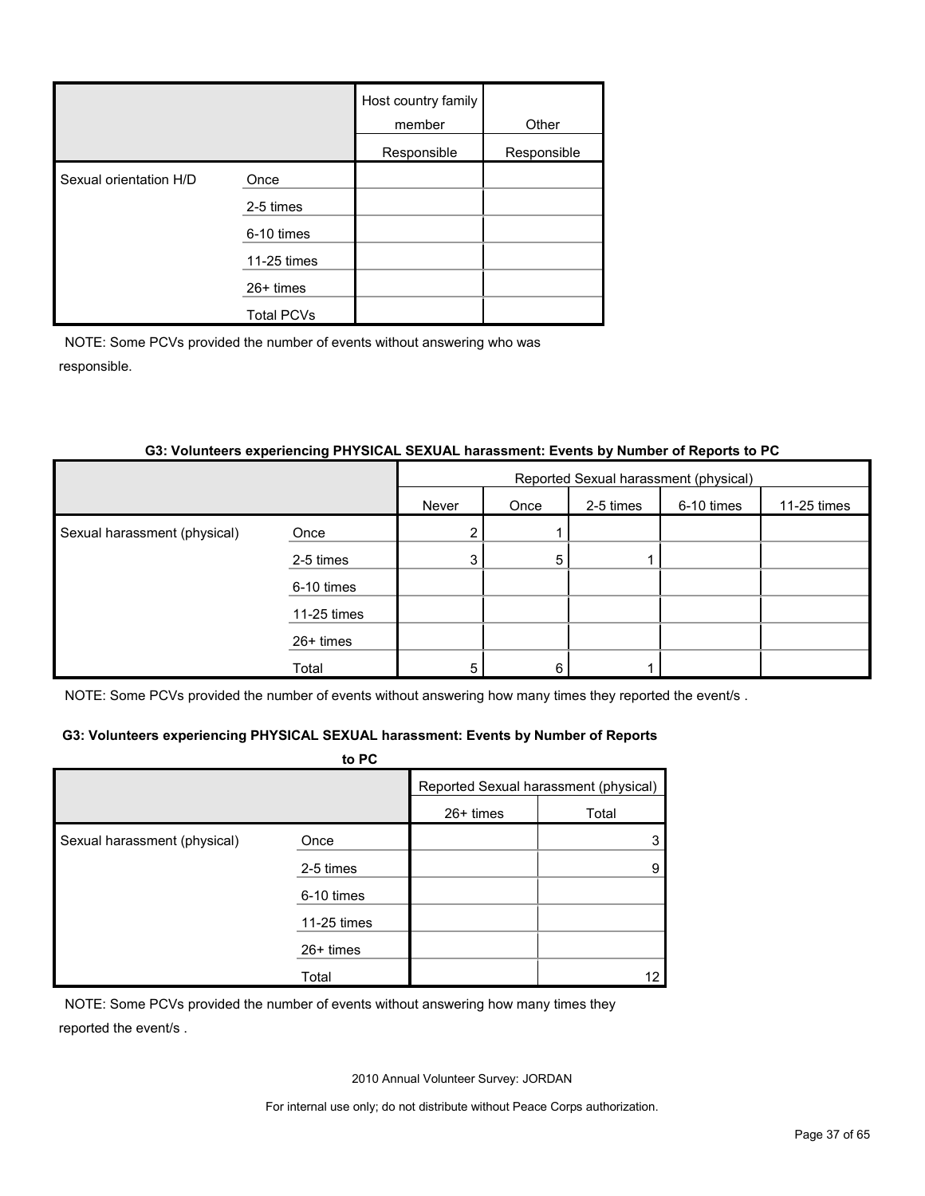| | | Host country family member | Other |
|---|---|---|---|
| | | Responsible | Responsible |
| Sexual orientation H/D | Once | | |
| | 2-5 times | | |
| | 6-10 times | | |
| | 11-25 times | | |
| | 26+ times | | |
| | Total PCVs | | |

NOTE: Some PCVs provided the number of events without answering who was responsible.

**G3: Volunteers experiencing PHYSICAL SEXUAL harassment: Events by Number of Reports to PC**

| | | Reported Sexual harassment (physical) | | | | |
|---|---|---|---|---|---|---|
| | | Never | Once | 2-5 times | 6-10 times | 11-25 times |
| Sexual harassment (physical) | Once | 2 | 1 | | | |
| | 2-5 times | 3 | 5 | 1 | | |
| | 6-10 times | | | | | |
| | 11-25 times | | | | | |
| | 26+ times | | | | | |
| | Total | 5 | 6 | 1 | | |

NOTE: Some PCVs provided the number of events without answering how many times they reported the event/s .

**G3: Volunteers experiencing PHYSICAL SEXUAL harassment: Events by Number of Reports to PC**

| | | Reported Sexual harassment (physical) | |
|---|---|---|---|
| | | 26+ times | Total |
| Sexual harassment (physical) | Once | | 3 |
| | 2-5 times | | 9 |
| | 6-10 times | | |
| | 11-25 times | | |
| | 26+ times | | |
| | Total | | 12 |

NOTE: Some PCVs provided the number of events without answering how many times they reported the event/s .

2010 Annual Volunteer Survey: JORDAN

For internal use only; do not distribute without Peace Corps authorization.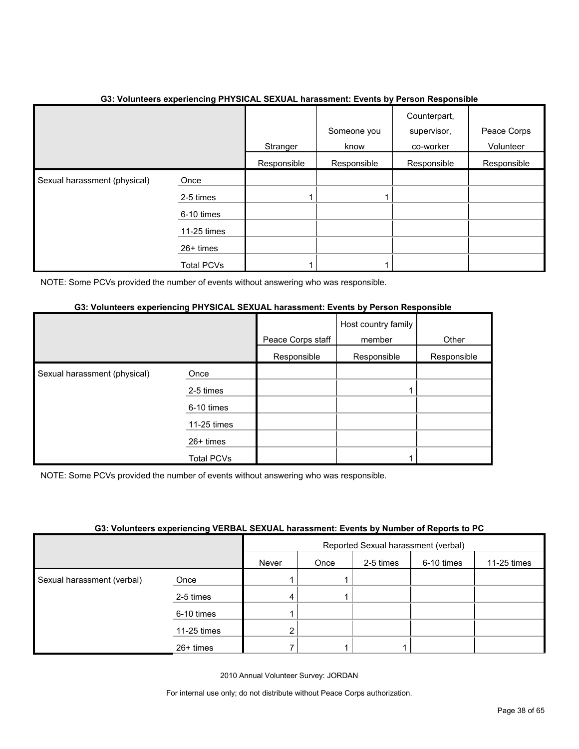### G3: Volunteers experiencing PHYSICAL SEXUAL harassment: Events by Person Responsible

| | | Stranger Responsible | Someone you know Responsible | Counterpart, supervisor, co-worker Responsible | Peace Corps Volunteer Responsible |
|---|---|---|---|---|---|
| Sexual harassment (physical) | Once | | | | |
| | 2-5 times | 1 | 1 | | |
| | 6-10 times | | | | |
| | 11-25 times | | | | |
| | 26+ times | | | | |
| | Total PCVs | 1 | 1 | | |

NOTE: Some PCVs provided the number of events without answering who was responsible.

### G3: Volunteers experiencing PHYSICAL SEXUAL harassment: Events by Person Responsible

| | | Peace Corps staff Responsible | Host country family member Responsible | Other Responsible |
|---|---|---|---|---|
| Sexual harassment (physical) | Once | | | |
| | 2-5 times | | 1 | |
| | 6-10 times | | | |
| | 11-25 times | | | |
| | 26+ times | | | |
| | Total PCVs | | 1 | |

NOTE: Some PCVs provided the number of events without answering who was responsible.

### G3: Volunteers experiencing VERBAL SEXUAL harassment: Events by Number of Reports to PC

| | | Reported Sexual harassment (verbal) | | | | |
|---|---|---|---|---|---|---|
| | | Never | Once | 2-5 times | 6-10 times | 11-25 times |
| Sexual harassment (verbal) | Once | 1 | 1 | | | |
| | 2-5 times | 4 | 1 | | | |
| | 6-10 times | 1 | | | | |
| | 11-25 times | 2 | | | | |
| | 26+ times | 7 | 1 | 1 | | |

2010 Annual Volunteer Survey: JORDAN

For internal use only; do not distribute without Peace Corps authorization.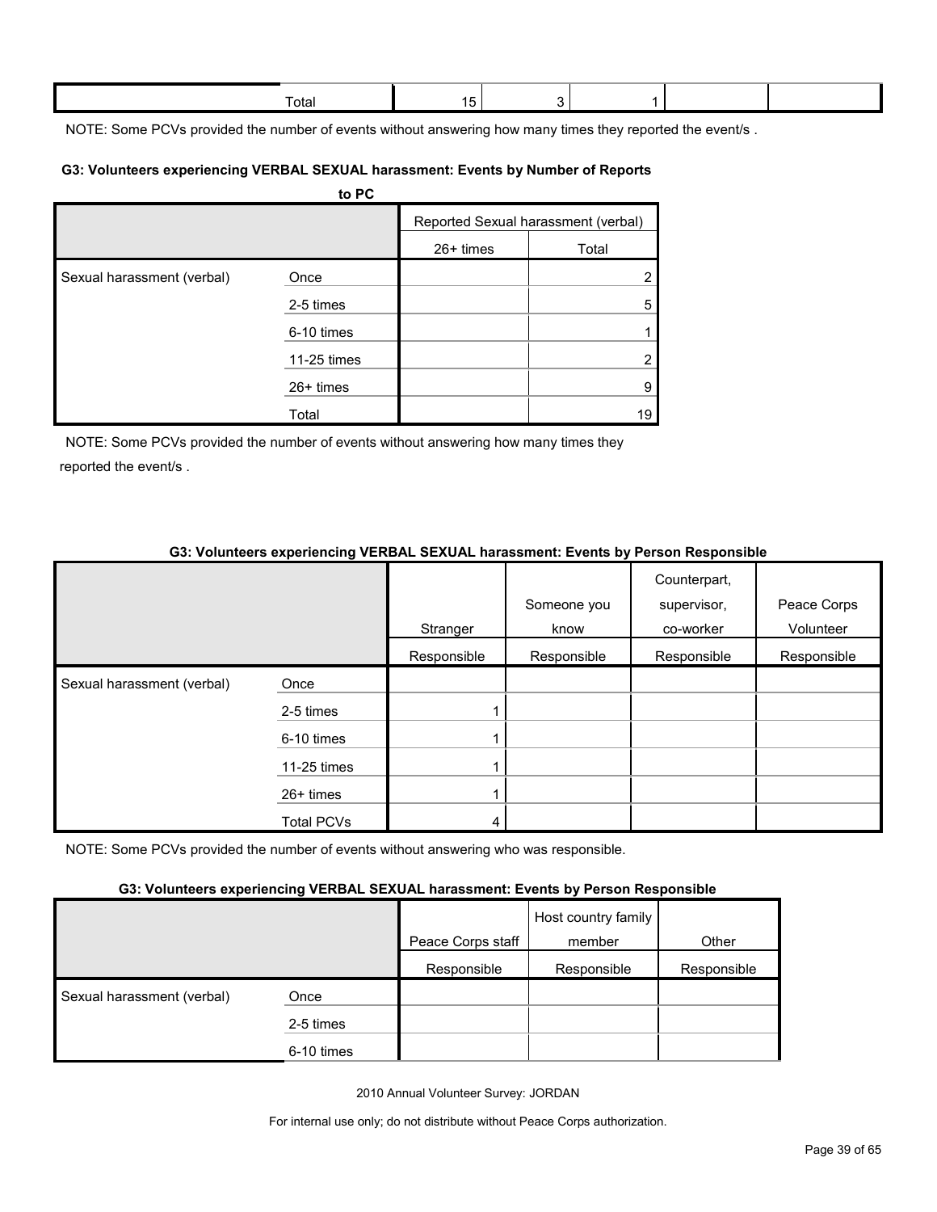| | Total | 15 | 3 | 1 | | |
|---|---|---|---|---|---|---|

NOTE: Some PCVs provided the number of events without answering how many times they reported the event/s .

**G3: Volunteers experiencing VERBAL SEXUAL harassment: Events by Number of Reports to PC**

| | | Reported Sexual harassment (verbal) | |
|---|---|---|---|
| | | 26+ times | Total |
| Sexual harassment (verbal) | Once | | 2 |
| | 2-5 times | | 5 |
| | 6-10 times | | 1 |
| | 11-25 times | | 2 |
| | 26+ times | | 9 |
| | Total | | 19 |

NOTE: Some PCVs provided the number of events without answering how many times they reported the event/s .

**G3: Volunteers experiencing VERBAL SEXUAL harassment: Events by Person Responsible**

| | | Stranger | Someone you know | Counterpart, supervisor, co-worker | Peace Corps Volunteer |
|---|---|---|---|---|---|
| | | Responsible | Responsible | Responsible | Responsible |
| Sexual harassment (verbal) | Once | | | | |
| | 2-5 times | 1 | | | |
| | 6-10 times | 1 | | | |
| | 11-25 times | 1 | | | |
| | 26+ times | 1 | | | |
| | Total PCVs | 4 | | | |

NOTE: Some PCVs provided the number of events without answering who was responsible.

**G3: Volunteers experiencing VERBAL SEXUAL harassment: Events by Person Responsible**

| | | Peace Corps staff | Host country family member | Other |
|---|---|---|---|---|
| | | Responsible | Responsible | Responsible |
| Sexual harassment (verbal) | Once | | | |
| | 2-5 times | | | |
| | 6-10 times | | | |

2010 Annual Volunteer Survey: JORDAN

For internal use only; do not distribute without Peace Corps authorization.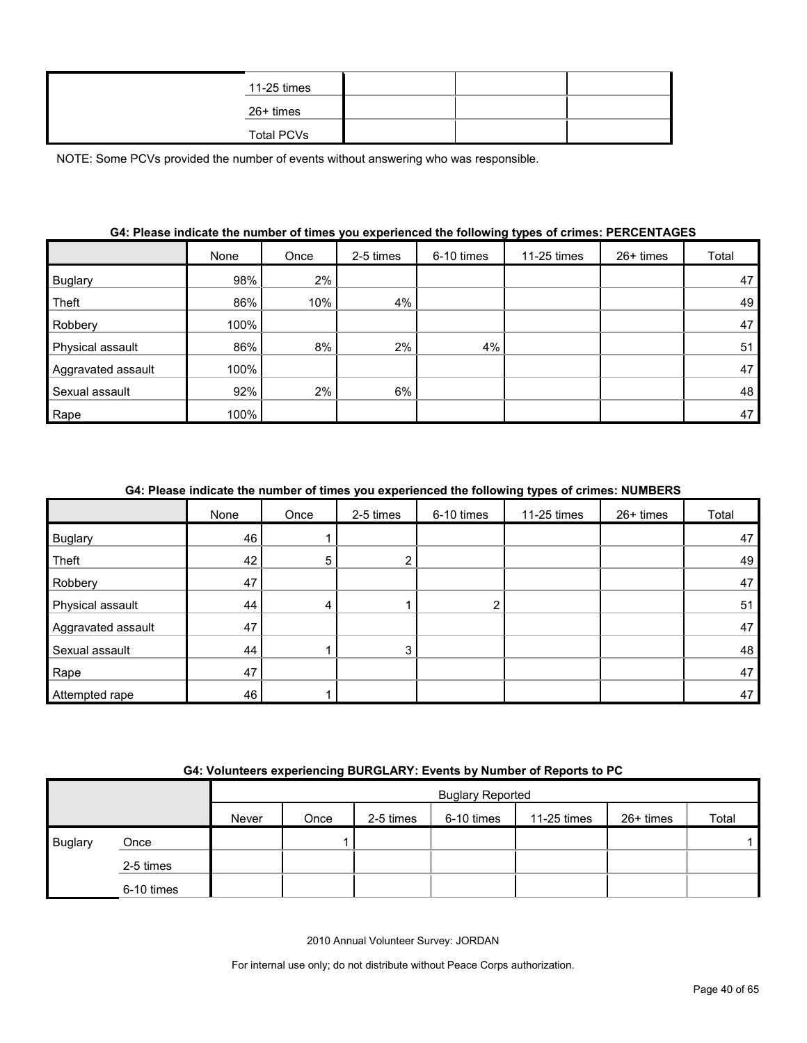| | | | | |
|---|---|---|---|---|
| | 11-25 times | | | |
| | 26+ times | | | |
| | Total PCVs | | | |

NOTE: Some PCVs provided the number of events without answering who was responsible.

**G4: Please indicate the number of times you experienced the following types of crimes: PERCENTAGES**

| | None | Once | 2-5 times | 6-10 times | 11-25 times | 26+ times | Total |
|---|---|---|---|---|---|---|---|
| Buglary | 98% | 2% | | | | | 47 |
| Theft | 86% | 10% | 4% | | | | 49 |
| Robbery | 100% | | | | | | 47 |
| Physical assault | 86% | 8% | 2% | 4% | | | 51 |
| Aggravated assault | 100% | | | | | | 47 |
| Sexual assault | 92% | 2% | 6% | | | | 48 |
| Rape | 100% | | | | | | 47 |

**G4: Please indicate the number of times you experienced the following types of crimes: NUMBERS**

| | None | Once | 2-5 times | 6-10 times | 11-25 times | 26+ times | Total |
|---|---|---|---|---|---|---|---|
| Buglary | 46 | 1 | | | | | 47 |
| Theft | 42 | 5 | 2 | | | | 49 |
| Robbery | 47 | | | | | | 47 |
| Physical assault | 44 | 4 | 1 | 2 | | | 51 |
| Aggravated assault | 47 | | | | | | 47 |
| Sexual assault | 44 | 1 | 3 | | | | 48 |
| Rape | 47 | | | | | | 47 |
| Attempted rape | 46 | 1 | | | | | 47 |

**G4: Volunteers experiencing BURGLARY: Events by Number of Reports to PC**

| | | Buglary Reported | | | | | | |
|---|---|---|---|---|---|---|---|---|
| | | Never | Once | 2-5 times | 6-10 times | 11-25 times | 26+ times | Total |
| Buglary | Once | | 1 | | | | | 1 |
| | 2-5 times | | | | | | | |
| | 6-10 times | | | | | | | |

2010 Annual Volunteer Survey: JORDAN

For internal use only; do not distribute without Peace Corps authorization.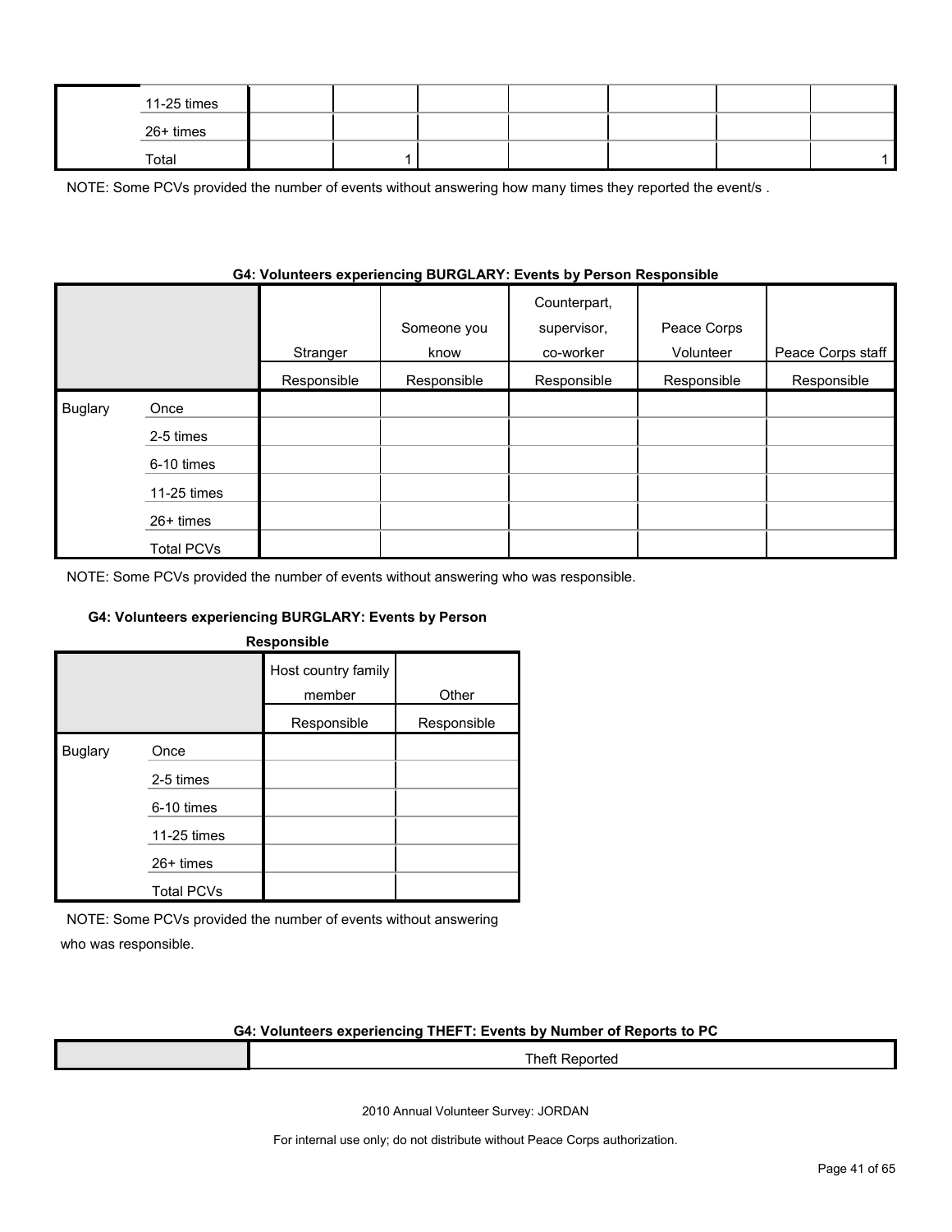| | | | | | | | | |
|---|---|---|---|---|---|---|---|---|
| | 11-25 times | | | | | | | |
| | 26+ times | | | | | | | |
| | Total | | 1 | | | | | 1 |

NOTE: Some PCVs provided the number of events without answering how many times they reported the event/s .

**G4: Volunteers experiencing BURGLARY: Events by Person Responsible**

| | | Stranger | Someone you know | Counterpart, supervisor, co-worker | Peace Corps Volunteer | Peace Corps staff |
|---|---|---|---|---|---|---|
| | | Responsible | Responsible | Responsible | Responsible | Responsible |
| Buglary | Once | | | | | |
| | 2-5 times | | | | | |
| | 6-10 times | | | | | |
| | 11-25 times | | | | | |
| | 26+ times | | | | | |
| | Total PCVs | | | | | |

NOTE: Some PCVs provided the number of events without answering who was responsible.

**G4: Volunteers experiencing BURGLARY: Events by Person Responsible**

| | | Host country family member | Other |
|---|---|---|---|
| | | Responsible | Responsible |
| Buglary | Once | | |
| | 2-5 times | | |
| | 6-10 times | | |
| | 11-25 times | | |
| | 26+ times | | |
| | Total PCVs | | |

NOTE: Some PCVs provided the number of events without answering who was responsible.

**G4: Volunteers experiencing THEFT: Events by Number of Reports to PC**

| | Theft Reported |
|---|---|

2010 Annual Volunteer Survey: JORDAN

For internal use only; do not distribute without Peace Corps authorization.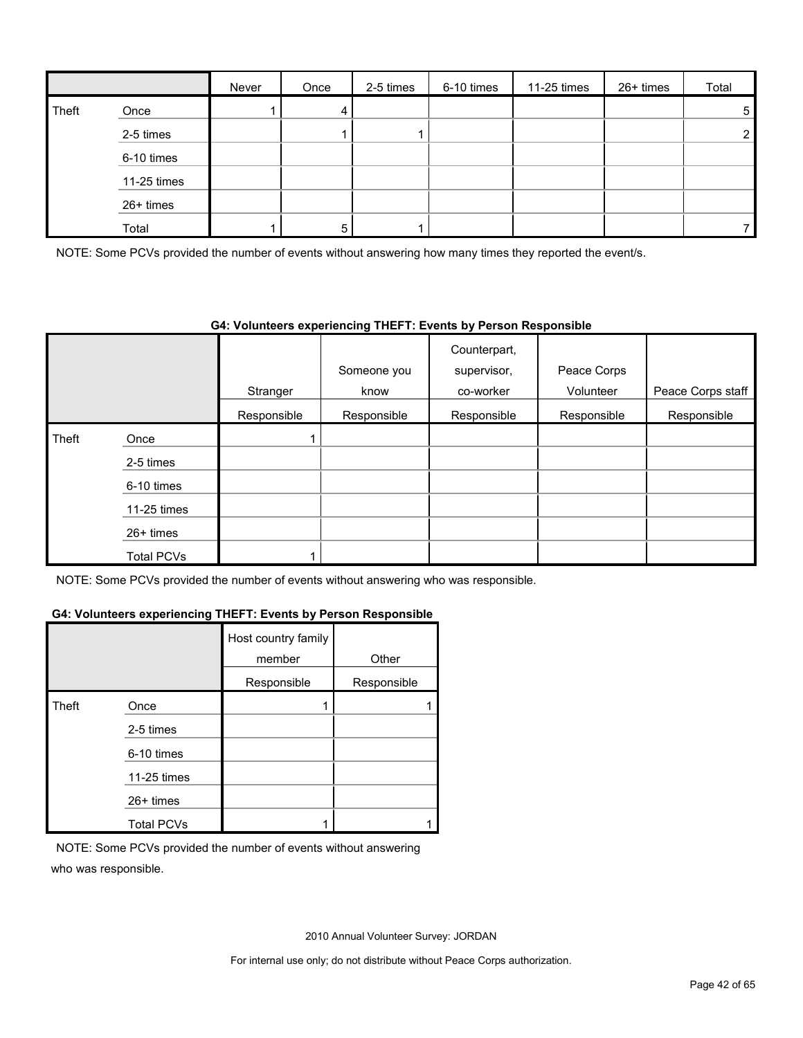| | | Never | Once | 2-5 times | 6-10 times | 11-25 times | 26+ times | Total |
|---|---|---|---|---|---|---|---|---|
| Theft | Once | 1 | 4 | | | | | 5 |
| | 2-5 times | | 1 | 1 | | | | 2 |
| | 6-10 times | | | | | | | |
| | 11-25 times | | | | | | | |
| | 26+ times | | | | | | | |
| | Total | 1 | 5 | 1 | | | | 7 |

NOTE: Some PCVs provided the number of events without answering how many times they reported the event/s.

**G4: Volunteers experiencing THEFT: Events by Person Responsible**

| | | Stranger | Someone you know | Counterpart, supervisor, co-worker | Peace Corps Volunteer | Peace Corps staff |
|---|---|---|---|---|---|---|
| | | Responsible | Responsible | Responsible | Responsible | Responsible |
| Theft | Once | 1 | | | | |
| | 2-5 times | | | | | |
| | 6-10 times | | | | | |
| | 11-25 times | | | | | |
| | 26+ times | | | | | |
| | Total PCVs | 1 | | | | |

NOTE: Some PCVs provided the number of events without answering who was responsible.

**G4: Volunteers experiencing THEFT: Events by Person Responsible**

| | | Host country family member | Other |
|---|---|---|---|
| | | Responsible | Responsible |
| Theft | Once | 1 | 1 |
| | 2-5 times | | |
| | 6-10 times | | |
| | 11-25 times | | |
| | 26+ times | | |
| | Total PCVs | 1 | 1 |

NOTE: Some PCVs provided the number of events without answering who was responsible.

2010 Annual Volunteer Survey: JORDAN

For internal use only; do not distribute without Peace Corps authorization.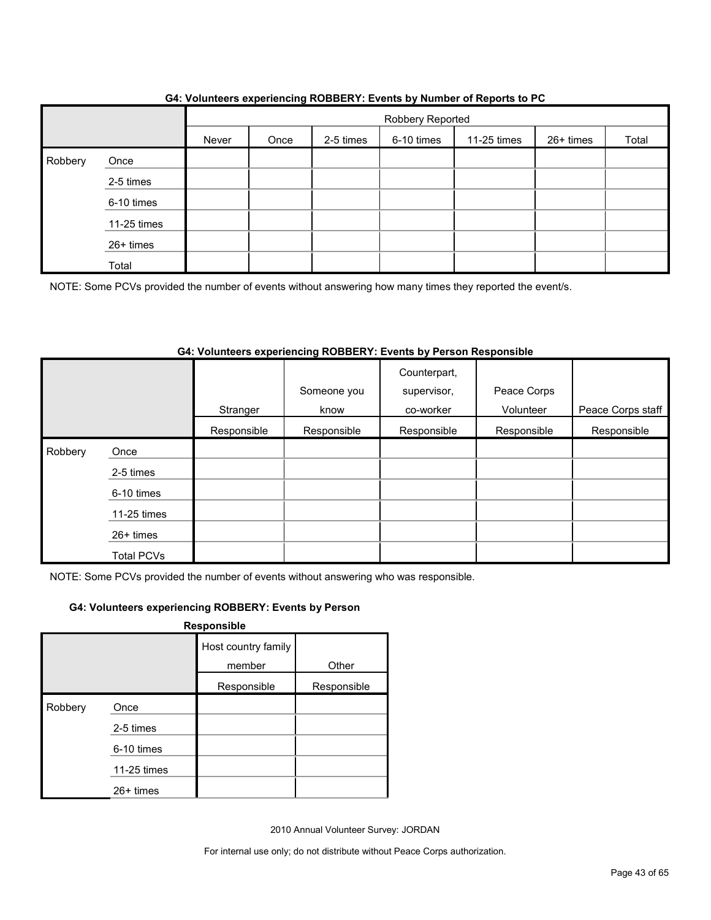**G4: Volunteers experiencing ROBBERY: Events by Number of Reports to PC**

| | | Robbery Reported | | | | | | |
|---|---|---|---|---|---|---|---|---|
| | | Never | Once | 2-5 times | 6-10 times | 11-25 times | 26+ times | Total |
| Robbery | Once | | | | | | | |
| | 2-5 times | | | | | | | |
| | 6-10 times | | | | | | | |
| | 11-25 times | | | | | | | |
| | 26+ times | | | | | | | |
| | Total | | | | | | | |

NOTE: Some PCVs provided the number of events without answering how many times they reported the event/s.

**G4: Volunteers experiencing ROBBERY: Events by Person Responsible**

| | | Stranger | Someone you know | Counterpart, supervisor, co-worker | Peace Corps Volunteer | Peace Corps staff |
|---|---|---|---|---|---|---|
| | | Responsible | Responsible | Responsible | Responsible | Responsible |
| Robbery | Once | | | | | |
| | 2-5 times | | | | | |
| | 6-10 times | | | | | |
| | 11-25 times | | | | | |
| | 26+ times | | | | | |
| | Total PCVs | | | | | |

NOTE: Some PCVs provided the number of events without answering who was responsible.

**G4: Volunteers experiencing ROBBERY: Events by Person Responsible**

| | | Host country family member | Other |
|---|---|---|---|
| | | Responsible | Responsible |
| Robbery | Once | | |
| | 2-5 times | | |
| | 6-10 times | | |
| | 11-25 times | | |
| | 26+ times | | |

2010 Annual Volunteer Survey: JORDAN

For internal use only; do not distribute without Peace Corps authorization.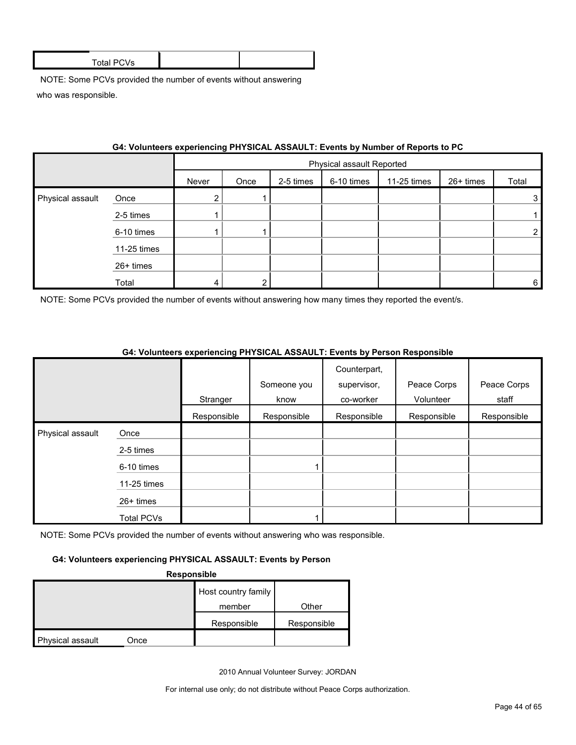| Total PCVs | | |
|---|---|---|

NOTE: Some PCVs provided the number of events without answering who was responsible.

**G4: Volunteers experiencing PHYSICAL ASSAULT: Events by Number of Reports to PC**

| | | Physical assault Reported | | | | | | |
|---|---|---|---|---|---|---|---|---|
| | | Never | Once | 2-5 times | 6-10 times | 11-25 times | 26+ times | Total |
| Physical assault | Once | 2 | 1 | | | | | 3 |
| | 2-5 times | 1 | | | | | | 1 |
| | 6-10 times | 1 | 1 | | | | | 2 |
| | 11-25 times | | | | | | | |
| | 26+ times | | | | | | | |
| | Total | 4 | 2 | | | | | 6 |

NOTE: Some PCVs provided the number of events without answering how many times they reported the event/s.

**G4: Volunteers experiencing PHYSICAL ASSAULT: Events by Person Responsible**

| | | Stranger | Someone you know | Counterpart, supervisor, co-worker | Peace Corps Volunteer | Peace Corps staff |
|---|---|---|---|---|---|---|
| | | Responsible | Responsible | Responsible | Responsible | Responsible |
| Physical assault | Once | | | | | |
| | 2-5 times | | | | | |
| | 6-10 times | | 1 | | | |
| | 11-25 times | | | | | |
| | 26+ times | | | | | |
| | Total PCVs | | 1 | | | |

NOTE: Some PCVs provided the number of events without answering who was responsible.

**G4: Volunteers experiencing PHYSICAL ASSAULT: Events by Person Responsible**

| | | Host country family member | Other |
|---|---|---|---|
| | | Responsible | Responsible |
| Physical assault | Once | | |

2010 Annual Volunteer Survey: JORDAN

For internal use only; do not distribute without Peace Corps authorization.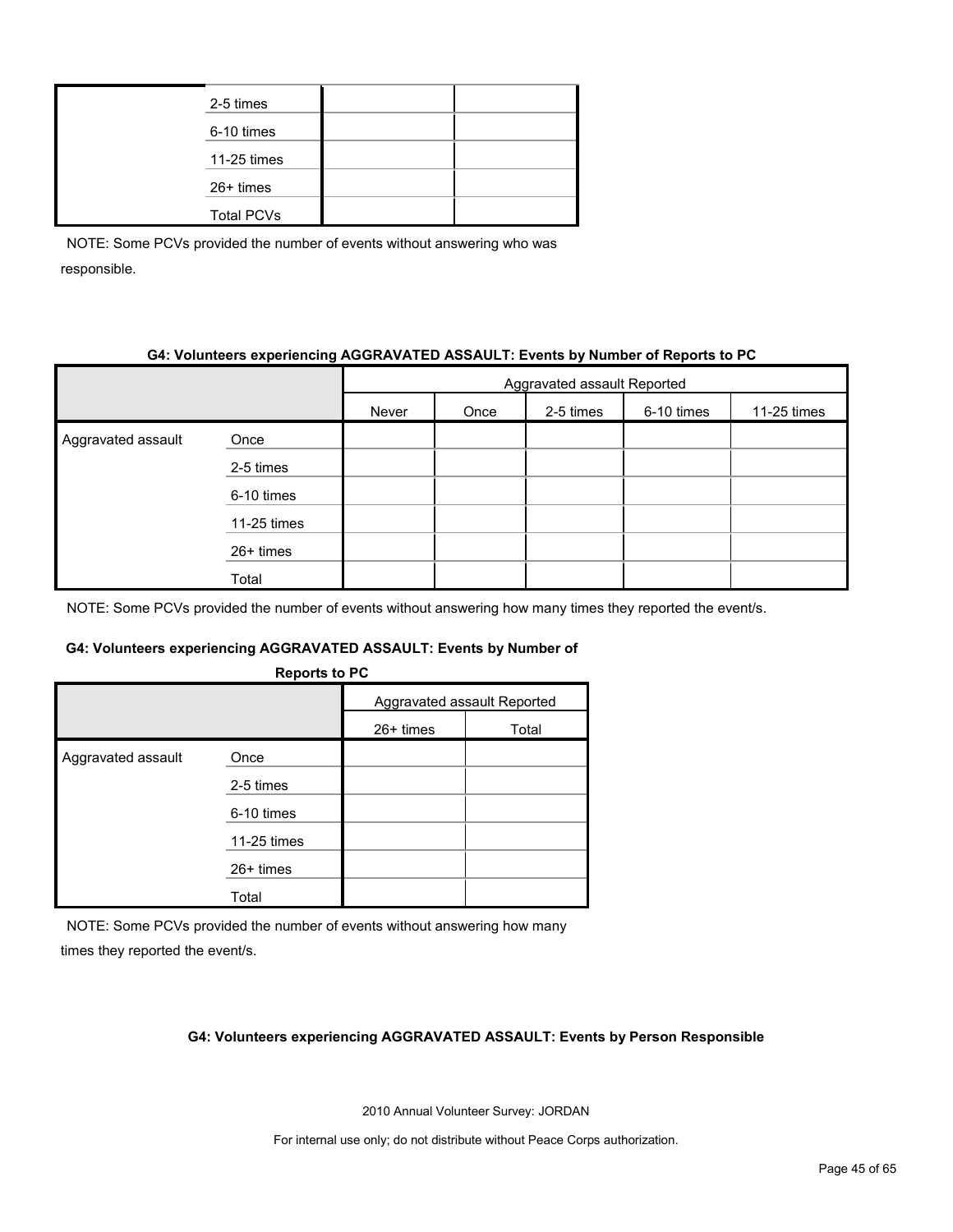| | | | |
|---|---|---|---|
| | 2-5 times | | |
| | 6-10 times | | |
| | 11-25 times | | |
| | 26+ times | | |
| | Total PCVs | | |

NOTE: Some PCVs provided the number of events without answering who was responsible.

**G4: Volunteers experiencing AGGRAVATED ASSAULT: Events by Number of Reports to PC**

| | | Aggravated assault Reported | | | | |
|---|---|---|---|---|---|---|
| | | Never | Once | 2-5 times | 6-10 times | 11-25 times |
| Aggravated assault | Once | | | | | |
| | 2-5 times | | | | | |
| | 6-10 times | | | | | |
| | 11-25 times | | | | | |
| | 26+ times | | | | | |
| | Total | | | | | |

NOTE: Some PCVs provided the number of events without answering how many times they reported the event/s.

**G4: Volunteers experiencing AGGRAVATED ASSAULT: Events by Number of Reports to PC**

| | | Aggravated assault Reported | |
|---|---|---|---|
| | | 26+ times | Total |
| Aggravated assault | Once | | |
| | 2-5 times | | |
| | 6-10 times | | |
| | 11-25 times | | |
| | 26+ times | | |
| | Total | | |

NOTE: Some PCVs provided the number of events without answering how many times they reported the event/s.

**G4: Volunteers experiencing AGGRAVATED ASSAULT: Events by Person Responsible**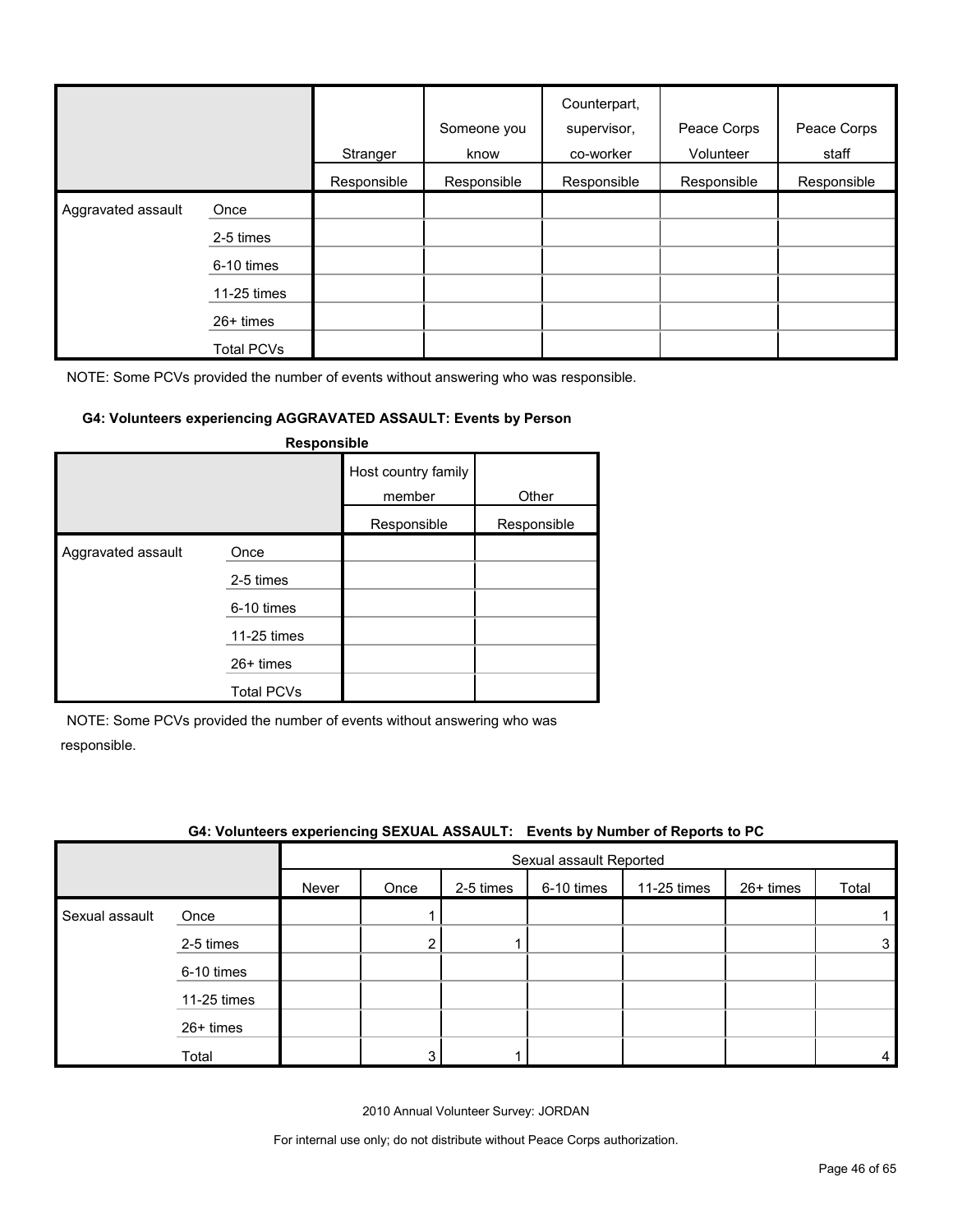| | | Stranger | Someone you know | Counterpart, supervisor, co-worker | Peace Corps Volunteer | Peace Corps staff |
|---|---|---|---|---|---|---|
| | | Responsible | Responsible | Responsible | Responsible | Responsible |
| Aggravated assault | Once | | | | | |
| | 2-5 times | | | | | |
| | 6-10 times | | | | | |
| | 11-25 times | | | | | |
| | 26+ times | | | | | |
| | Total PCVs | | | | | |

NOTE: Some PCVs provided the number of events without answering who was responsible.

**G4: Volunteers experiencing AGGRAVATED ASSAULT: Events by Person Responsible**

| | | Host country family member | Other |
|---|---|---|---|
| | | Responsible | Responsible |
| Aggravated assault | Once | | |
| | 2-5 times | | |
| | 6-10 times | | |
| | 11-25 times | | |
| | 26+ times | | |
| | Total PCVs | | |

NOTE: Some PCVs provided the number of events without answering who was responsible.

**G4: Volunteers experiencing SEXUAL ASSAULT: Events by Number of Reports to PC**

| | | Sexual assault Reported | | | | | | |
|---|---|---|---|---|---|---|---|---|
| | | Never | Once | 2-5 times | 6-10 times | 11-25 times | 26+ times | Total |
| Sexual assault | Once | | 1 | | | | | 1 |
| | 2-5 times | | 2 | 1 | | | | 3 |
| | 6-10 times | | | | | | | |
| | 11-25 times | | | | | | | |
| | 26+ times | | | | | | | |
| | Total | | 3 | 1 | | | | 4 |

2010 Annual Volunteer Survey: JORDAN

For internal use only; do not distribute without Peace Corps authorization.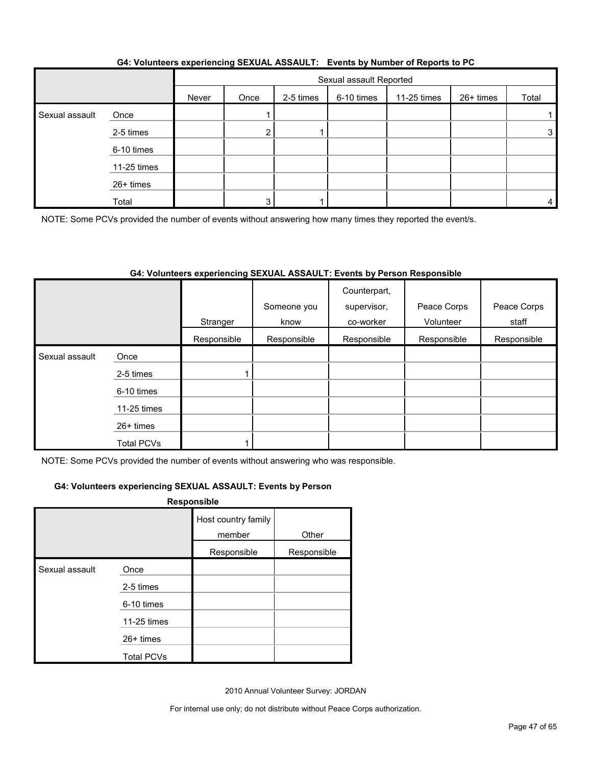**G4: Volunteers experiencing SEXUAL ASSAULT: Events by Number of Reports to PC**

| | | Sexual assault Reported | | | | | | |
|---|---|---|---|---|---|---|---|---|
| | | Never | Once | 2-5 times | 6-10 times | 11-25 times | 26+ times | Total |
| Sexual assault | Once | | 1 | | | | | 1 |
| | 2-5 times | | 2 | 1 | | | | 3 |
| | 6-10 times | | | | | | | |
| | 11-25 times | | | | | | | |
| | 26+ times | | | | | | | |
| | Total | | 3 | 1 | | | | 4 |

NOTE: Some PCVs provided the number of events without answering how many times they reported the event/s.

**G4: Volunteers experiencing SEXUAL ASSAULT: Events by Person Responsible**

| | | Stranger | Someone you know | Counterpart, supervisor, co-worker | Peace Corps Volunteer | Peace Corps staff |
|---|---|---|---|---|---|---|
| | | Responsible | Responsible | Responsible | Responsible | Responsible |
| Sexual assault | Once | | | | | |
| | 2-5 times | 1 | | | | |
| | 6-10 times | | | | | |
| | 11-25 times | | | | | |
| | 26+ times | | | | | |
| | Total PCVs | 1 | | | | |

NOTE: Some PCVs provided the number of events without answering who was responsible.

**G4: Volunteers experiencing SEXUAL ASSAULT: Events by Person Responsible**

| | | Host country family member | Other |
|---|---|---|---|
| | | Responsible | Responsible |
| Sexual assault | Once | | |
| | 2-5 times | | |
| | 6-10 times | | |
| | 11-25 times | | |
| | 26+ times | | |
| | Total PCVs | | |

2010 Annual Volunteer Survey: JORDAN

For internal use only; do not distribute without Peace Corps authorization.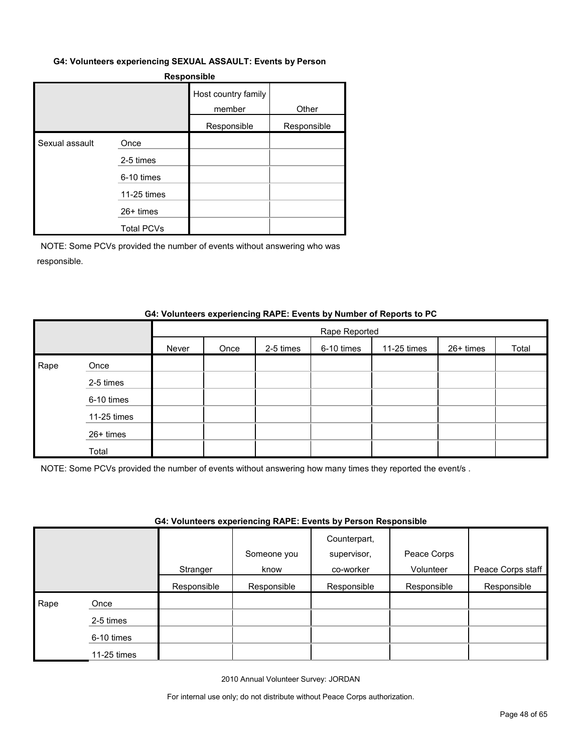**G4: Volunteers experiencing SEXUAL ASSAULT: Events by Person Responsible**

| | | Host country family member | Other |
|---|---|---|---|
| | | Responsible | Responsible |
| Sexual assault | Once | | |
| | 2-5 times | | |
| | 6-10 times | | |
| | 11-25 times | | |
| | 26+ times | | |
| | Total PCVs | | |

NOTE: Some PCVs provided the number of events without answering who was responsible.

**G4: Volunteers experiencing RAPE: Events by Number of Reports to PC**

| | | Rape Reported | | | | | | |
|---|---|---|---|---|---|---|---|---|
| | | Never | Once | 2-5 times | 6-10 times | 11-25 times | 26+ times | Total |
| Rape | Once | | | | | | | |
| | 2-5 times | | | | | | | |
| | 6-10 times | | | | | | | |
| | 11-25 times | | | | | | | |
| | 26+ times | | | | | | | |
| | Total | | | | | | | |

NOTE: Some PCVs provided the number of events without answering how many times they reported the event/s .

**G4: Volunteers experiencing RAPE: Events by Person Responsible**

| | | Stranger | Someone you know | Counterpart, supervisor, co-worker | Peace Corps Volunteer | Peace Corps staff |
|---|---|---|---|---|---|---|
| | | Responsible | Responsible | Responsible | Responsible | Responsible |
| Rape | Once | | | | | |
| | 2-5 times | | | | | |
| | 6-10 times | | | | | |
| | 11-25 times | | | | | |

2010 Annual Volunteer Survey: JORDAN

For internal use only; do not distribute without Peace Corps authorization.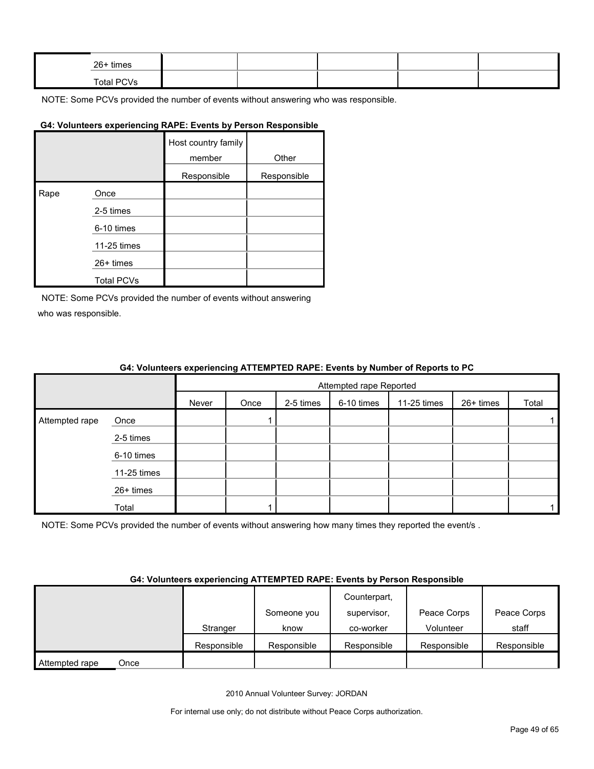| | | | | | | |
|---|---|---|---|---|---|---|
| | 26+ times | | | | | |
| | Total PCVs | | | | | |

NOTE: Some PCVs provided the number of events without answering who was responsible.

**G4: Volunteers experiencing RAPE: Events by Person Responsible**

| | | Host country family member | Other |
|---|---|---|---|
| | | Responsible | Responsible |
| Rape | Once | | |
| | 2-5 times | | |
| | 6-10 times | | |
| | 11-25 times | | |
| | 26+ times | | |
| | Total PCVs | | |

NOTE: Some PCVs provided the number of events without answering who was responsible.

**G4: Volunteers experiencing ATTEMPTED RAPE: Events by Number of Reports to PC**

| | | Attempted rape Reported | | | | | | |
|---|---|---|---|---|---|---|---|---|
| | | Never | Once | 2-5 times | 6-10 times | 11-25 times | 26+ times | Total |
| Attempted rape | Once | | 1 | | | | | 1 |
| | 2-5 times | | | | | | | |
| | 6-10 times | | | | | | | |
| | 11-25 times | | | | | | | |
| | 26+ times | | | | | | | |
| | Total | | 1 | | | | | 1 |

NOTE: Some PCVs provided the number of events without answering how many times they reported the event/s .

**G4: Volunteers experiencing ATTEMPTED RAPE: Events by Person Responsible**

| | | Stranger | Someone you know | Counterpart, supervisor, co-worker | Peace Corps Volunteer | Peace Corps staff |
|---|---|---|---|---|---|---|
| | | Responsible | Responsible | Responsible | Responsible | Responsible |
| Attempted rape | Once | | | | | |

2010 Annual Volunteer Survey: JORDAN

For internal use only; do not distribute without Peace Corps authorization.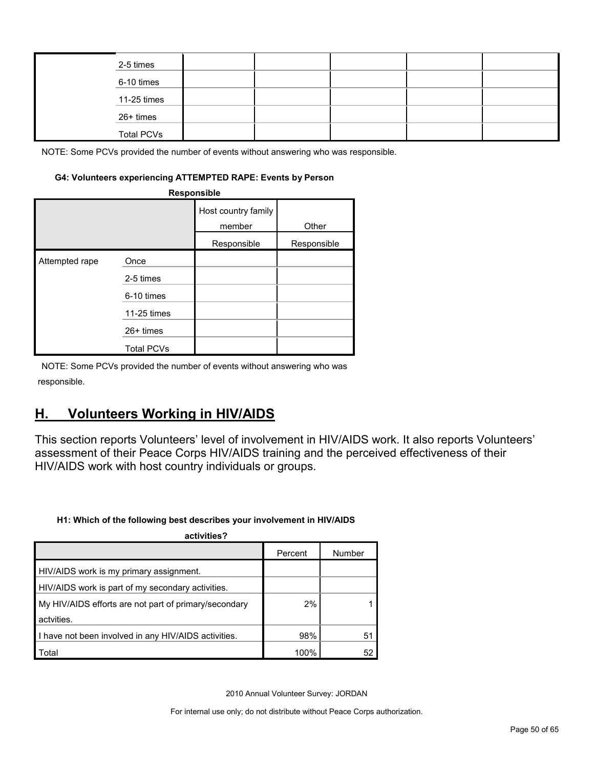| | | | | | | |
|---|---|---|---|---|---|---|
| | 2-5 times | | | | | |
| | 6-10 times | | | | | |
| | 11-25 times | | | | | |
| | 26+ times | | | | | |
| | Total PCVs | | | | | |

NOTE: Some PCVs provided the number of events without answering who was responsible.

**G4: Volunteers experiencing ATTEMPTED RAPE: Events by Person Responsible**

| | | Host country family member | Other |
|---|---|---|---|
| | | Responsible | Responsible |
| Attempted rape | Once | | |
| | 2-5 times | | |
| | 6-10 times | | |
| | 11-25 times | | |
| | 26+ times | | |
| | Total PCVs | | |

NOTE: Some PCVs provided the number of events without answering who was responsible.

## H. Volunteers Working in HIV/AIDS

This section reports Volunteers' level of involvement in HIV/AIDS work. It also reports Volunteers' assessment of their Peace Corps HIV/AIDS training and the perceived effectiveness of their HIV/AIDS work with host country individuals or groups.

**H1: Which of the following best describes your involvement in HIV/AIDS activities?**

| | Percent | Number |
|---|---|---|
| HIV/AIDS work is my primary assignment. | | |
| HIV/AIDS work is part of my secondary activities. | | |
| My HIV/AIDS efforts are not part of primary/secondary actvities. | 2% | 1 |
| I have not been involved in any HIV/AIDS activities. | 98% | 51 |
| Total | 100% | 52 |

2010 Annual Volunteer Survey: JORDAN

For internal use only; do not distribute without Peace Corps authorization.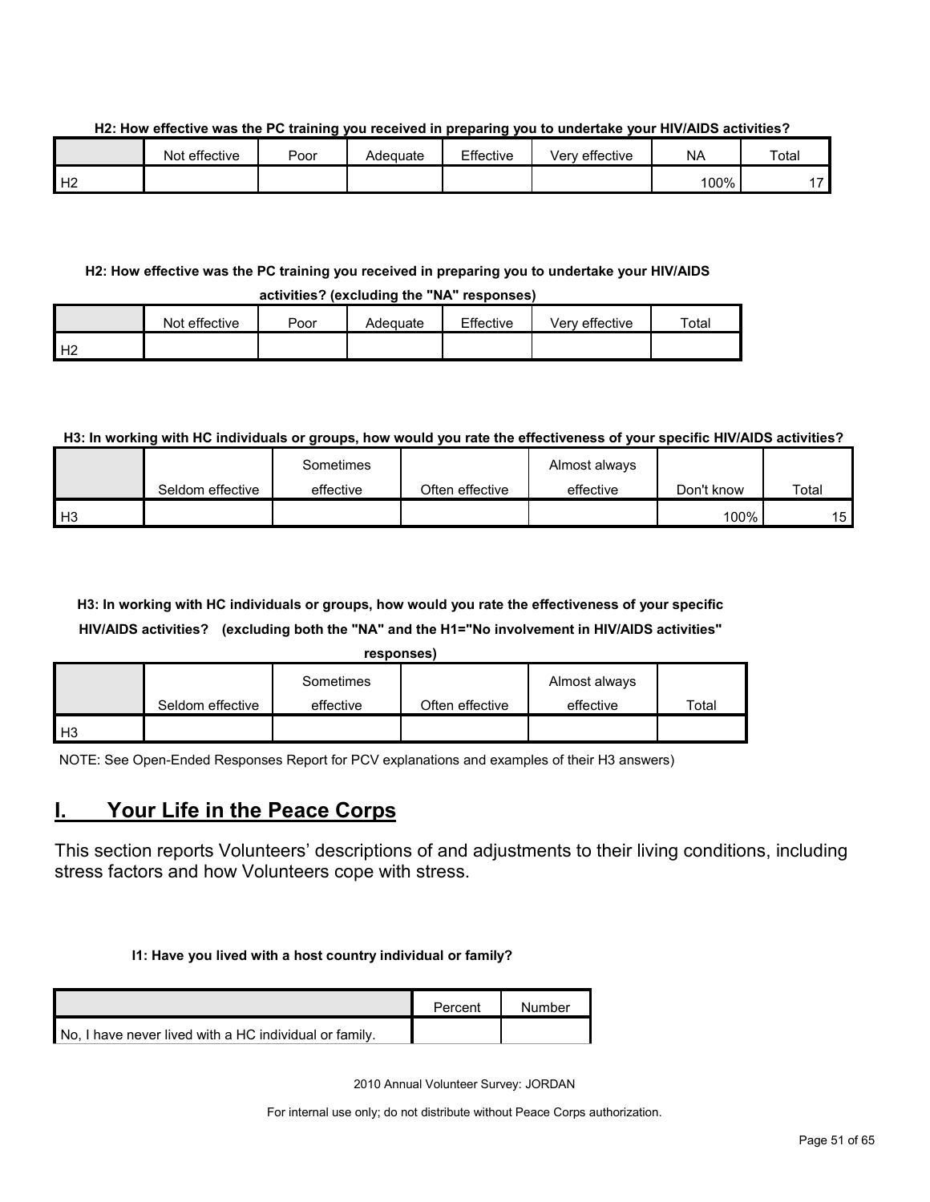**H2: How effective was the PC training you received in preparing you to undertake your HIV/AIDS activities?**

| | Not effective | Poor | Adequate | Effective | Very effective | NA | Total |
|---|---|---|---|---|---|---|---|
| H2 | | | | | | 100% | 17 |

**H2: How effective was the PC training you received in preparing you to undertake your HIV/AIDS activities? (excluding the "NA" responses)**

| | Not effective | Poor | Adequate | Effective | Very effective | Total |
|---|---|---|---|---|---|---|
| H2 | | | | | | |

**H3: In working with HC individuals or groups, how would you rate the effectiveness of your specific HIV/AIDS activities?**

| | Seldom effective | Sometimes effective | Often effective | Almost always effective | Don't know | Total |
|---|---|---|---|---|---|---|
| H3 | | | | | 100% | 15 |

**H3: In working with HC individuals or groups, how would you rate the effectiveness of your specific HIV/AIDS activities? (excluding both the "NA" and the H1="No involvement in HIV/AIDS activities" responses)**

| | Seldom effective | Sometimes effective | Often effective | Almost always effective | Total |
|---|---|---|---|---|---|
| H3 | | | | | |

NOTE: See Open-Ended Responses Report for PCV explanations and examples of their H3 answers)

## I. Your Life in the Peace Corps

This section reports Volunteers' descriptions of and adjustments to their living conditions, including stress factors and how Volunteers cope with stress.

**I1: Have you lived with a host country individual or family?**

| | Percent | Number |
|---|---|---|
| No, I have never lived with a HC individual or family. | | |

2010 Annual Volunteer Survey: JORDAN

For internal use only; do not distribute without Peace Corps authorization.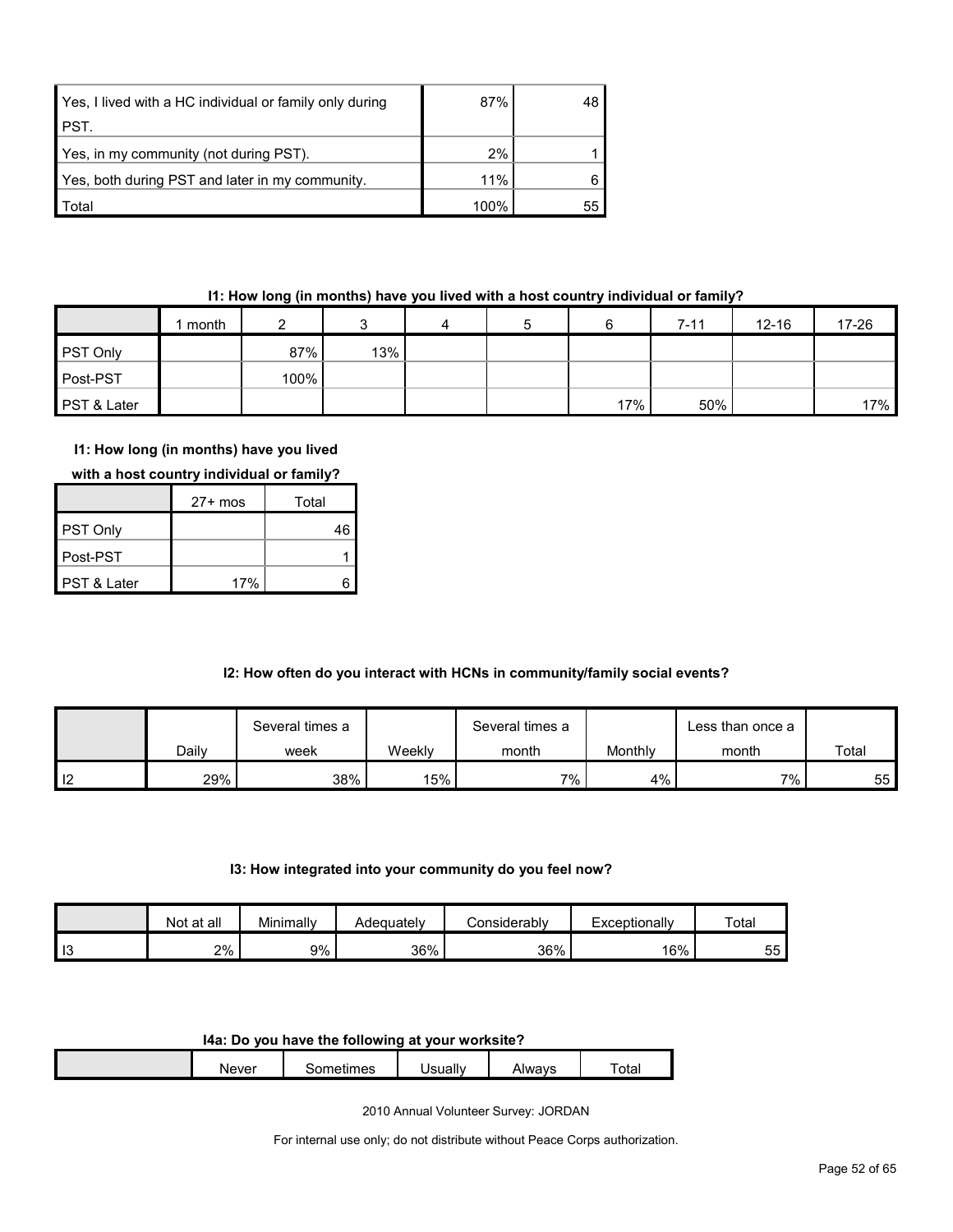| | | |
|---|---|---|
| Yes, I lived with a HC individual or family only during PST. | 87% | 48 |
| Yes, in my community (not during PST). | 2% | 1 |
| Yes, both during PST and later in my community. | 11% | 6 |
| Total | 100% | 55 |

**I1: How long (in months) have you lived with a host country individual or family?**

| | 1 month | 2 | 3 | 4 | 5 | 6 | 7-11 | 12-16 | 17-26 | 27+ mos | Total |
|---|---|---|---|---|---|---|---|---|---|---|---|
| PST Only | | 87% | 13% | | | | | | | | 46 |
| Post-PST | | 100% | | | | | | | | | 1 |
| PST & Later | | | | | | 17% | 50% | | 17% | 17% | 6 |

**I2: How often do you interact with HCNs in community/family social events?**

| | Daily | Several times a week | Weekly | Several times a month | Monthly | Less than once a month | Total |
|---|---|---|---|---|---|---|---|
| I2 | 29% | 38% | 15% | 7% | 4% | 7% | 55 |

**I3: How integrated into your community do you feel now?**

| | Not at all | Minimally | Adequately | Considerably | Exceptionally | Total |
|---|---|---|---|---|---|---|
| I3 | 2% | 9% | 36% | 36% | 16% | 55 |

**I4a: Do you have the following at your worksite?**

| | Never | Sometimes | Usually | Always | Total |
|---|---|---|---|---|---|

2010 Annual Volunteer Survey: JORDAN

For internal use only; do not distribute without Peace Corps authorization.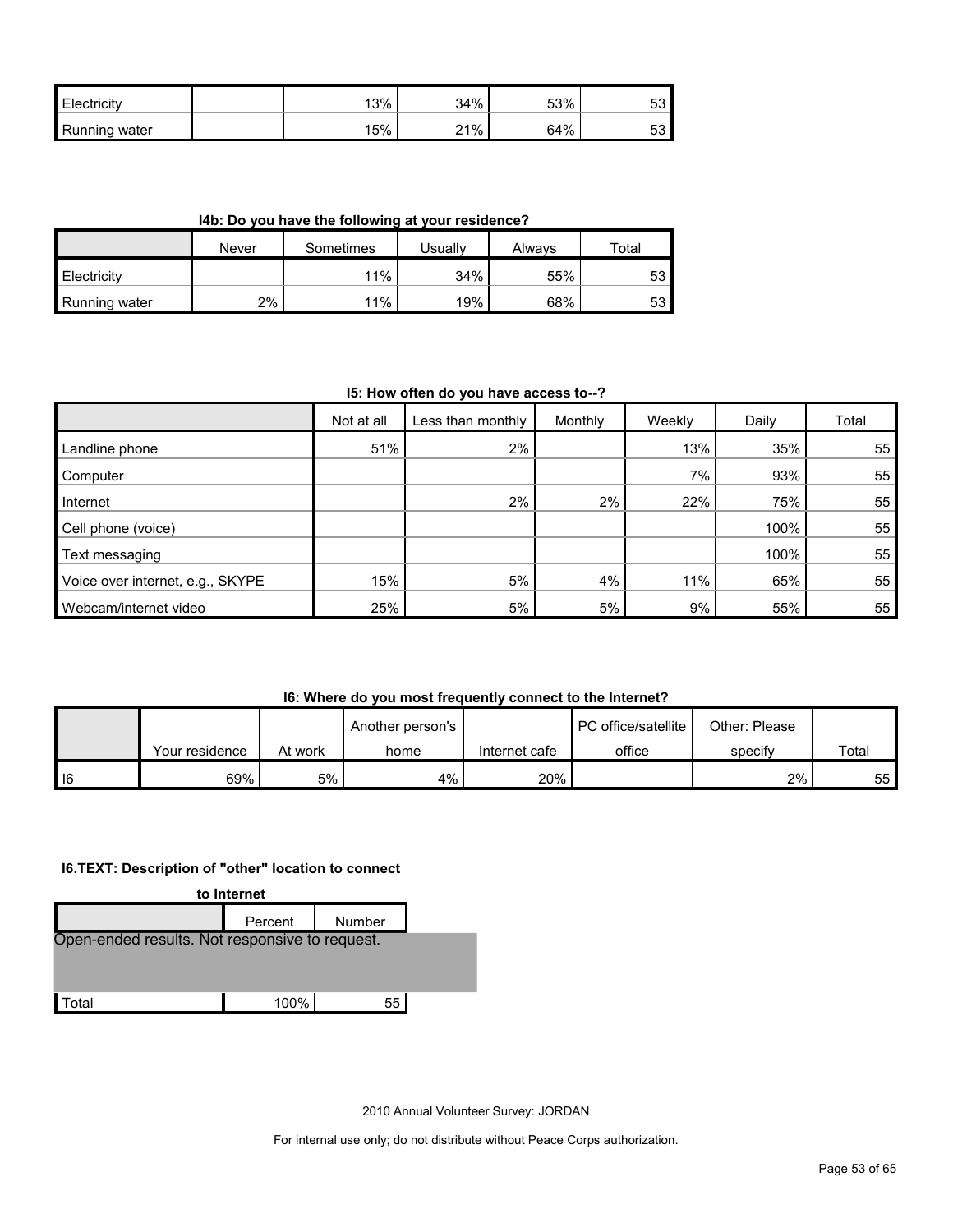| | | | | | |
|---|---|---|---|---|---|
| Electricity | | 13% | 34% | 53% | 53 |
| Running water | | 15% | 21% | 64% | 53 |

**I4b: Do you have the following at your residence?**

| | Never | Sometimes | Usually | Always | Total |
|---|---|---|---|---|---|
| Electricity | | 11% | 34% | 55% | 53 |
| Running water | 2% | 11% | 19% | 68% | 53 |

**I5: How often do you have access to--?**

| | Not at all | Less than monthly | Monthly | Weekly | Daily | Total |
|---|---|---|---|---|---|---|
| Landline phone | 51% | 2% | | 13% | 35% | 55 |
| Computer | | | | 7% | 93% | 55 |
| Internet | | 2% | 2% | 22% | 75% | 55 |
| Cell phone (voice) | | | | | 100% | 55 |
| Text messaging | | | | | 100% | 55 |
| Voice over internet, e.g., SKYPE | 15% | 5% | 4% | 11% | 65% | 55 |
| Webcam/internet video | 25% | 5% | 5% | 9% | 55% | 55 |

**I6: Where do you most frequently connect to the Internet?**

| | Your residence | At work | Another person's home | Internet cafe | PC office/satellite office | Other: Please specify | Total |
|---|---|---|---|---|---|---|---|
| I6 | 69% | 5% | 4% | 20% | | 2% | 55 |

**I6.TEXT: Description of "other" location to connect to Internet**

| | Percent | Number |
|---|---|---|
| Open-ended results. Not responsive to request. | | |
| Total | 100% | 55 |

2010 Annual Volunteer Survey: JORDAN

For internal use only; do not distribute without Peace Corps authorization.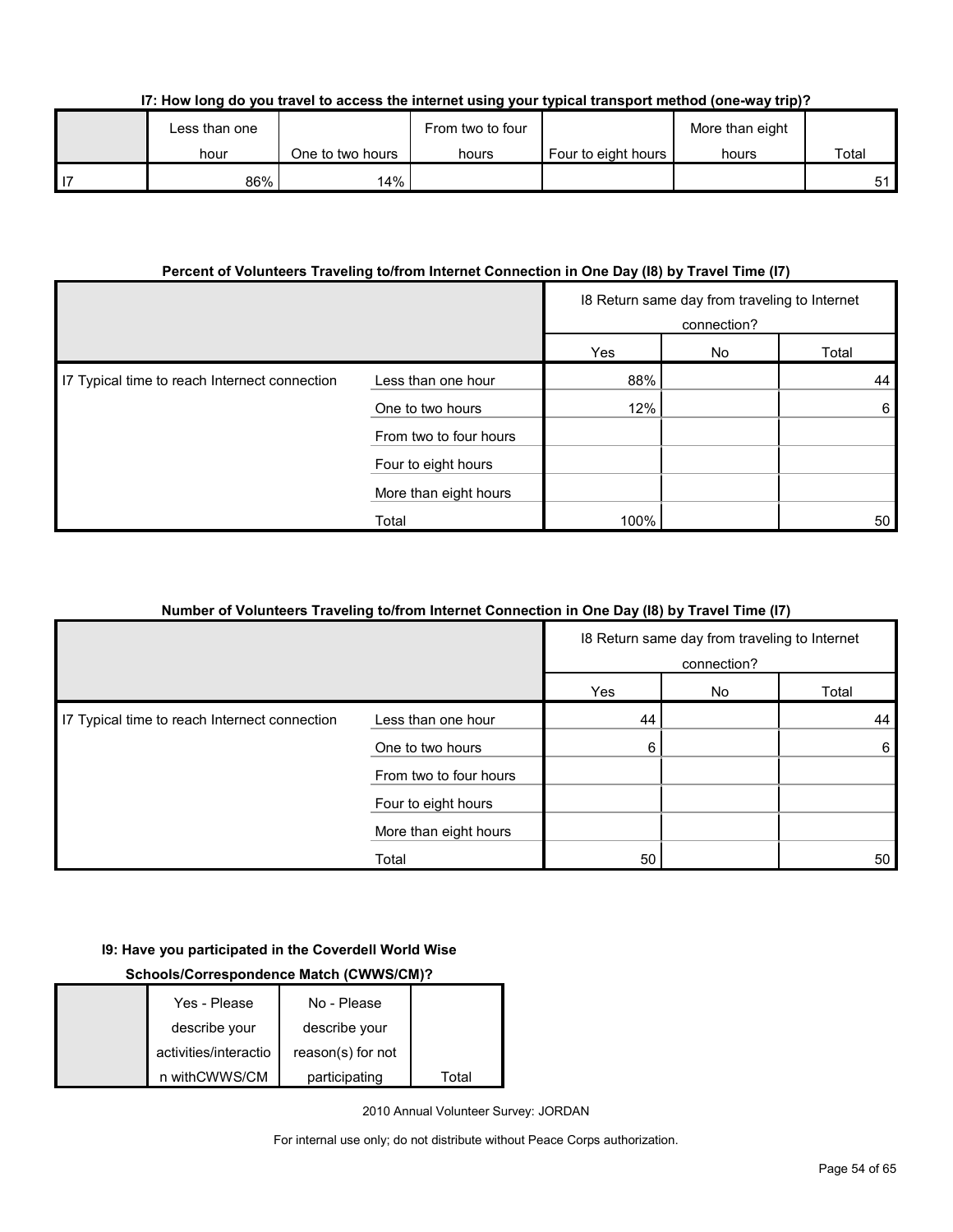**I7: How long do you travel to access the internet using your typical transport method (one-way trip)?**

| | Less than one hour | One to two hours | From two to four hours | Four to eight hours | More than eight hours | Total |
|---|---|---|---|---|---|---|
| I7 | 86% | 14% | | | | 51 |

**Percent of Volunteers Traveling to/from Internet Connection in One Day (I8) by Travel Time (I7)**

| | | I8 Return same day from traveling to Internet connection? | | |
|---|---|---|---|---|
| | | Yes | No | Total |
| I7 Typical time to reach Internet connection | Less than one hour | 88% | | 44 |
| | One to two hours | 12% | | 6 |
| | From two to four hours | | | |
| | Four to eight hours | | | |
| | More than eight hours | | | |
| | Total | 100% | | 50 |

**Number of Volunteers Traveling to/from Internet Connection in One Day (I8) by Travel Time (I7)**

| | | I8 Return same day from traveling to Internet connection? | | |
|---|---|---|---|---|
| | | Yes | No | Total |
| I7 Typical time to reach Internet connection | Less than one hour | 44 | | 44 |
| | One to two hours | 6 | | 6 |
| | From two to four hours | | | |
| | Four to eight hours | | | |
| | More than eight hours | | | |
| | Total | 50 | | 50 |

**I9: Have you participated in the Coverdell World Wise Schools/Correspondence Match (CWWS/CM)?**

| | Yes - Please describe your activities/interaction withCWWS/CM | No - Please describe your reason(s) for not participating | Total |
|---|---|---|---|

2010 Annual Volunteer Survey: JORDAN

For internal use only; do not distribute without Peace Corps authorization.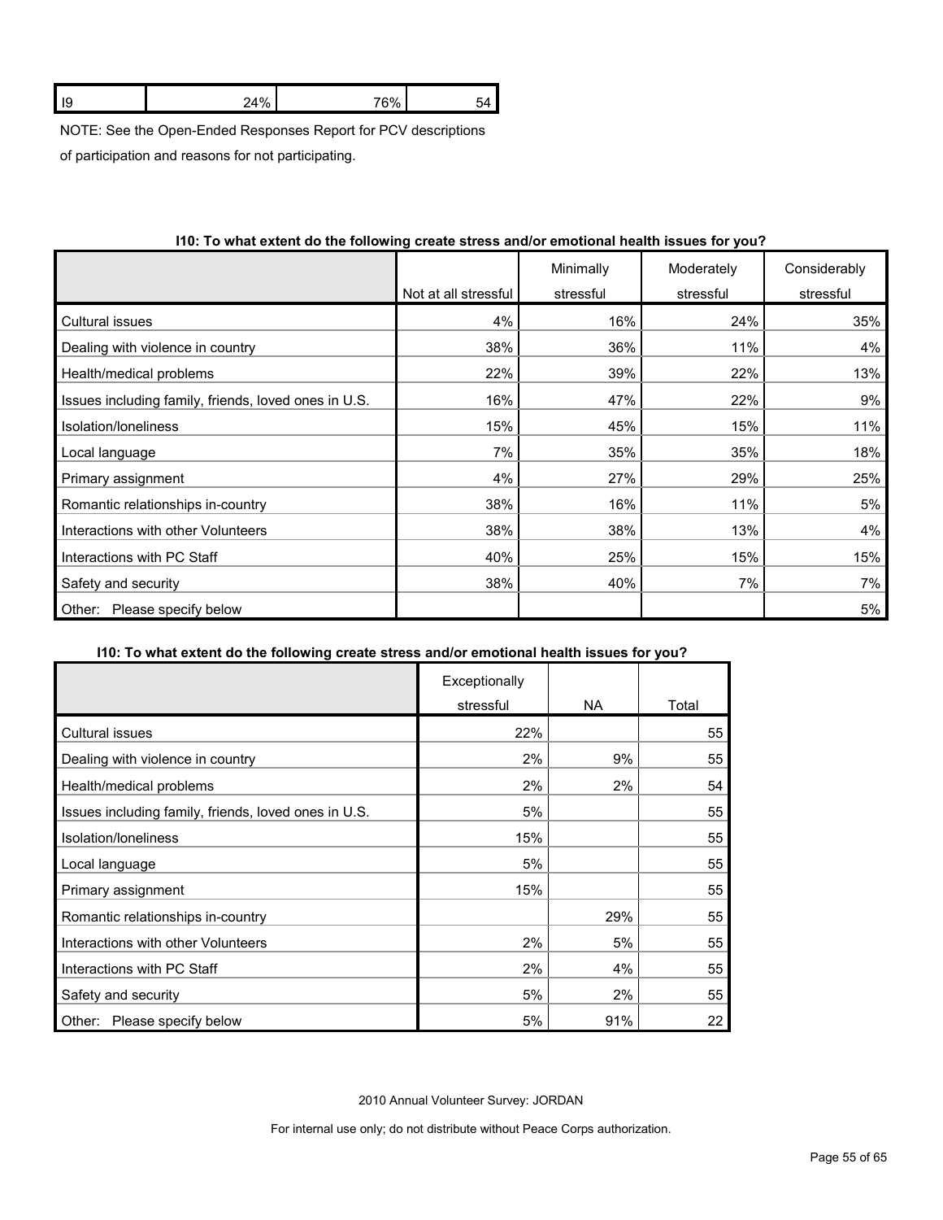| I9 | 24% | 76% | 54 |
|---|---|---|---|

NOTE: See the Open-Ended Responses Report for PCV descriptions of participation and reasons for not participating.

**I10: To what extent do the following create stress and/or emotional health issues for you?**

| | Not at all stressful | Minimally stressful | Moderately stressful | Considerably stressful |
|---|---|---|---|---|
| Cultural issues | 4% | 16% | 24% | 35% |
| Dealing with violence in country | 38% | 36% | 11% | 4% |
| Health/medical problems | 22% | 39% | 22% | 13% |
| Issues including family, friends, loved ones in U.S. | 16% | 47% | 22% | 9% |
| Isolation/loneliness | 15% | 45% | 15% | 11% |
| Local language | 7% | 35% | 35% | 18% |
| Primary assignment | 4% | 27% | 29% | 25% |
| Romantic relationships in-country | 38% | 16% | 11% | 5% |
| Interactions with other Volunteers | 38% | 38% | 13% | 4% |
| Interactions with PC Staff | 40% | 25% | 15% | 15% |
| Safety and security | 38% | 40% | 7% | 7% |
| Other: Please specify below | | | | 5% |

**I10: To what extent do the following create stress and/or emotional health issues for you?**

| | Exceptionally stressful | NA | Total |
|---|---|---|---|
| Cultural issues | 22% | | 55 |
| Dealing with violence in country | 2% | 9% | 55 |
| Health/medical problems | 2% | 2% | 54 |
| Issues including family, friends, loved ones in U.S. | 5% | | 55 |
| Isolation/loneliness | 15% | | 55 |
| Local language | 5% | | 55 |
| Primary assignment | 15% | | 55 |
| Romantic relationships in-country | | 29% | 55 |
| Interactions with other Volunteers | 2% | 5% | 55 |
| Interactions with PC Staff | 2% | 4% | 55 |
| Safety and security | 5% | 2% | 55 |
| Other: Please specify below | 5% | 91% | 22 |

2010 Annual Volunteer Survey: JORDAN

For internal use only; do not distribute without Peace Corps authorization.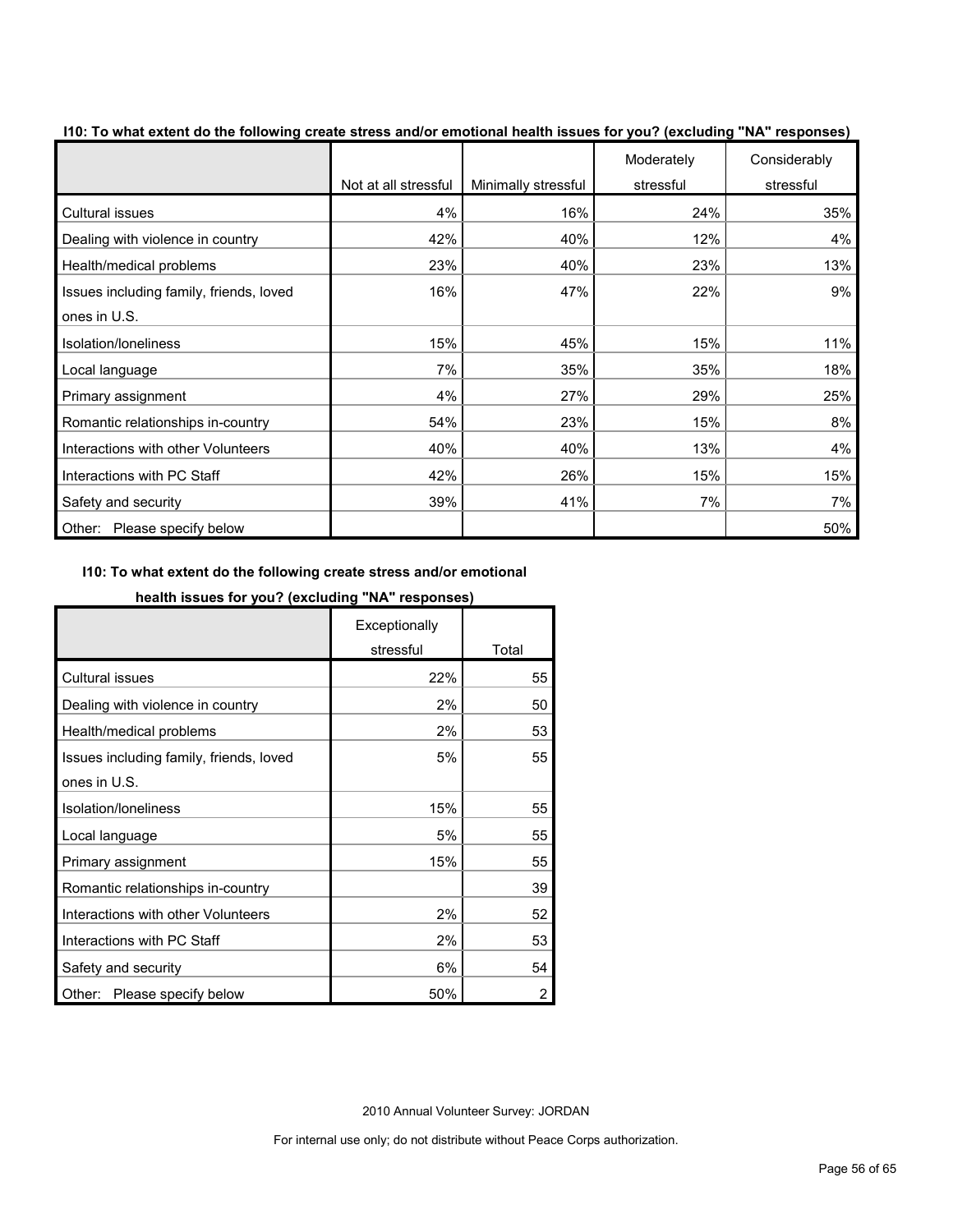**I10: To what extent do the following create stress and/or emotional health issues for you? (excluding "NA" responses)**

| | Not at all stressful | Minimally stressful | Moderately stressful | Considerably stressful |
|---|---|---|---|---|
| Cultural issues | 4% | 16% | 24% | 35% |
| Dealing with violence in country | 42% | 40% | 12% | 4% |
| Health/medical problems | 23% | 40% | 23% | 13% |
| Issues including family, friends, loved ones in U.S. | 16% | 47% | 22% | 9% |
| Isolation/loneliness | 15% | 45% | 15% | 11% |
| Local language | 7% | 35% | 35% | 18% |
| Primary assignment | 4% | 27% | 29% | 25% |
| Romantic relationships in-country | 54% | 23% | 15% | 8% |
| Interactions with other Volunteers | 40% | 40% | 13% | 4% |
| Interactions with PC Staff | 42% | 26% | 15% | 15% |
| Safety and security | 39% | 41% | 7% | 7% |
| Other: Please specify below | | | | 50% |

**I10: To what extent do the following create stress and/or emotional health issues for you? (excluding "NA" responses)**

| | Exceptionally stressful | Total |
|---|---|---|
| Cultural issues | 22% | 55 |
| Dealing with violence in country | 2% | 50 |
| Health/medical problems | 2% | 53 |
| Issues including family, friends, loved ones in U.S. | 5% | 55 |
| Isolation/loneliness | 15% | 55 |
| Local language | 5% | 55 |
| Primary assignment | 15% | 55 |
| Romantic relationships in-country | | 39 |
| Interactions with other Volunteers | 2% | 52 |
| Interactions with PC Staff | 2% | 53 |
| Safety and security | 6% | 54 |
| Other: Please specify below | 50% | 2 |

2010 Annual Volunteer Survey: JORDAN

For internal use only; do not distribute without Peace Corps authorization.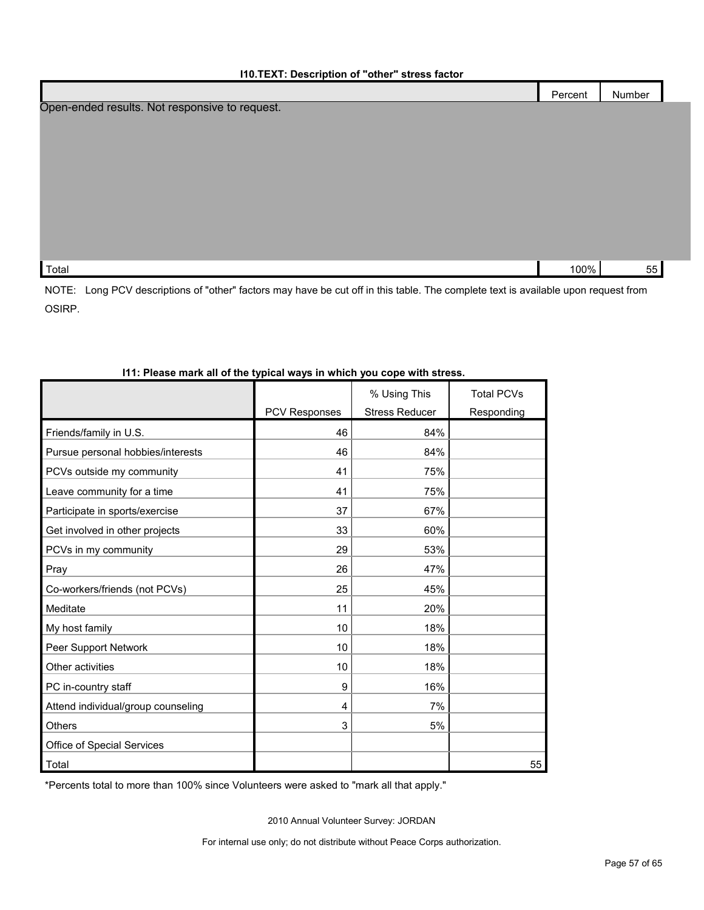**I10.TEXT: Description of "other" stress factor**

| | Percent | Number |
|---|---|---|
| Open-ended results. Not responsive to request. | | |
| Total | 100% | 55 |

NOTE: Long PCV descriptions of "other" factors may have be cut off in this table. The complete text is available upon request from OSIRP.

**I11: Please mark all of the typical ways in which you cope with stress.**

| | PCV Responses | % Using This Stress Reducer | Total PCVs Responding |
|---|---|---|---|
| Friends/family in U.S. | 46 | 84% | |
| Pursue personal hobbies/interests | 46 | 84% | |
| PCVs outside my community | 41 | 75% | |
| Leave community for a time | 41 | 75% | |
| Participate in sports/exercise | 37 | 67% | |
| Get involved in other projects | 33 | 60% | |
| PCVs in my community | 29 | 53% | |
| Pray | 26 | 47% | |
| Co-workers/friends (not PCVs) | 25 | 45% | |
| Meditate | 11 | 20% | |
| My host family | 10 | 18% | |
| Peer Support Network | 10 | 18% | |
| Other activities | 10 | 18% | |
| PC in-country staff | 9 | 16% | |
| Attend individual/group counseling | 4 | 7% | |
| Others | 3 | 5% | |
| Office of Special Services | | | |
| Total | | | 55 |

*Percents total to more than 100% since Volunteers were asked to "mark all that apply."

2010 Annual Volunteer Survey: JORDAN

For internal use only; do not distribute without Peace Corps authorization.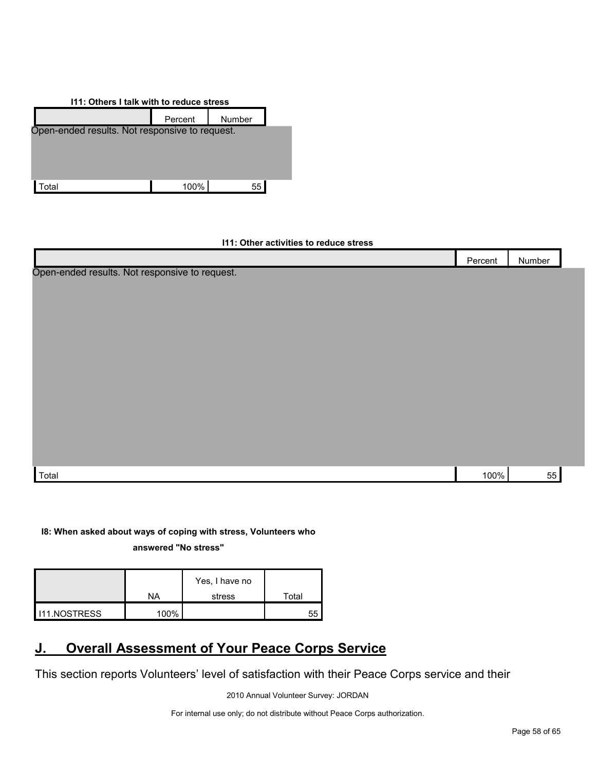**I11: Others I talk with to reduce stress**

| | Percent | Number |
|---|---|---|
| Open-ended results. Not responsive to request. | | |
| Total | 100% | 55 |

**I11: Other activities to reduce stress**

| | Percent | Number |
|---|---|---|
| Open-ended results. Not responsive to request. | | |
| Total | 100% | 55 |

**I8: When asked about ways of coping with stress, Volunteers who answered "No stress"**

| | NA | Yes, I have no stress | Total |
|---|---|---|---|
| I11.NOSTRESS | 100% | | 55 |

## J. Overall Assessment of Your Peace Corps Service

This section reports Volunteers' level of satisfaction with their Peace Corps service and their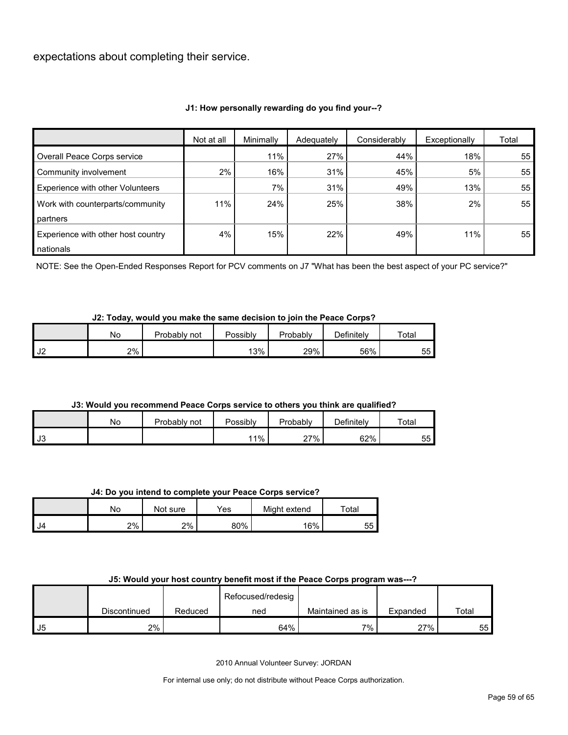expectations about completing their service.

**J1: How personally rewarding do you find your--?**

| | Not at all | Minimally | Adequately | Considerably | Exceptionally | Total |
|---|---|---|---|---|---|---|
| Overall Peace Corps service | | 11% | 27% | 44% | 18% | 55 |
| Community involvement | 2% | 16% | 31% | 45% | 5% | 55 |
| Experience with other Volunteers | | 7% | 31% | 49% | 13% | 55 |
| Work with counterparts/community partners | 11% | 24% | 25% | 38% | 2% | 55 |
| Experience with other host country nationals | 4% | 15% | 22% | 49% | 11% | 55 |

NOTE: See the Open-Ended Responses Report for PCV comments on J7 "What has been the best aspect of your PC service?"

**J2: Today, would you make the same decision to join the Peace Corps?**

| | No | Probably not | Possibly | Probably | Definitely | Total |
|---|---|---|---|---|---|---|
| J2 | 2% | | 13% | 29% | 56% | 55 |

**J3: Would you recommend Peace Corps service to others you think are qualified?**

| | No | Probably not | Possibly | Probably | Definitely | Total |
|---|---|---|---|---|---|---|
| J3 | | | 11% | 27% | 62% | 55 |

**J4: Do you intend to complete your Peace Corps service?**

| | No | Not sure | Yes | Might extend | Total |
|---|---|---|---|---|---|
| J4 | 2% | 2% | 80% | 16% | 55 |

**J5: Would your host country benefit most if the Peace Corps program was---?**

| | Discontinued | Reduced | Refocused/redesigned | Maintained as is | Expanded | Total |
|---|---|---|---|---|---|---|
| J5 | 2% | | 64% | 7% | 27% | 55 |

2010 Annual Volunteer Survey: JORDAN

For internal use only; do not distribute without Peace Corps authorization.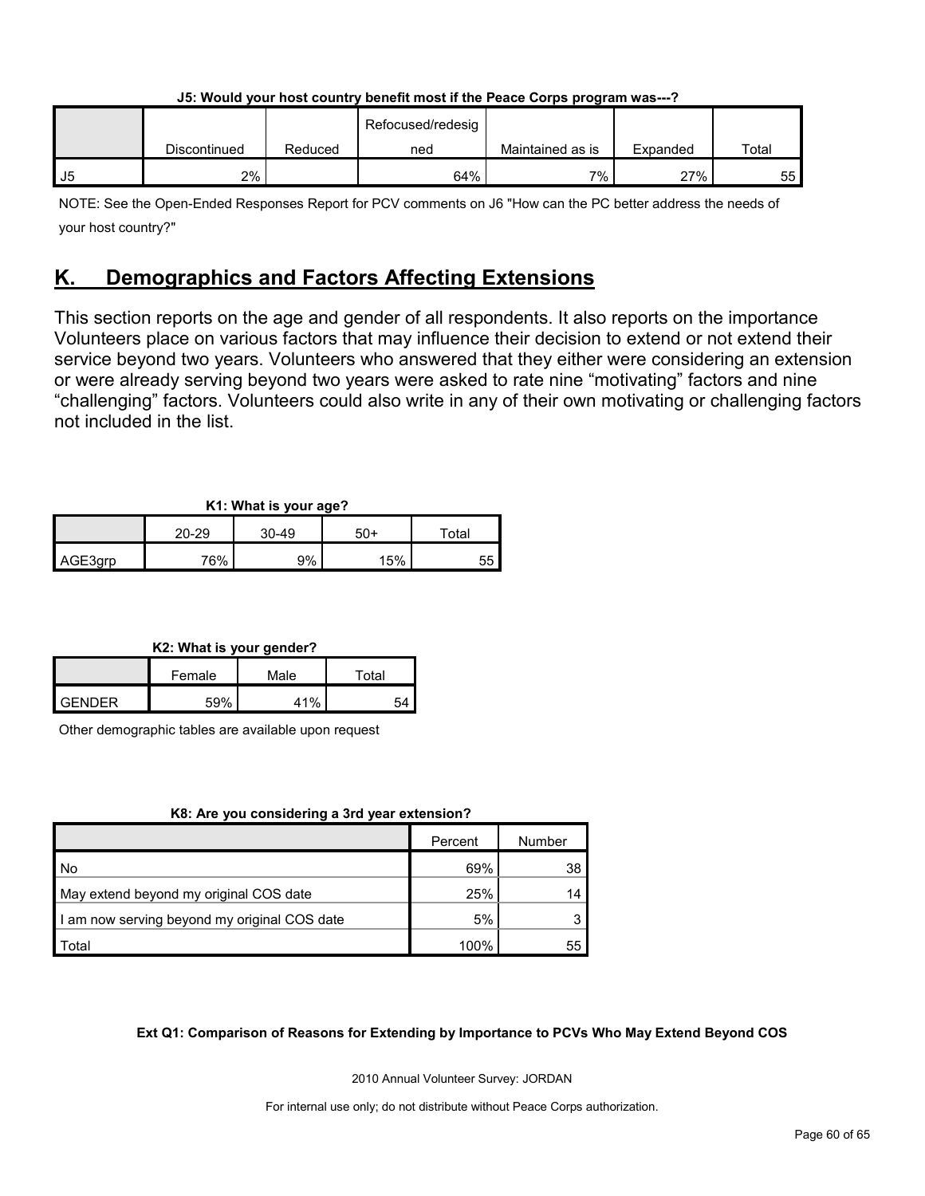**J5: Would your host country benefit most if the Peace Corps program was---?**

| | Discontinued | Reduced | Refocused/redesigned | Maintained as is | Expanded | Total |
|---|---|---|---|---|---|---|
| J5 | 2% | | 64% | 7% | 27% | 55 |

NOTE: See the Open-Ended Responses Report for PCV comments on J6 "How can the PC better address the needs of your host country?"

## K. Demographics and Factors Affecting Extensions

This section reports on the age and gender of all respondents. It also reports on the importance Volunteers place on various factors that may influence their decision to extend or not extend their service beyond two years. Volunteers who answered that they either were considering an extension or were already serving beyond two years were asked to rate nine “motivating” factors and nine “challenging” factors. Volunteers could also write in any of their own motivating or challenging factors not included in the list.

**K1: What is your age?**

| | 20-29 | 30-49 | 50+ | Total |
|---|---|---|---|---|
| AGE3grp | 76% | 9% | 15% | 55 |

**K2: What is your gender?**

| | Female | Male | Total |
|---|---|---|---|
| GENDER | 59% | 41% | 54 |

Other demographic tables are available upon request

**K8: Are you considering a 3rd year extension?**

| | Percent | Number |
|---|---|---|
| No | 69% | 38 |
| May extend beyond my original COS date | 25% | 14 |
| I am now serving beyond my original COS date | 5% | 3 |
| Total | 100% | 55 |

**Ext Q1: Comparison of Reasons for Extending by Importance to PCVs Who May Extend Beyond COS**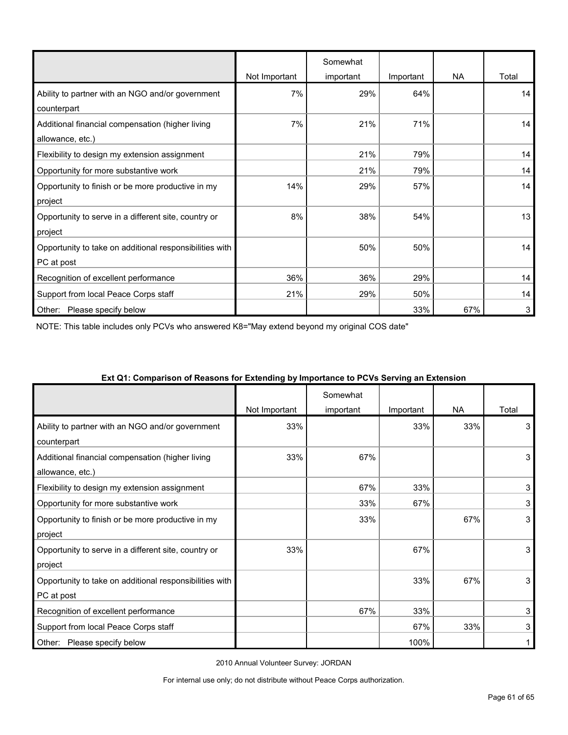| | Not Important | Somewhat important | Important | NA | Total |
|---|---|---|---|---|---|
| Ability to partner with an NGO and/or government counterpart | 7% | 29% | 64% | | 14 |
| Additional financial compensation (higher living allowance, etc.) | 7% | 21% | 71% | | 14 |
| Flexibility to design my extension assignment | | 21% | 79% | | 14 |
| Opportunity for more substantive work | | 21% | 79% | | 14 |
| Opportunity to finish or be more productive in my project | 14% | 29% | 57% | | 14 |
| Opportunity to serve in a different site, country or project | 8% | 38% | 54% | | 13 |
| Opportunity to take on additional responsibilities with PC at post | | 50% | 50% | | 14 |
| Recognition of excellent performance | 36% | 36% | 29% | | 14 |
| Support from local Peace Corps staff | 21% | 29% | 50% | | 14 |
| Other: Please specify below | | | 33% | 67% | 3 |

NOTE: This table includes only PCVs who answered K8="May extend beyond my original COS date"

**Ext Q1: Comparison of Reasons for Extending by Importance to PCVs Serving an Extension**

| | Not Important | Somewhat important | Important | NA | Total |
|---|---|---|---|---|---|
| Ability to partner with an NGO and/or government counterpart | 33% | | 33% | 33% | 3 |
| Additional financial compensation (higher living allowance, etc.) | 33% | 67% | | | 3 |
| Flexibility to design my extension assignment | | 67% | 33% | | 3 |
| Opportunity for more substantive work | | 33% | 67% | | 3 |
| Opportunity to finish or be more productive in my project | | 33% | | 67% | 3 |
| Opportunity to serve in a different site, country or project | 33% | | 67% | | 3 |
| Opportunity to take on additional responsibilities with PC at post | | | 33% | 67% | 3 |
| Recognition of excellent performance | | 67% | 33% | | 3 |
| Support from local Peace Corps staff | | | 67% | 33% | 3 |
| Other: Please specify below | | | 100% | | 1 |

2010 Annual Volunteer Survey: JORDAN

For internal use only; do not distribute without Peace Corps authorization.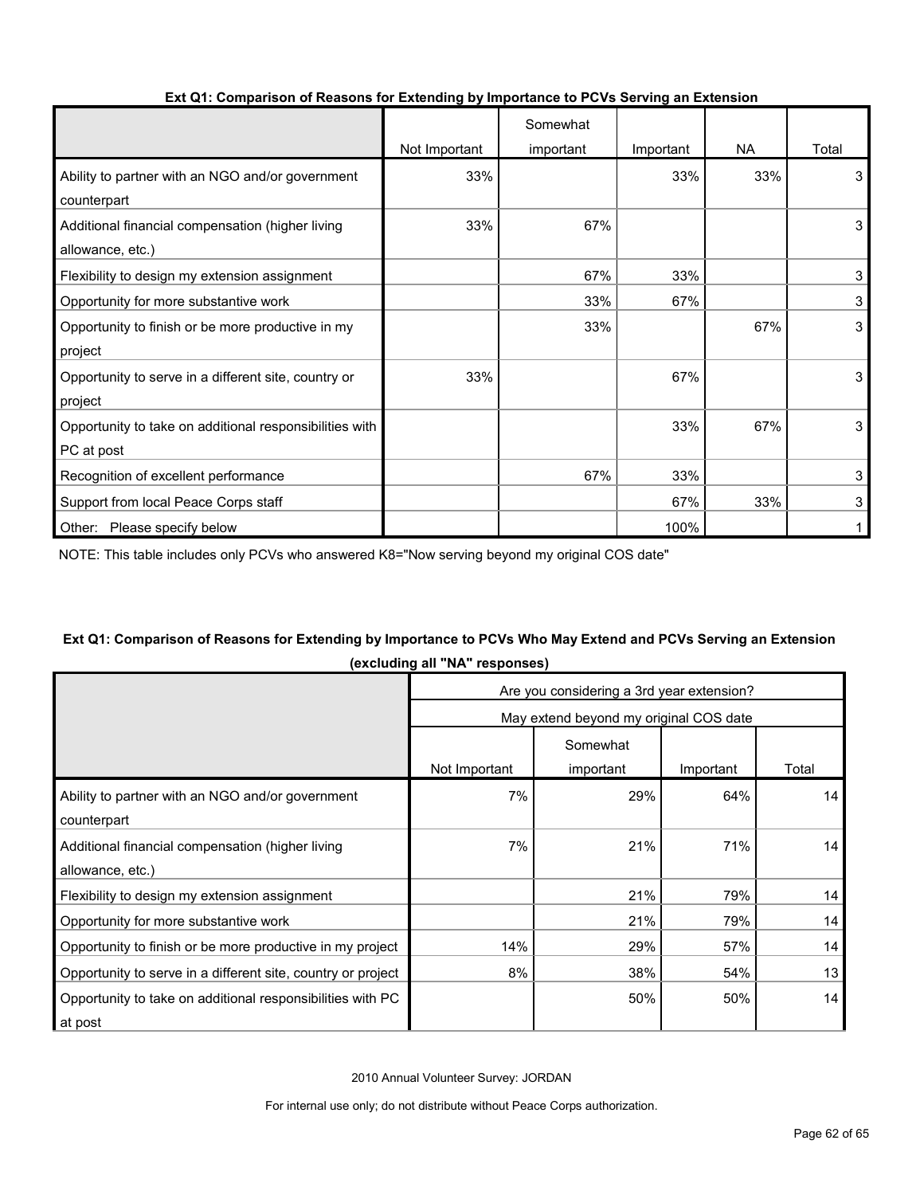**Ext Q1: Comparison of Reasons for Extending by Importance to PCVs Serving an Extension**

| | Not Important | Somewhat important | Important | NA | Total |
|---|---|---|---|---|---|
| Ability to partner with an NGO and/or government counterpart | 33% | | 33% | 33% | 3 |
| Additional financial compensation (higher living allowance, etc.) | 33% | 67% | | | 3 |
| Flexibility to design my extension assignment | | 67% | 33% | | 3 |
| Opportunity for more substantive work | | 33% | 67% | | 3 |
| Opportunity to finish or be more productive in my project | | 33% | | 67% | 3 |
| Opportunity to serve in a different site, country or project | 33% | | 67% | | 3 |
| Opportunity to take on additional responsibilities with PC at post | | | 33% | 67% | 3 |
| Recognition of excellent performance | | 67% | 33% | | 3 |
| Support from local Peace Corps staff | | | 67% | 33% | 3 |
| Other: Please specify below | | | 100% | | 1 |

NOTE: This table includes only PCVs who answered K8="Now serving beyond my original COS date"

**Ext Q1: Comparison of Reasons for Extending by Importance to PCVs Who May Extend and PCVs Serving an Extension (excluding all "NA" responses)**

| | Are you considering a 3rd year extension? | | | |
|---|---|---|---|---|
| | May extend beyond my original COS date | | | |
| | Not Important | Somewhat important | Important | Total |
| Ability to partner with an NGO and/or government counterpart | 7% | 29% | 64% | 14 |
| Additional financial compensation (higher living allowance, etc.) | 7% | 21% | 71% | 14 |
| Flexibility to design my extension assignment | | 21% | 79% | 14 |
| Opportunity for more substantive work | | 21% | 79% | 14 |
| Opportunity to finish or be more productive in my project | 14% | 29% | 57% | 14 |
| Opportunity to serve in a different site, country or project | 8% | 38% | 54% | 13 |
| Opportunity to take on additional responsibilities with PC at post | | 50% | 50% | 14 |

2010 Annual Volunteer Survey: JORDAN

For internal use only; do not distribute without Peace Corps authorization.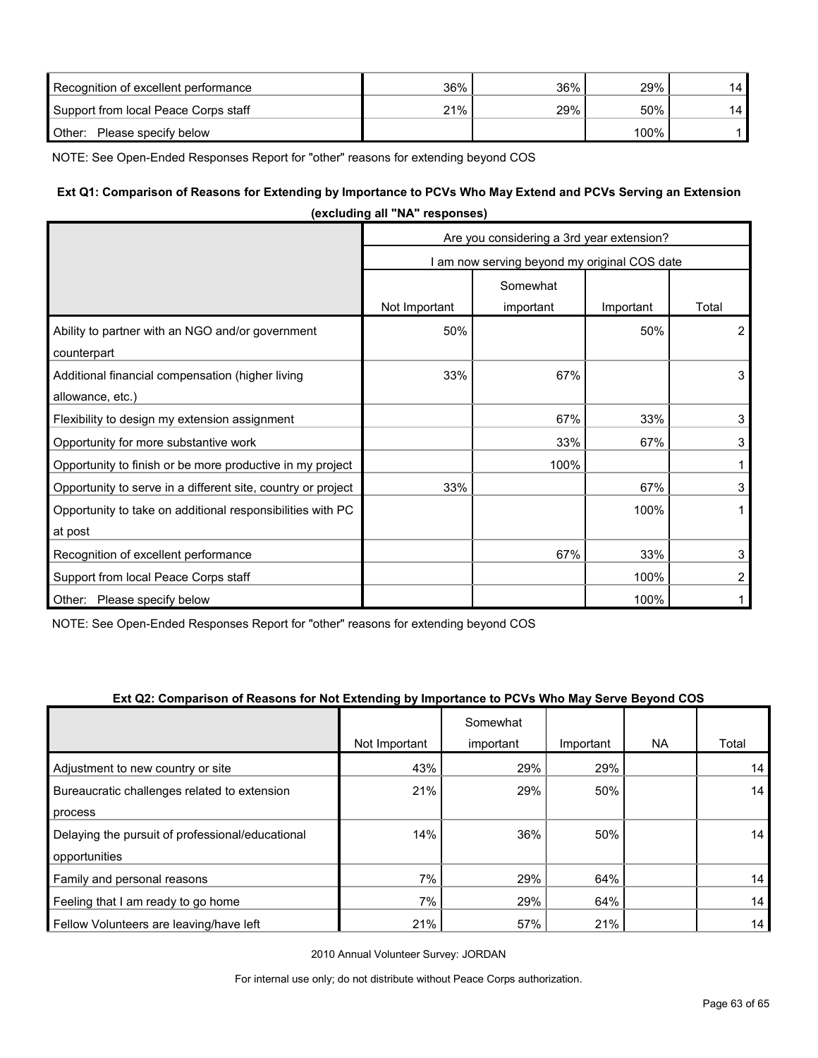| | | | | |
|---|---|---|---|---|
| Recognition of excellent performance | 36% | 36% | 29% | 14 |
| Support from local Peace Corps staff | 21% | 29% | 50% | 14 |
| Other: Please specify below | | | 100% | 1 |

NOTE: See Open-Ended Responses Report for "other" reasons for extending beyond COS

**Ext Q1: Comparison of Reasons for Extending by Importance to PCVs Who May Extend and PCVs Serving an Extension (excluding all "NA" responses)**

| | Are you considering a 3rd year extension? | | | |
|---|---|---|---|---|
| | I am now serving beyond my original COS date | | | |
| | Not Important | Somewhat important | Important | Total |
| Ability to partner with an NGO and/or government counterpart | 50% | | 50% | 2 |
| Additional financial compensation (higher living allowance, etc.) | 33% | 67% | | 3 |
| Flexibility to design my extension assignment | | 67% | 33% | 3 |
| Opportunity for more substantive work | | 33% | 67% | 3 |
| Opportunity to finish or be more productive in my project | | 100% | | 1 |
| Opportunity to serve in a different site, country or project | 33% | | 67% | 3 |
| Opportunity to take on additional responsibilities with PC at post | | | 100% | 1 |
| Recognition of excellent performance | | 67% | 33% | 3 |
| Support from local Peace Corps staff | | | 100% | 2 |
| Other: Please specify below | | | 100% | 1 |

NOTE: See Open-Ended Responses Report for "other" reasons for extending beyond COS

**Ext Q2: Comparison of Reasons for Not Extending by Importance to PCVs Who May Serve Beyond COS**

| | Not Important | Somewhat important | Important | NA | Total |
|---|---|---|---|---|---|
| Adjustment to new country or site | 43% | 29% | 29% | | 14 |
| Bureaucratic challenges related to extension process | 21% | 29% | 50% | | 14 |
| Delaying the pursuit of professional/educational opportunities | 14% | 36% | 50% | | 14 |
| Family and personal reasons | 7% | 29% | 64% | | 14 |
| Feeling that I am ready to go home | 7% | 29% | 64% | | 14 |
| Fellow Volunteers are leaving/have left | 21% | 57% | 21% | | 14 |

2010 Annual Volunteer Survey: JORDAN

For internal use only; do not distribute without Peace Corps authorization.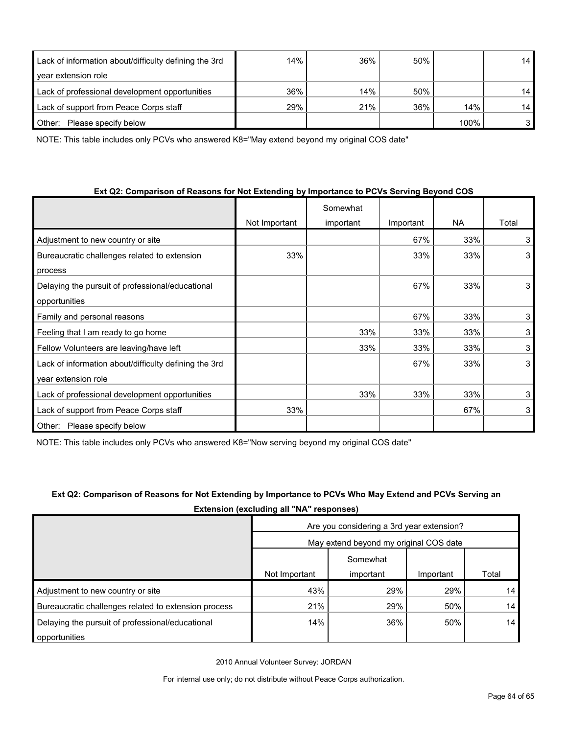| | | | | | |
|---|---|---|---|---|---|
| Lack of information about/difficulty defining the 3rd year extension role | 14% | 36% | 50% | | 14 |
| Lack of professional development opportunities | 36% | 14% | 50% | | 14 |
| Lack of support from Peace Corps staff | 29% | 21% | 36% | 14% | 14 |
| Other: Please specify below | | | | 100% | 3 |

NOTE: This table includes only PCVs who answered K8="May extend beyond my original COS date"

**Ext Q2: Comparison of Reasons for Not Extending by Importance to PCVs Serving Beyond COS**

| | Not Important | Somewhat important | Important | NA | Total |
|---|---|---|---|---|---|
| Adjustment to new country or site | | | 67% | 33% | 3 |
| Bureaucratic challenges related to extension process | 33% | | 33% | 33% | 3 |
| Delaying the pursuit of professional/educational opportunities | | | 67% | 33% | 3 |
| Family and personal reasons | | | 67% | 33% | 3 |
| Feeling that I am ready to go home | | 33% | 33% | 33% | 3 |
| Fellow Volunteers are leaving/have left | | 33% | 33% | 33% | 3 |
| Lack of information about/difficulty defining the 3rd year extension role | | | 67% | 33% | 3 |
| Lack of professional development opportunities | | 33% | 33% | 33% | 3 |
| Lack of support from Peace Corps staff | 33% | | | 67% | 3 |
| Other: Please specify below | | | | | |

NOTE: This table includes only PCVs who answered K8="Now serving beyond my original COS date"

**Ext Q2: Comparison of Reasons for Not Extending by Importance to PCVs Who May Extend and PCVs Serving an Extension (excluding all "NA" responses)**

| | Are you considering a 3rd year extension? | | | |
|---|---|---|---|---|
| | May extend beyond my original COS date | | | |
| | Not Important | Somewhat important | Important | Total |
| Adjustment to new country or site | 43% | 29% | 29% | 14 |
| Bureaucratic challenges related to extension process | 21% | 29% | 50% | 14 |
| Delaying the pursuit of professional/educational opportunities | 14% | 36% | 50% | 14 |

2010 Annual Volunteer Survey: JORDAN

For internal use only; do not distribute without Peace Corps authorization.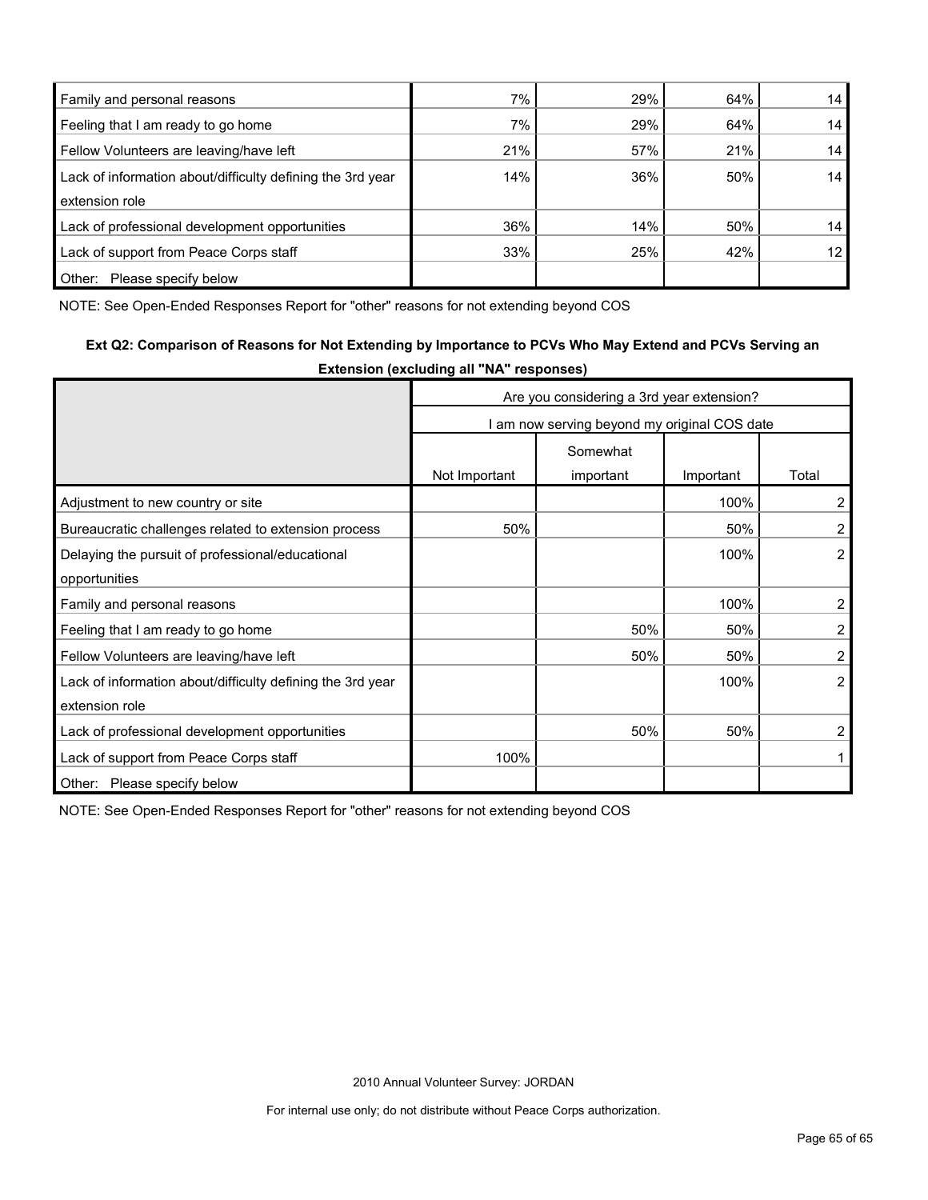| | | | | |
|---|---|---|---|---|
| Family and personal reasons | 7% | 29% | 64% | 14 |
| Feeling that I am ready to go home | 7% | 29% | 64% | 14 |
| Fellow Volunteers are leaving/have left | 21% | 57% | 21% | 14 |
| Lack of information about/difficulty defining the 3rd year extension role | 14% | 36% | 50% | 14 |
| Lack of professional development opportunities | 36% | 14% | 50% | 14 |
| Lack of support from Peace Corps staff | 33% | 25% | 42% | 12 |
| Other: Please specify below | | | | |

NOTE: See Open-Ended Responses Report for "other" reasons for not extending beyond COS

**Ext Q2: Comparison of Reasons for Not Extending by Importance to PCVs Who May Extend and PCVs Serving an Extension (excluding all "NA" responses)**

| | Are you considering a 3rd year extension? | | | |
|---|---|---|---|---|
| | I am now serving beyond my original COS date | | | |
| | Not Important | Somewhat important | Important | Total |
| Adjustment to new country or site | | | 100% | 2 |
| Bureaucratic challenges related to extension process | 50% | | 50% | 2 |
| Delaying the pursuit of professional/educational opportunities | | | 100% | 2 |
| Family and personal reasons | | | 100% | 2 |
| Feeling that I am ready to go home | | 50% | 50% | 2 |
| Fellow Volunteers are leaving/have left | | 50% | 50% | 2 |
| Lack of information about/difficulty defining the 3rd year extension role | | | 100% | 2 |
| Lack of professional development opportunities | | 50% | 50% | 2 |
| Lack of support from Peace Corps staff | 100% | | | 1 |
| Other: Please specify below | | | | |

NOTE: See Open-Ended Responses Report for "other" reasons for not extending beyond COS

2010 Annual Volunteer Survey: JORDAN

For internal use only; do not distribute without Peace Corps authorization.